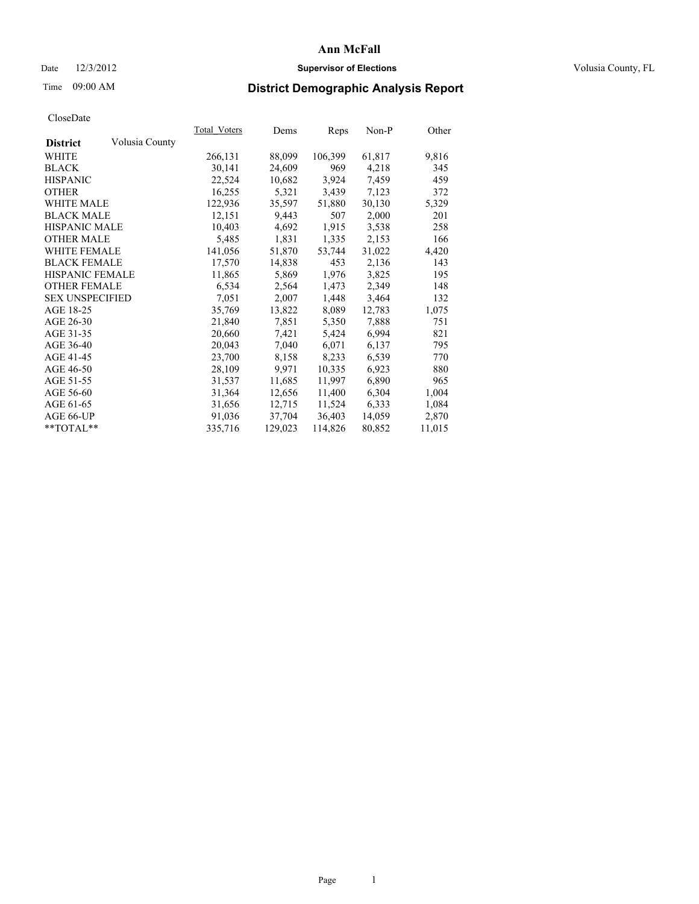# Ann McFall

Date 12/3/2012 **Supervisor of Elections** Volusia County, FL

Time 09:00 AM **District Demographic Analysis Report**

CloseDate

| **District** Volusia County | Total_Voters | Dems | Reps | Non-P | Other |
|---|---|---|---|---|---|
| WHITE | 266,131 | 88,099 | 106,399 | 61,817 | 9,816 |
| BLACK | 30,141 | 24,609 | 969 | 4,218 | 345 |
| HISPANIC | 22,524 | 10,682 | 3,924 | 7,459 | 459 |
| OTHER | 16,255 | 5,321 | 3,439 | 7,123 | 372 |
| WHITE MALE | 122,936 | 35,597 | 51,880 | 30,130 | 5,329 |
| BLACK MALE | 12,151 | 9,443 | 507 | 2,000 | 201 |
| HISPANIC MALE | 10,403 | 4,692 | 1,915 | 3,538 | 258 |
| OTHER MALE | 5,485 | 1,831 | 1,335 | 2,153 | 166 |
| WHITE FEMALE | 141,056 | 51,870 | 53,744 | 31,022 | 4,420 |
| BLACK FEMALE | 17,570 | 14,838 | 453 | 2,136 | 143 |
| HISPANIC FEMALE | 11,865 | 5,869 | 1,976 | 3,825 | 195 |
| OTHER FEMALE | 6,534 | 2,564 | 1,473 | 2,349 | 148 |
| SEX UNSPECIFIED | 7,051 | 2,007 | 1,448 | 3,464 | 132 |
| AGE 18-25 | 35,769 | 13,822 | 8,089 | 12,783 | 1,075 |
| AGE 26-30 | 21,840 | 7,851 | 5,350 | 7,888 | 751 |
| AGE 31-35 | 20,660 | 7,421 | 5,424 | 6,994 | 821 |
| AGE 36-40 | 20,043 | 7,040 | 6,071 | 6,137 | 795 |
| AGE 41-45 | 23,700 | 8,158 | 8,233 | 6,539 | 770 |
| AGE 46-50 | 28,109 | 9,971 | 10,335 | 6,923 | 880 |
| AGE 51-55 | 31,537 | 11,685 | 11,997 | 6,890 | 965 |
| AGE 56-60 | 31,364 | 12,656 | 11,400 | 6,304 | 1,004 |
| AGE 61-65 | 31,656 | 12,715 | 11,524 | 6,333 | 1,084 |
| AGE 66-UP | 91,036 | 37,704 | 36,403 | 14,059 | 2,870 |
| **TOTAL** | 335,716 | 129,023 | 114,826 | 80,852 | 11,015 |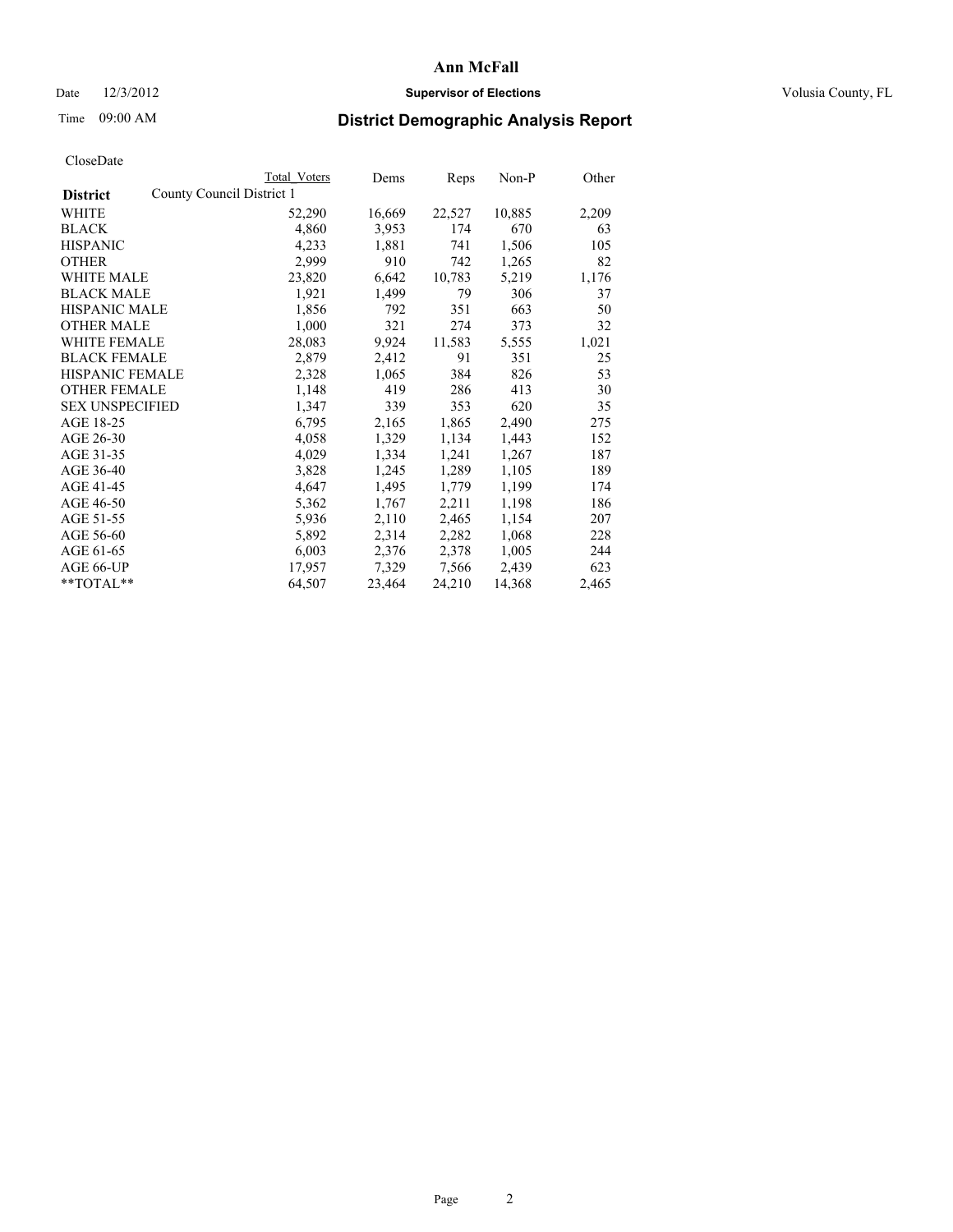# Ann McFall

Date 12/3/2012 **Supervisor of Elections** Volusia County, FL

Time 09:00 AM

## District Demographic Analysis Report

CloseDate

| District | County Council District 1 | Total Voters | Dems | Reps | Non-P | Other |
|---|---|---|---|---|---|---|
| WHITE | | 52,290 | 16,669 | 22,527 | 10,885 | 2,209 |
| BLACK | | 4,860 | 3,953 | 174 | 670 | 63 |
| HISPANIC | | 4,233 | 1,881 | 741 | 1,506 | 105 |
| OTHER | | 2,999 | 910 | 742 | 1,265 | 82 |
| WHITE MALE | | 23,820 | 6,642 | 10,783 | 5,219 | 1,176 |
| BLACK MALE | | 1,921 | 1,499 | 79 | 306 | 37 |
| HISPANIC MALE | | 1,856 | 792 | 351 | 663 | 50 |
| OTHER MALE | | 1,000 | 321 | 274 | 373 | 32 |
| WHITE FEMALE | | 28,083 | 9,924 | 11,583 | 5,555 | 1,021 |
| BLACK FEMALE | | 2,879 | 2,412 | 91 | 351 | 25 |
| HISPANIC FEMALE | | 2,328 | 1,065 | 384 | 826 | 53 |
| OTHER FEMALE | | 1,148 | 419 | 286 | 413 | 30 |
| SEX UNSPECIFIED | | 1,347 | 339 | 353 | 620 | 35 |
| AGE 18-25 | | 6,795 | 2,165 | 1,865 | 2,490 | 275 |
| AGE 26-30 | | 4,058 | 1,329 | 1,134 | 1,443 | 152 |
| AGE 31-35 | | 4,029 | 1,334 | 1,241 | 1,267 | 187 |
| AGE 36-40 | | 3,828 | 1,245 | 1,289 | 1,105 | 189 |
| AGE 41-45 | | 4,647 | 1,495 | 1,779 | 1,199 | 174 |
| AGE 46-50 | | 5,362 | 1,767 | 2,211 | 1,198 | 186 |
| AGE 51-55 | | 5,936 | 2,110 | 2,465 | 1,154 | 207 |
| AGE 56-60 | | 5,892 | 2,314 | 2,282 | 1,068 | 228 |
| AGE 61-65 | | 6,003 | 2,376 | 2,378 | 1,005 | 244 |
| AGE 66-UP | | 17,957 | 7,329 | 7,566 | 2,439 | 623 |
| **TOTAL** | | 64,507 | 23,464 | 24,210 | 14,368 | 2,465 |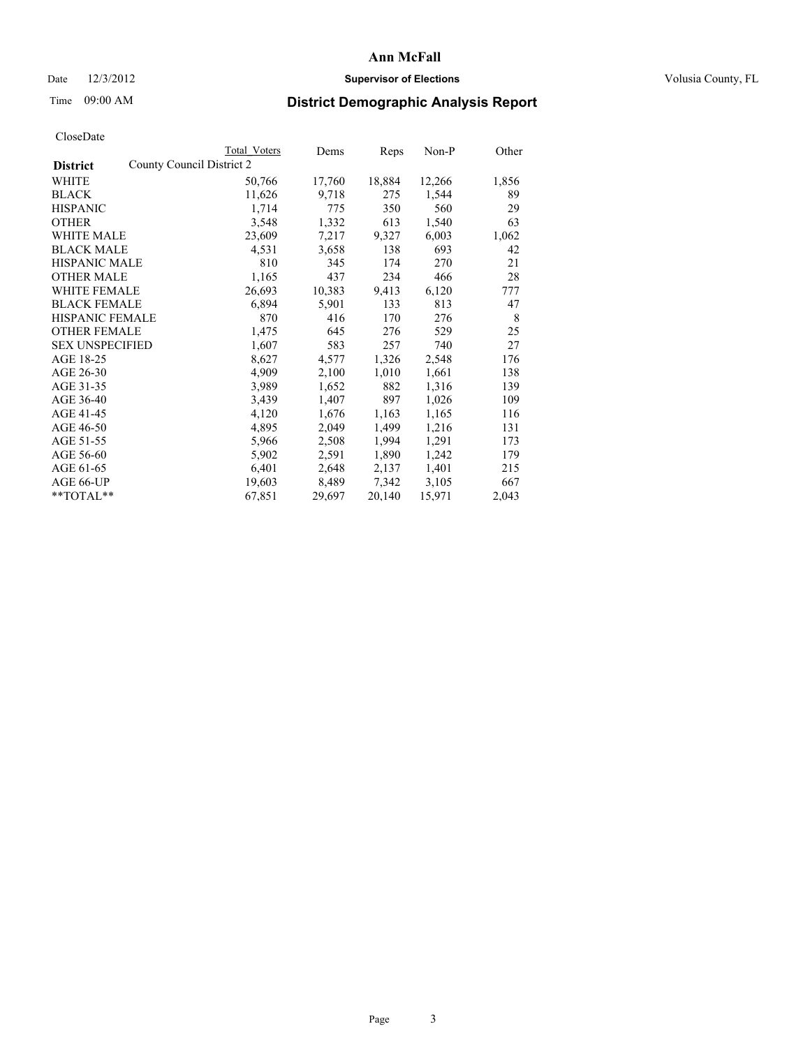# Ann McFall

Date 12/3/2012 **Supervisor of Elections** Volusia County, FL

Time 09:00 AM

## District Demographic Analysis Report

CloseDate

| District | County Council District 2 | Total Voters | Dems | Reps | Non-P | Other |
|---|---|---|---|---|---|---|
| WHITE | | 50,766 | 17,760 | 18,884 | 12,266 | 1,856 |
| BLACK | | 11,626 | 9,718 | 275 | 1,544 | 89 |
| HISPANIC | | 1,714 | 775 | 350 | 560 | 29 |
| OTHER | | 3,548 | 1,332 | 613 | 1,540 | 63 |
| WHITE MALE | | 23,609 | 7,217 | 9,327 | 6,003 | 1,062 |
| BLACK MALE | | 4,531 | 3,658 | 138 | 693 | 42 |
| HISPANIC MALE | | 810 | 345 | 174 | 270 | 21 |
| OTHER MALE | | 1,165 | 437 | 234 | 466 | 28 |
| WHITE FEMALE | | 26,693 | 10,383 | 9,413 | 6,120 | 777 |
| BLACK FEMALE | | 6,894 | 5,901 | 133 | 813 | 47 |
| HISPANIC FEMALE | | 870 | 416 | 170 | 276 | 8 |
| OTHER FEMALE | | 1,475 | 645 | 276 | 529 | 25 |
| SEX UNSPECIFIED | | 1,607 | 583 | 257 | 740 | 27 |
| AGE 18-25 | | 8,627 | 4,577 | 1,326 | 2,548 | 176 |
| AGE 26-30 | | 4,909 | 2,100 | 1,010 | 1,661 | 138 |
| AGE 31-35 | | 3,989 | 1,652 | 882 | 1,316 | 139 |
| AGE 36-40 | | 3,439 | 1,407 | 897 | 1,026 | 109 |
| AGE 41-45 | | 4,120 | 1,676 | 1,163 | 1,165 | 116 |
| AGE 46-50 | | 4,895 | 2,049 | 1,499 | 1,216 | 131 |
| AGE 51-55 | | 5,966 | 2,508 | 1,994 | 1,291 | 173 |
| AGE 56-60 | | 5,902 | 2,591 | 1,890 | 1,242 | 179 |
| AGE 61-65 | | 6,401 | 2,648 | 2,137 | 1,401 | 215 |
| AGE 66-UP | | 19,603 | 8,489 | 7,342 | 3,105 | 667 |
| **TOTAL** | | 67,851 | 29,697 | 20,140 | 15,971 | 2,043 |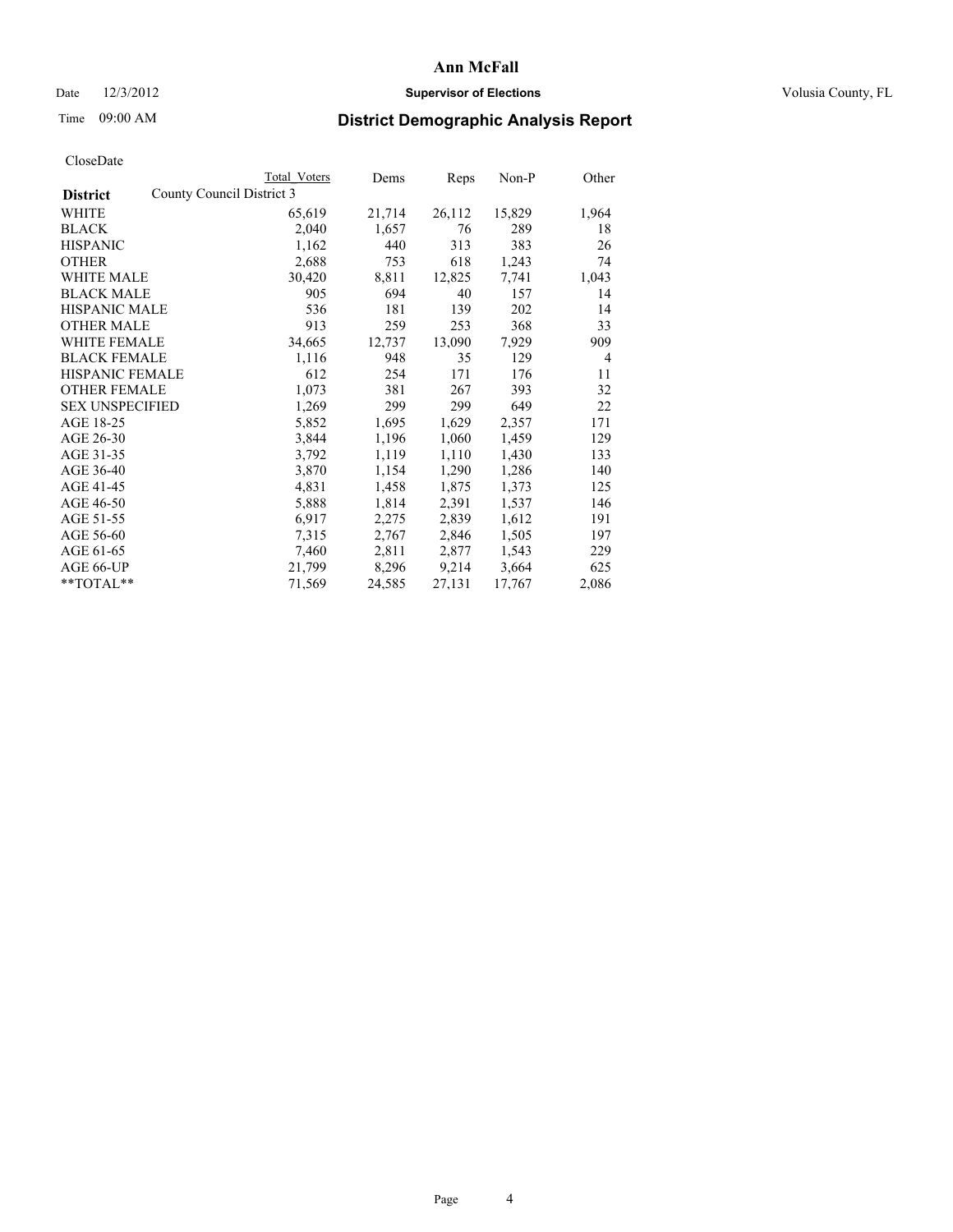# Ann McFall

Date 12/3/2012 **Supervisor of Elections** Volusia County, FL

Time 09:00 AM **District Demographic Analysis Report**

CloseDate

| | Total Voters | Dems | Reps | Non-P | Other |
|---|---|---|---|---|---|
| **District** County Council District 3 | | | | | |
| WHITE | 65,619 | 21,714 | 26,112 | 15,829 | 1,964 |
| BLACK | 2,040 | 1,657 | 76 | 289 | 18 |
| HISPANIC | 1,162 | 440 | 313 | 383 | 26 |
| OTHER | 2,688 | 753 | 618 | 1,243 | 74 |
| WHITE MALE | 30,420 | 8,811 | 12,825 | 7,741 | 1,043 |
| BLACK MALE | 905 | 694 | 40 | 157 | 14 |
| HISPANIC MALE | 536 | 181 | 139 | 202 | 14 |
| OTHER MALE | 913 | 259 | 253 | 368 | 33 |
| WHITE FEMALE | 34,665 | 12,737 | 13,090 | 7,929 | 909 |
| BLACK FEMALE | 1,116 | 948 | 35 | 129 | 4 |
| HISPANIC FEMALE | 612 | 254 | 171 | 176 | 11 |
| OTHER FEMALE | 1,073 | 381 | 267 | 393 | 32 |
| SEX UNSPECIFIED | 1,269 | 299 | 299 | 649 | 22 |
| AGE 18-25 | 5,852 | 1,695 | 1,629 | 2,357 | 171 |
| AGE 26-30 | 3,844 | 1,196 | 1,060 | 1,459 | 129 |
| AGE 31-35 | 3,792 | 1,119 | 1,110 | 1,430 | 133 |
| AGE 36-40 | 3,870 | 1,154 | 1,290 | 1,286 | 140 |
| AGE 41-45 | 4,831 | 1,458 | 1,875 | 1,373 | 125 |
| AGE 46-50 | 5,888 | 1,814 | 2,391 | 1,537 | 146 |
| AGE 51-55 | 6,917 | 2,275 | 2,839 | 1,612 | 191 |
| AGE 56-60 | 7,315 | 2,767 | 2,846 | 1,505 | 197 |
| AGE 61-65 | 7,460 | 2,811 | 2,877 | 1,543 | 229 |
| AGE 66-UP | 21,799 | 8,296 | 9,214 | 3,664 | 625 |
| **TOTAL** | 71,569 | 24,585 | 27,131 | 17,767 | 2,086 |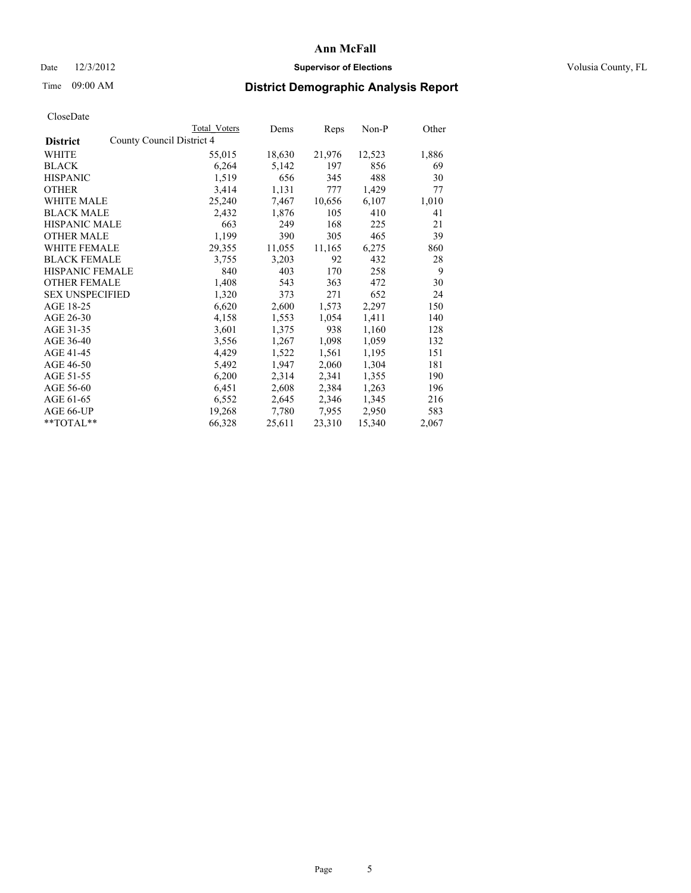# Ann McFall

Date 12/3/2012 **Supervisor of Elections** Volusia County, FL

Time 09:00 AM **District Demographic Analysis Report**

CloseDate

| **District** | County Council District 4 | Total Voters | Dems | Reps | Non-P | Other |
|---|---|---|---|---|---|---|
| WHITE | | 55,015 | 18,630 | 21,976 | 12,523 | 1,886 |
| BLACK | | 6,264 | 5,142 | 197 | 856 | 69 |
| HISPANIC | | 1,519 | 656 | 345 | 488 | 30 |
| OTHER | | 3,414 | 1,131 | 777 | 1,429 | 77 |
| WHITE MALE | | 25,240 | 7,467 | 10,656 | 6,107 | 1,010 |
| BLACK MALE | | 2,432 | 1,876 | 105 | 410 | 41 |
| HISPANIC MALE | | 663 | 249 | 168 | 225 | 21 |
| OTHER MALE | | 1,199 | 390 | 305 | 465 | 39 |
| WHITE FEMALE | | 29,355 | 11,055 | 11,165 | 6,275 | 860 |
| BLACK FEMALE | | 3,755 | 3,203 | 92 | 432 | 28 |
| HISPANIC FEMALE | | 840 | 403 | 170 | 258 | 9 |
| OTHER FEMALE | | 1,408 | 543 | 363 | 472 | 30 |
| SEX UNSPECIFIED | | 1,320 | 373 | 271 | 652 | 24 |
| AGE 18-25 | | 6,620 | 2,600 | 1,573 | 2,297 | 150 |
| AGE 26-30 | | 4,158 | 1,553 | 1,054 | 1,411 | 140 |
| AGE 31-35 | | 3,601 | 1,375 | 938 | 1,160 | 128 |
| AGE 36-40 | | 3,556 | 1,267 | 1,098 | 1,059 | 132 |
| AGE 41-45 | | 4,429 | 1,522 | 1,561 | 1,195 | 151 |
| AGE 46-50 | | 5,492 | 1,947 | 2,060 | 1,304 | 181 |
| AGE 51-55 | | 6,200 | 2,314 | 2,341 | 1,355 | 190 |
| AGE 56-60 | | 6,451 | 2,608 | 2,384 | 1,263 | 196 |
| AGE 61-65 | | 6,552 | 2,645 | 2,346 | 1,345 | 216 |
| AGE 66-UP | | 19,268 | 7,780 | 7,955 | 2,950 | 583 |
| **TOTAL** | | 66,328 | 25,611 | 23,310 | 15,340 | 2,067 |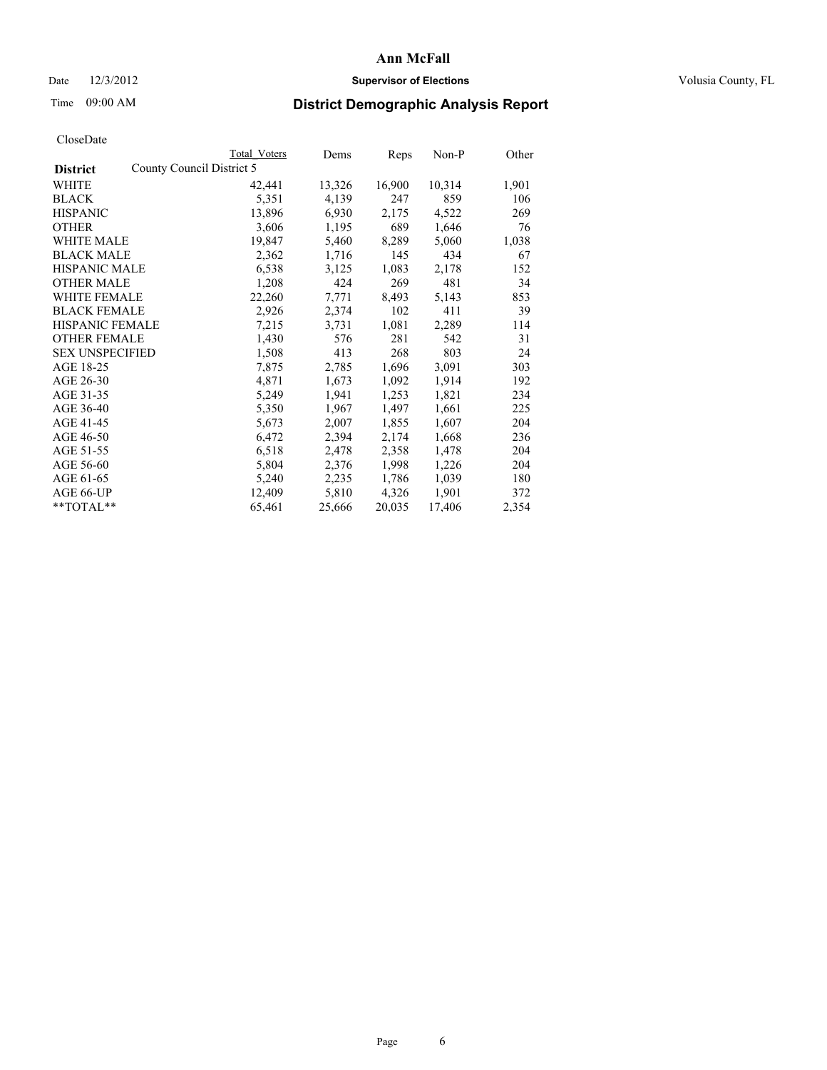# Ann McFall

Date 12/3/2012 **Supervisor of Elections** Volusia County, FL

Time 09:00 AM

## District Demographic Analysis Report

CloseDate

| District | Total Voters | Dems | Reps | Non-P | Other |
|---|---|---|---|---|---|
| County Council District 5 | | | | | |
| WHITE | 42,441 | 13,326 | 16,900 | 10,314 | 1,901 |
| BLACK | 5,351 | 4,139 | 247 | 859 | 106 |
| HISPANIC | 13,896 | 6,930 | 2,175 | 4,522 | 269 |
| OTHER | 3,606 | 1,195 | 689 | 1,646 | 76 |
| WHITE MALE | 19,847 | 5,460 | 8,289 | 5,060 | 1,038 |
| BLACK MALE | 2,362 | 1,716 | 145 | 434 | 67 |
| HISPANIC MALE | 6,538 | 3,125 | 1,083 | 2,178 | 152 |
| OTHER MALE | 1,208 | 424 | 269 | 481 | 34 |
| WHITE FEMALE | 22,260 | 7,771 | 8,493 | 5,143 | 853 |
| BLACK FEMALE | 2,926 | 2,374 | 102 | 411 | 39 |
| HISPANIC FEMALE | 7,215 | 3,731 | 1,081 | 2,289 | 114 |
| OTHER FEMALE | 1,430 | 576 | 281 | 542 | 31 |
| SEX UNSPECIFIED | 1,508 | 413 | 268 | 803 | 24 |
| AGE 18-25 | 7,875 | 2,785 | 1,696 | 3,091 | 303 |
| AGE 26-30 | 4,871 | 1,673 | 1,092 | 1,914 | 192 |
| AGE 31-35 | 5,249 | 1,941 | 1,253 | 1,821 | 234 |
| AGE 36-40 | 5,350 | 1,967 | 1,497 | 1,661 | 225 |
| AGE 41-45 | 5,673 | 2,007 | 1,855 | 1,607 | 204 |
| AGE 46-50 | 6,472 | 2,394 | 2,174 | 1,668 | 236 |
| AGE 51-55 | 6,518 | 2,478 | 2,358 | 1,478 | 204 |
| AGE 56-60 | 5,804 | 2,376 | 1,998 | 1,226 | 204 |
| AGE 61-65 | 5,240 | 2,235 | 1,786 | 1,039 | 180 |
| AGE 66-UP | 12,409 | 5,810 | 4,326 | 1,901 | 372 |
| **TOTAL** | 65,461 | 25,666 | 20,035 | 17,406 | 2,354 |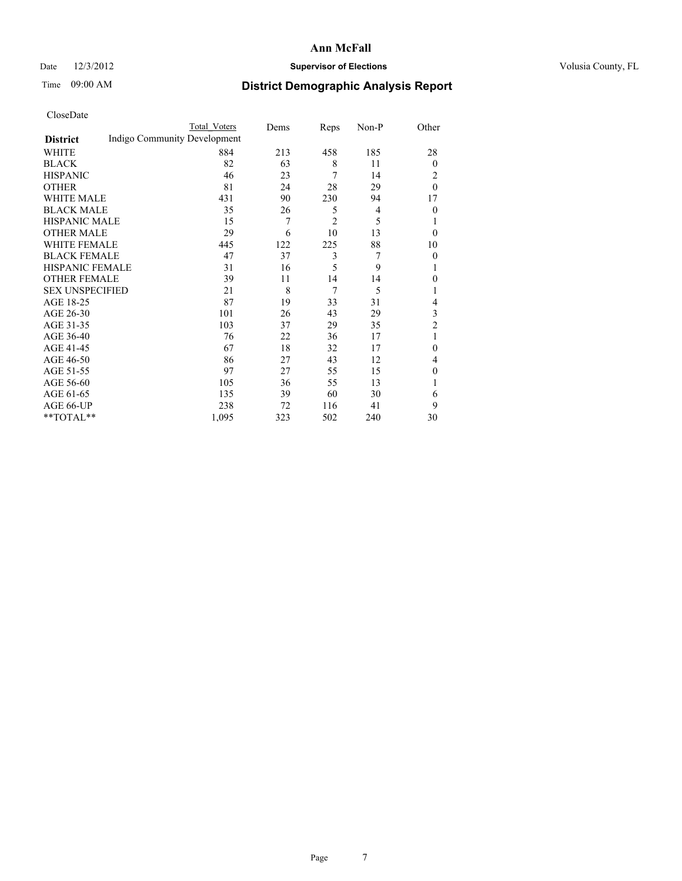# Ann McFall

Date 12/3/2012 **Supervisor of Elections** Volusia County, FL

Time 09:00 AM **District Demographic Analysis Report**

CloseDate

| District | Total Voters | Dems | Reps | Non-P | Other |
|---|---|---|---|---|---|
| Indigo Community Development | | | | | |
| WHITE | 884 | 213 | 458 | 185 | 28 |
| BLACK | 82 | 63 | 8 | 11 | 0 |
| HISPANIC | 46 | 23 | 7 | 14 | 2 |
| OTHER | 81 | 24 | 28 | 29 | 0 |
| WHITE MALE | 431 | 90 | 230 | 94 | 17 |
| BLACK MALE | 35 | 26 | 5 | 4 | 0 |
| HISPANIC MALE | 15 | 7 | 2 | 5 | 1 |
| OTHER MALE | 29 | 6 | 10 | 13 | 0 |
| WHITE FEMALE | 445 | 122 | 225 | 88 | 10 |
| BLACK FEMALE | 47 | 37 | 3 | 7 | 0 |
| HISPANIC FEMALE | 31 | 16 | 5 | 9 | 1 |
| OTHER FEMALE | 39 | 11 | 14 | 14 | 0 |
| SEX UNSPECIFIED | 21 | 8 | 7 | 5 | 1 |
| AGE 18-25 | 87 | 19 | 33 | 31 | 4 |
| AGE 26-30 | 101 | 26 | 43 | 29 | 3 |
| AGE 31-35 | 103 | 37 | 29 | 35 | 2 |
| AGE 36-40 | 76 | 22 | 36 | 17 | 1 |
| AGE 41-45 | 67 | 18 | 32 | 17 | 0 |
| AGE 46-50 | 86 | 27 | 43 | 12 | 4 |
| AGE 51-55 | 97 | 27 | 55 | 15 | 0 |
| AGE 56-60 | 105 | 36 | 55 | 13 | 1 |
| AGE 61-65 | 135 | 39 | 60 | 30 | 6 |
| AGE 66-UP | 238 | 72 | 116 | 41 | 9 |
| **TOTAL** | 1,095 | 323 | 502 | 240 | 30 |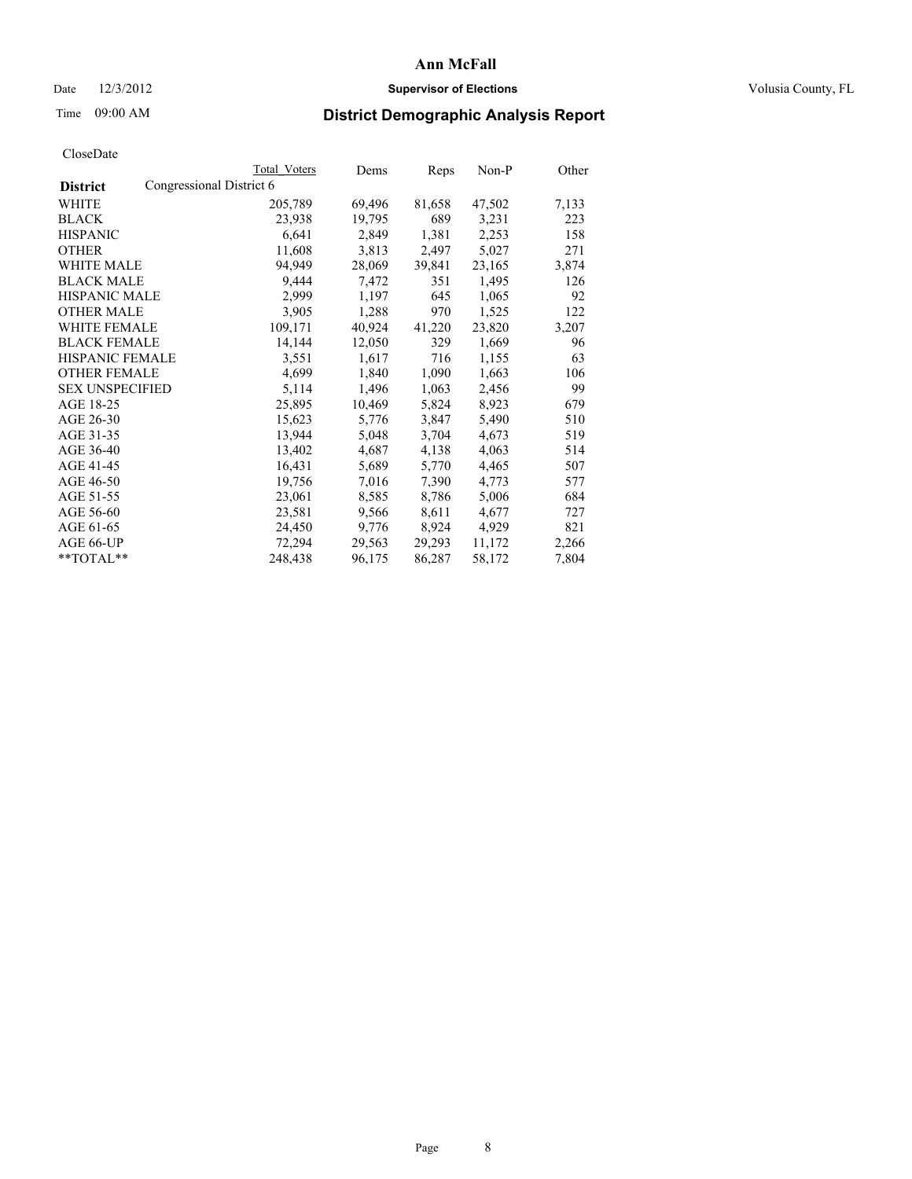# Ann McFall

Date 12/3/2012 **Supervisor of Elections** Volusia County, FL

Time 09:00 AM **District Demographic Analysis Report**

CloseDate

| **District** | Total Voters | Dems | Reps | Non-P | Other |
|---|---|---|---|---|---|
| Congressional District 6 | | | | | |
| WHITE | 205,789 | 69,496 | 81,658 | 47,502 | 7,133 |
| BLACK | 23,938 | 19,795 | 689 | 3,231 | 223 |
| HISPANIC | 6,641 | 2,849 | 1,381 | 2,253 | 158 |
| OTHER | 11,608 | 3,813 | 2,497 | 5,027 | 271 |
| WHITE MALE | 94,949 | 28,069 | 39,841 | 23,165 | 3,874 |
| BLACK MALE | 9,444 | 7,472 | 351 | 1,495 | 126 |
| HISPANIC MALE | 2,999 | 1,197 | 645 | 1,065 | 92 |
| OTHER MALE | 3,905 | 1,288 | 970 | 1,525 | 122 |
| WHITE FEMALE | 109,171 | 40,924 | 41,220 | 23,820 | 3,207 |
| BLACK FEMALE | 14,144 | 12,050 | 329 | 1,669 | 96 |
| HISPANIC FEMALE | 3,551 | 1,617 | 716 | 1,155 | 63 |
| OTHER FEMALE | 4,699 | 1,840 | 1,090 | 1,663 | 106 |
| SEX UNSPECIFIED | 5,114 | 1,496 | 1,063 | 2,456 | 99 |
| AGE 18-25 | 25,895 | 10,469 | 5,824 | 8,923 | 679 |
| AGE 26-30 | 15,623 | 5,776 | 3,847 | 5,490 | 510 |
| AGE 31-35 | 13,944 | 5,048 | 3,704 | 4,673 | 519 |
| AGE 36-40 | 13,402 | 4,687 | 4,138 | 4,063 | 514 |
| AGE 41-45 | 16,431 | 5,689 | 5,770 | 4,465 | 507 |
| AGE 46-50 | 19,756 | 7,016 | 7,390 | 4,773 | 577 |
| AGE 51-55 | 23,061 | 8,585 | 8,786 | 5,006 | 684 |
| AGE 56-60 | 23,581 | 9,566 | 8,611 | 4,677 | 727 |
| AGE 61-65 | 24,450 | 9,776 | 8,924 | 4,929 | 821 |
| AGE 66-UP | 72,294 | 29,563 | 29,293 | 11,172 | 2,266 |
| **TOTAL** | 248,438 | 96,175 | 86,287 | 58,172 | 7,804 |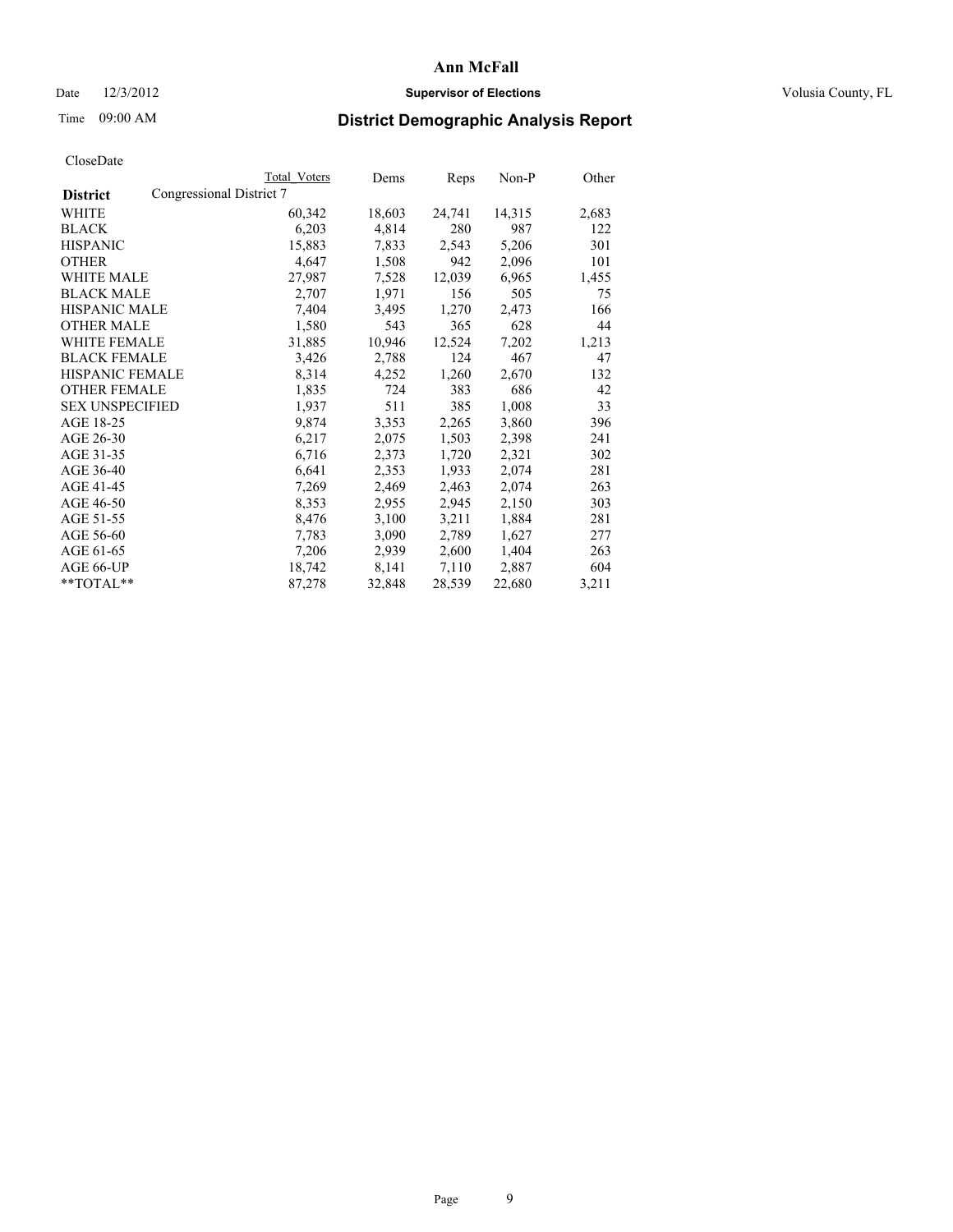# Ann McFall

Date 12/3/2012 **Supervisor of Elections** Volusia County, FL

Time 09:00 AM

## District Demographic Analysis Report

CloseDate

| District | Total Voters | Dems | Reps | Non-P | Other |
|---|---|---|---|---|---|
| Congressional District 7 | | | | | |
| WHITE | 60,342 | 18,603 | 24,741 | 14,315 | 2,683 |
| BLACK | 6,203 | 4,814 | 280 | 987 | 122 |
| HISPANIC | 15,883 | 7,833 | 2,543 | 5,206 | 301 |
| OTHER | 4,647 | 1,508 | 942 | 2,096 | 101 |
| WHITE MALE | 27,987 | 7,528 | 12,039 | 6,965 | 1,455 |
| BLACK MALE | 2,707 | 1,971 | 156 | 505 | 75 |
| HISPANIC MALE | 7,404 | 3,495 | 1,270 | 2,473 | 166 |
| OTHER MALE | 1,580 | 543 | 365 | 628 | 44 |
| WHITE FEMALE | 31,885 | 10,946 | 12,524 | 7,202 | 1,213 |
| BLACK FEMALE | 3,426 | 2,788 | 124 | 467 | 47 |
| HISPANIC FEMALE | 8,314 | 4,252 | 1,260 | 2,670 | 132 |
| OTHER FEMALE | 1,835 | 724 | 383 | 686 | 42 |
| SEX UNSPECIFIED | 1,937 | 511 | 385 | 1,008 | 33 |
| AGE 18-25 | 9,874 | 3,353 | 2,265 | 3,860 | 396 |
| AGE 26-30 | 6,217 | 2,075 | 1,503 | 2,398 | 241 |
| AGE 31-35 | 6,716 | 2,373 | 1,720 | 2,321 | 302 |
| AGE 36-40 | 6,641 | 2,353 | 1,933 | 2,074 | 281 |
| AGE 41-45 | 7,269 | 2,469 | 2,463 | 2,074 | 263 |
| AGE 46-50 | 8,353 | 2,955 | 2,945 | 2,150 | 303 |
| AGE 51-55 | 8,476 | 3,100 | 3,211 | 1,884 | 281 |
| AGE 56-60 | 7,783 | 3,090 | 2,789 | 1,627 | 277 |
| AGE 61-65 | 7,206 | 2,939 | 2,600 | 1,404 | 263 |
| AGE 66-UP | 18,742 | 8,141 | 7,110 | 2,887 | 604 |
| **TOTAL** | 87,278 | 32,848 | 28,539 | 22,680 | 3,211 |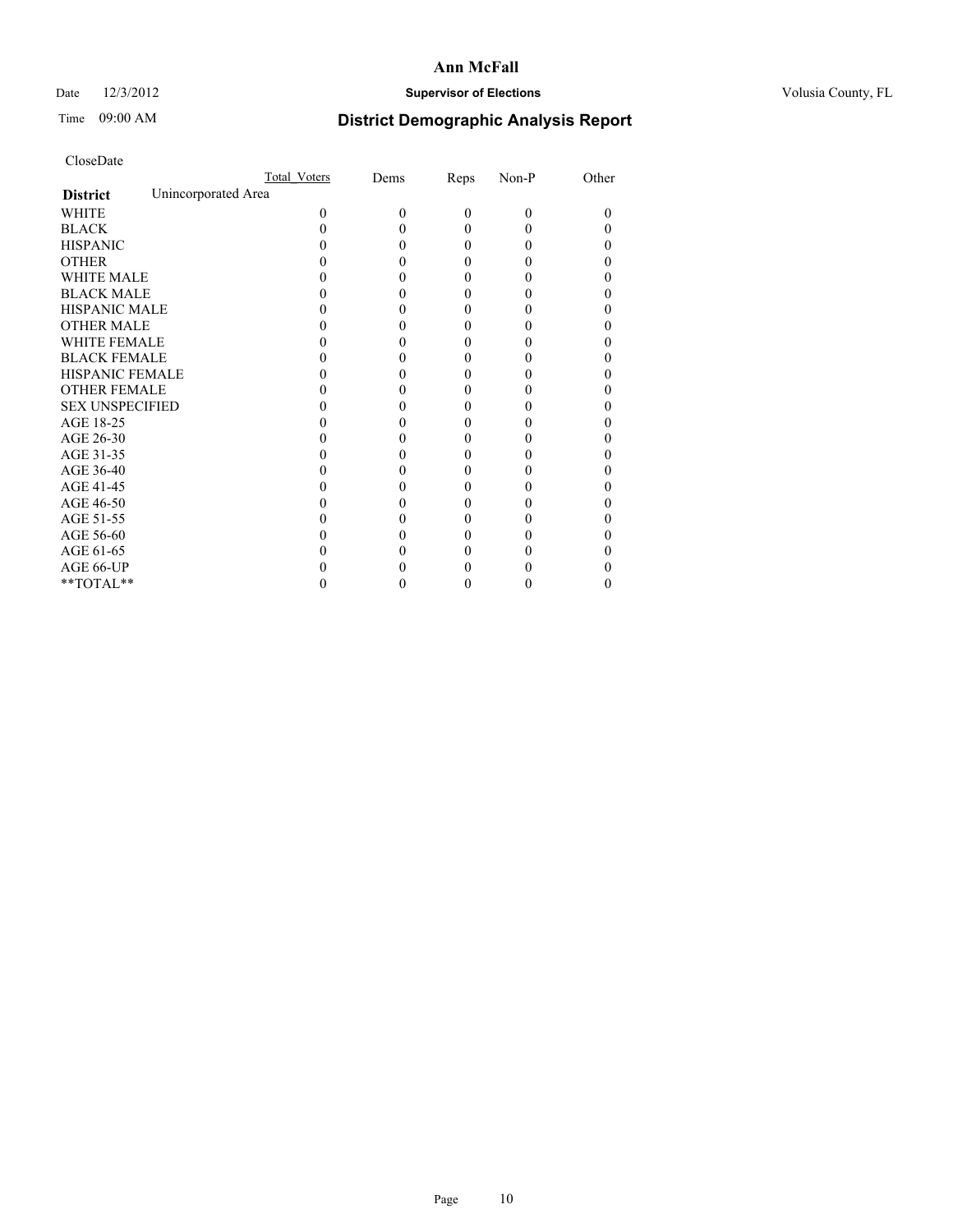# Ann McFall

Date 12/3/2012 **Supervisor of Elections** Volusia County, FL

Time 09:00 AM **District Demographic Analysis Report**

CloseDate

| | Total_Voters | Dems | Reps | Non-P | Other |
|---|---|---|---|---|---|
| **District** Unincorporated Area | | | | | |
| WHITE | 0 | 0 | 0 | 0 | 0 |
| BLACK | 0 | 0 | 0 | 0 | 0 |
| HISPANIC | 0 | 0 | 0 | 0 | 0 |
| OTHER | 0 | 0 | 0 | 0 | 0 |
| WHITE MALE | 0 | 0 | 0 | 0 | 0 |
| BLACK MALE | 0 | 0 | 0 | 0 | 0 |
| HISPANIC MALE | 0 | 0 | 0 | 0 | 0 |
| OTHER MALE | 0 | 0 | 0 | 0 | 0 |
| WHITE FEMALE | 0 | 0 | 0 | 0 | 0 |
| BLACK FEMALE | 0 | 0 | 0 | 0 | 0 |
| HISPANIC FEMALE | 0 | 0 | 0 | 0 | 0 |
| OTHER FEMALE | 0 | 0 | 0 | 0 | 0 |
| SEX UNSPECIFIED | 0 | 0 | 0 | 0 | 0 |
| AGE 18-25 | 0 | 0 | 0 | 0 | 0 |
| AGE 26-30 | 0 | 0 | 0 | 0 | 0 |
| AGE 31-35 | 0 | 0 | 0 | 0 | 0 |
| AGE 36-40 | 0 | 0 | 0 | 0 | 0 |
| AGE 41-45 | 0 | 0 | 0 | 0 | 0 |
| AGE 46-50 | 0 | 0 | 0 | 0 | 0 |
| AGE 51-55 | 0 | 0 | 0 | 0 | 0 |
| AGE 56-60 | 0 | 0 | 0 | 0 | 0 |
| AGE 61-65 | 0 | 0 | 0 | 0 | 0 |
| AGE 66-UP | 0 | 0 | 0 | 0 | 0 |
| **TOTAL** | 0 | 0 | 0 | 0 | 0 |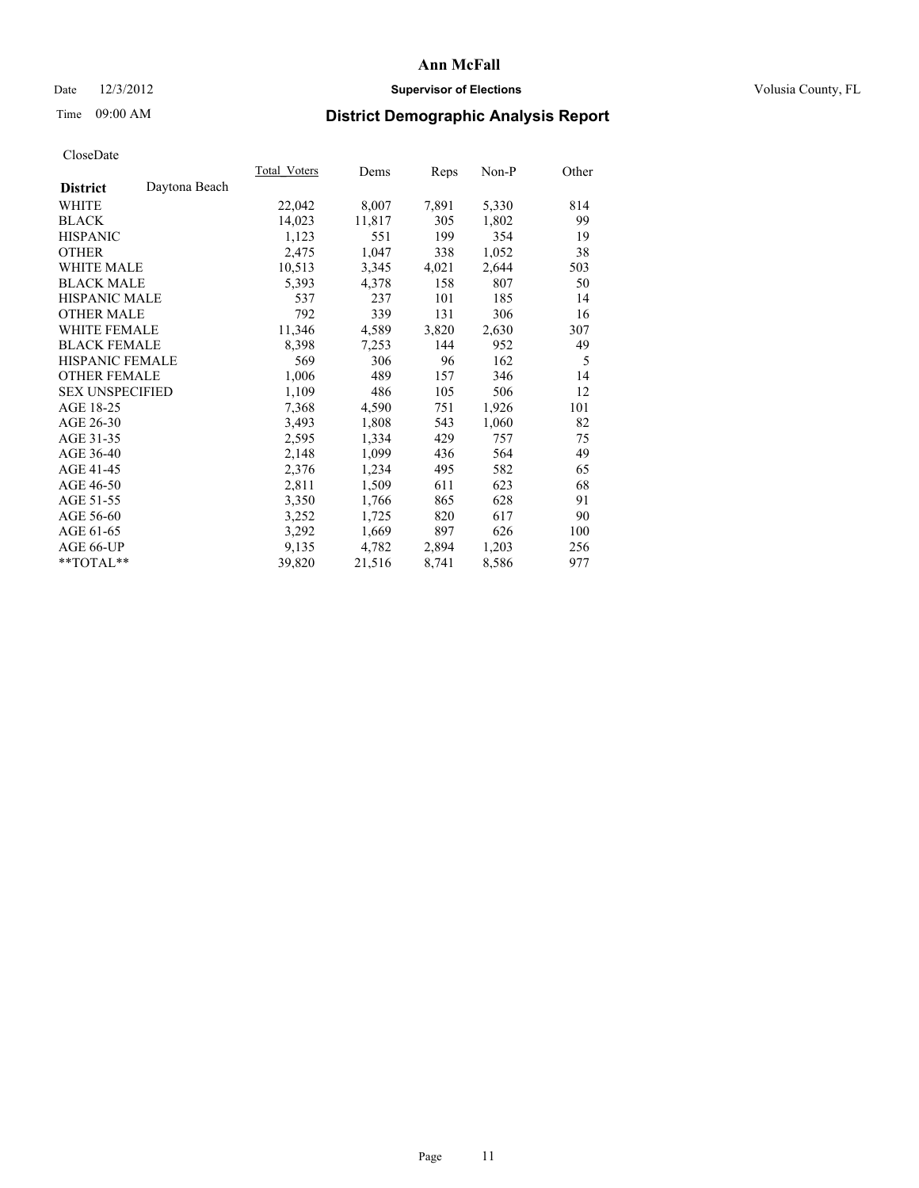# Ann McFall

Date 12/3/2012 **Supervisor of Elections** Volusia County, FL

Time 09:00 AM **District Demographic Analysis Report**

CloseDate

| | Total_Voters | Dems | Reps | Non-P | Other |
|---|---|---|---|---|---|
| **District** Daytona Beach | | | | | |
| WHITE | 22,042 | 8,007 | 7,891 | 5,330 | 814 |
| BLACK | 14,023 | 11,817 | 305 | 1,802 | 99 |
| HISPANIC | 1,123 | 551 | 199 | 354 | 19 |
| OTHER | 2,475 | 1,047 | 338 | 1,052 | 38 |
| WHITE MALE | 10,513 | 3,345 | 4,021 | 2,644 | 503 |
| BLACK MALE | 5,393 | 4,378 | 158 | 807 | 50 |
| HISPANIC MALE | 537 | 237 | 101 | 185 | 14 |
| OTHER MALE | 792 | 339 | 131 | 306 | 16 |
| WHITE FEMALE | 11,346 | 4,589 | 3,820 | 2,630 | 307 |
| BLACK FEMALE | 8,398 | 7,253 | 144 | 952 | 49 |
| HISPANIC FEMALE | 569 | 306 | 96 | 162 | 5 |
| OTHER FEMALE | 1,006 | 489 | 157 | 346 | 14 |
| SEX UNSPECIFIED | 1,109 | 486 | 105 | 506 | 12 |
| AGE 18-25 | 7,368 | 4,590 | 751 | 1,926 | 101 |
| AGE 26-30 | 3,493 | 1,808 | 543 | 1,060 | 82 |
| AGE 31-35 | 2,595 | 1,334 | 429 | 757 | 75 |
| AGE 36-40 | 2,148 | 1,099 | 436 | 564 | 49 |
| AGE 41-45 | 2,376 | 1,234 | 495 | 582 | 65 |
| AGE 46-50 | 2,811 | 1,509 | 611 | 623 | 68 |
| AGE 51-55 | 3,350 | 1,766 | 865 | 628 | 91 |
| AGE 56-60 | 3,252 | 1,725 | 820 | 617 | 90 |
| AGE 61-65 | 3,292 | 1,669 | 897 | 626 | 100 |
| AGE 66-UP | 9,135 | 4,782 | 2,894 | 1,203 | 256 |
| **TOTAL** | 39,820 | 21,516 | 8,741 | 8,586 | 977 |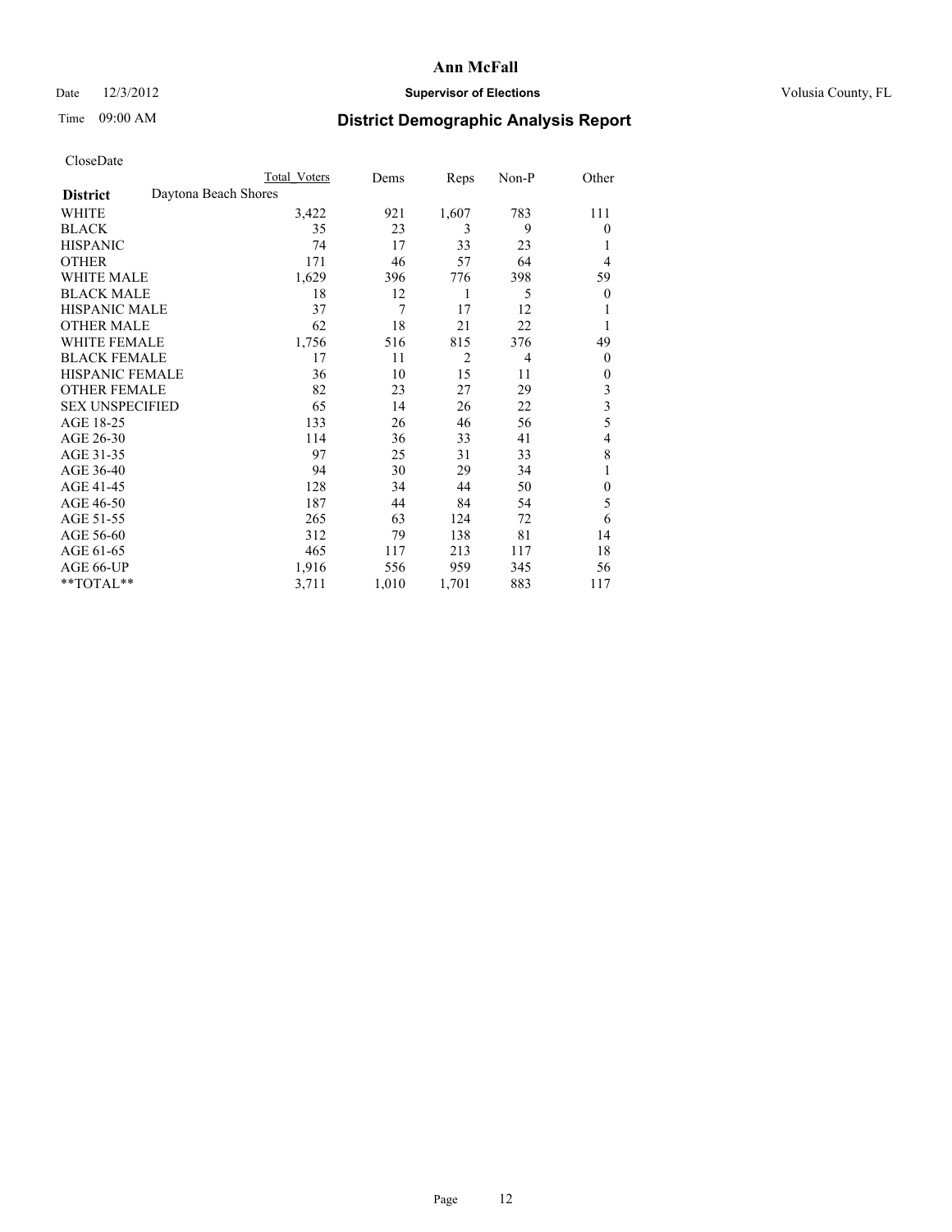# Ann McFall

Date 12/3/2012 **Supervisor of Elections** Volusia County, FL

Time 09:00 AM **District Demographic Analysis Report**

CloseDate

| | Total Voters | Dems | Reps | Non-P | Other |
|---|---|---|---|---|---|
| **District** Daytona Beach Shores | | | | | |
| WHITE | 3,422 | 921 | 1,607 | 783 | 111 |
| BLACK | 35 | 23 | 3 | 9 | 0 |
| HISPANIC | 74 | 17 | 33 | 23 | 1 |
| OTHER | 171 | 46 | 57 | 64 | 4 |
| WHITE MALE | 1,629 | 396 | 776 | 398 | 59 |
| BLACK MALE | 18 | 12 | 1 | 5 | 0 |
| HISPANIC MALE | 37 | 7 | 17 | 12 | 1 |
| OTHER MALE | 62 | 18 | 21 | 22 | 1 |
| WHITE FEMALE | 1,756 | 516 | 815 | 376 | 49 |
| BLACK FEMALE | 17 | 11 | 2 | 4 | 0 |
| HISPANIC FEMALE | 36 | 10 | 15 | 11 | 0 |
| OTHER FEMALE | 82 | 23 | 27 | 29 | 3 |
| SEX UNSPECIFIED | 65 | 14 | 26 | 22 | 3 |
| AGE 18-25 | 133 | 26 | 46 | 56 | 5 |
| AGE 26-30 | 114 | 36 | 33 | 41 | 4 |
| AGE 31-35 | 97 | 25 | 31 | 33 | 8 |
| AGE 36-40 | 94 | 30 | 29 | 34 | 1 |
| AGE 41-45 | 128 | 34 | 44 | 50 | 0 |
| AGE 46-50 | 187 | 44 | 84 | 54 | 5 |
| AGE 51-55 | 265 | 63 | 124 | 72 | 6 |
| AGE 56-60 | 312 | 79 | 138 | 81 | 14 |
| AGE 61-65 | 465 | 117 | 213 | 117 | 18 |
| AGE 66-UP | 1,916 | 556 | 959 | 345 | 56 |
| **TOTAL** | 3,711 | 1,010 | 1,701 | 883 | 117 |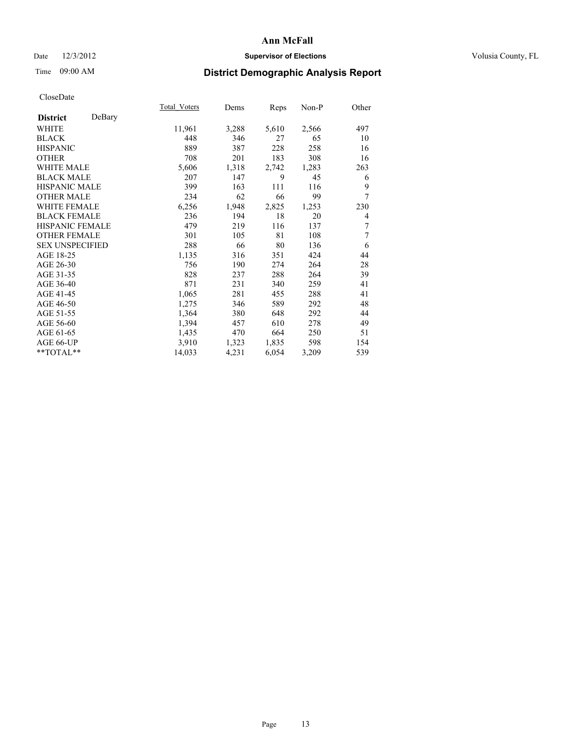# Ann McFall

Date 12/3/2012 **Supervisor of Elections** Volusia County, FL

Time 09:00 AM **District Demographic Analysis Report**

CloseDate

| **District** DeBary | Total_Voters | Dems | Reps | Non-P | Other |
|---|---|---|---|---|---|
| WHITE | 11,961 | 3,288 | 5,610 | 2,566 | 497 |
| BLACK | 448 | 346 | 27 | 65 | 10 |
| HISPANIC | 889 | 387 | 228 | 258 | 16 |
| OTHER | 708 | 201 | 183 | 308 | 16 |
| WHITE MALE | 5,606 | 1,318 | 2,742 | 1,283 | 263 |
| BLACK MALE | 207 | 147 | 9 | 45 | 6 |
| HISPANIC MALE | 399 | 163 | 111 | 116 | 9 |
| OTHER MALE | 234 | 62 | 66 | 99 | 7 |
| WHITE FEMALE | 6,256 | 1,948 | 2,825 | 1,253 | 230 |
| BLACK FEMALE | 236 | 194 | 18 | 20 | 4 |
| HISPANIC FEMALE | 479 | 219 | 116 | 137 | 7 |
| OTHER FEMALE | 301 | 105 | 81 | 108 | 7 |
| SEX UNSPECIFIED | 288 | 66 | 80 | 136 | 6 |
| AGE 18-25 | 1,135 | 316 | 351 | 424 | 44 |
| AGE 26-30 | 756 | 190 | 274 | 264 | 28 |
| AGE 31-35 | 828 | 237 | 288 | 264 | 39 |
| AGE 36-40 | 871 | 231 | 340 | 259 | 41 |
| AGE 41-45 | 1,065 | 281 | 455 | 288 | 41 |
| AGE 46-50 | 1,275 | 346 | 589 | 292 | 48 |
| AGE 51-55 | 1,364 | 380 | 648 | 292 | 44 |
| AGE 56-60 | 1,394 | 457 | 610 | 278 | 49 |
| AGE 61-65 | 1,435 | 470 | 664 | 250 | 51 |
| AGE 66-UP | 3,910 | 1,323 | 1,835 | 598 | 154 |
| **TOTAL** | 14,033 | 4,231 | 6,054 | 3,209 | 539 |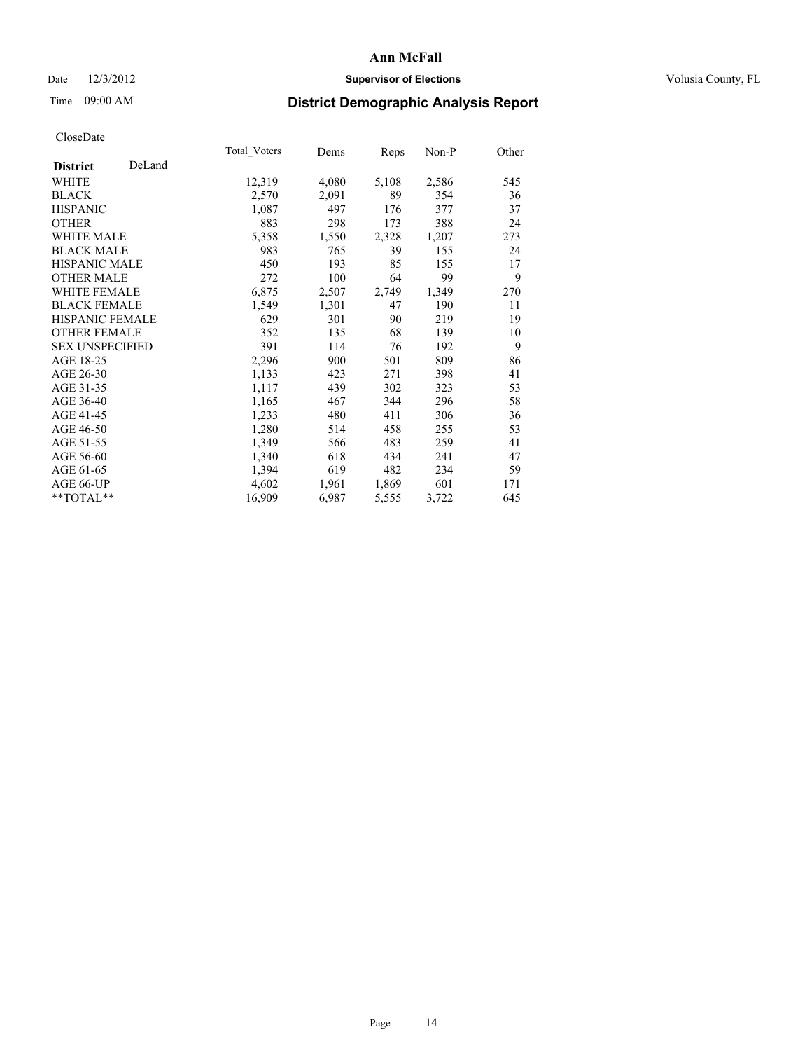# Ann McFall

Date 12/3/2012 **Supervisor of Elections** Volusia County, FL

Time 09:00 AM **District Demographic Analysis Report**

CloseDate

| **District** DeLand | Total_Voters | Dems | Reps | Non-P | Other |
|---|---|---|---|---|---|
| WHITE | 12,319 | 4,080 | 5,108 | 2,586 | 545 |
| BLACK | 2,570 | 2,091 | 89 | 354 | 36 |
| HISPANIC | 1,087 | 497 | 176 | 377 | 37 |
| OTHER | 883 | 298 | 173 | 388 | 24 |
| WHITE MALE | 5,358 | 1,550 | 2,328 | 1,207 | 273 |
| BLACK MALE | 983 | 765 | 39 | 155 | 24 |
| HISPANIC MALE | 450 | 193 | 85 | 155 | 17 |
| OTHER MALE | 272 | 100 | 64 | 99 | 9 |
| WHITE FEMALE | 6,875 | 2,507 | 2,749 | 1,349 | 270 |
| BLACK FEMALE | 1,549 | 1,301 | 47 | 190 | 11 |
| HISPANIC FEMALE | 629 | 301 | 90 | 219 | 19 |
| OTHER FEMALE | 352 | 135 | 68 | 139 | 10 |
| SEX UNSPECIFIED | 391 | 114 | 76 | 192 | 9 |
| AGE 18-25 | 2,296 | 900 | 501 | 809 | 86 |
| AGE 26-30 | 1,133 | 423 | 271 | 398 | 41 |
| AGE 31-35 | 1,117 | 439 | 302 | 323 | 53 |
| AGE 36-40 | 1,165 | 467 | 344 | 296 | 58 |
| AGE 41-45 | 1,233 | 480 | 411 | 306 | 36 |
| AGE 46-50 | 1,280 | 514 | 458 | 255 | 53 |
| AGE 51-55 | 1,349 | 566 | 483 | 259 | 41 |
| AGE 56-60 | 1,340 | 618 | 434 | 241 | 47 |
| AGE 61-65 | 1,394 | 619 | 482 | 234 | 59 |
| AGE 66-UP | 4,602 | 1,961 | 1,869 | 601 | 171 |
| **TOTAL** | 16,909 | 6,987 | 5,555 | 3,722 | 645 |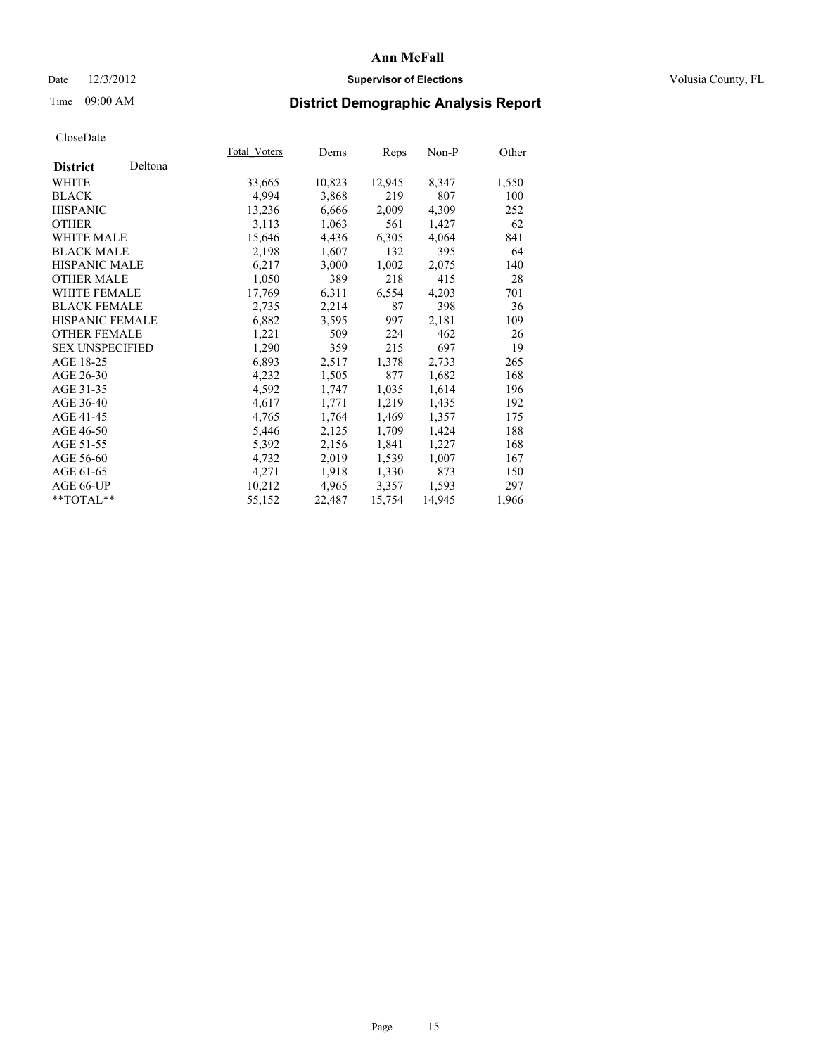# Ann McFall

Date 12/3/2012 **Supervisor of Elections** Volusia County, FL

Time 09:00 AM **District Demographic Analysis Report**

CloseDate

| **District** Deltona | Total_Voters | Dems | Reps | Non-P | Other |
|---|---|---|---|---|---|
| WHITE | 33,665 | 10,823 | 12,945 | 8,347 | 1,550 |
| BLACK | 4,994 | 3,868 | 219 | 807 | 100 |
| HISPANIC | 13,236 | 6,666 | 2,009 | 4,309 | 252 |
| OTHER | 3,113 | 1,063 | 561 | 1,427 | 62 |
| WHITE MALE | 15,646 | 4,436 | 6,305 | 4,064 | 841 |
| BLACK MALE | 2,198 | 1,607 | 132 | 395 | 64 |
| HISPANIC MALE | 6,217 | 3,000 | 1,002 | 2,075 | 140 |
| OTHER MALE | 1,050 | 389 | 218 | 415 | 28 |
| WHITE FEMALE | 17,769 | 6,311 | 6,554 | 4,203 | 701 |
| BLACK FEMALE | 2,735 | 2,214 | 87 | 398 | 36 |
| HISPANIC FEMALE | 6,882 | 3,595 | 997 | 2,181 | 109 |
| OTHER FEMALE | 1,221 | 509 | 224 | 462 | 26 |
| SEX UNSPECIFIED | 1,290 | 359 | 215 | 697 | 19 |
| AGE 18-25 | 6,893 | 2,517 | 1,378 | 2,733 | 265 |
| AGE 26-30 | 4,232 | 1,505 | 877 | 1,682 | 168 |
| AGE 31-35 | 4,592 | 1,747 | 1,035 | 1,614 | 196 |
| AGE 36-40 | 4,617 | 1,771 | 1,219 | 1,435 | 192 |
| AGE 41-45 | 4,765 | 1,764 | 1,469 | 1,357 | 175 |
| AGE 46-50 | 5,446 | 2,125 | 1,709 | 1,424 | 188 |
| AGE 51-55 | 5,392 | 2,156 | 1,841 | 1,227 | 168 |
| AGE 56-60 | 4,732 | 2,019 | 1,539 | 1,007 | 167 |
| AGE 61-65 | 4,271 | 1,918 | 1,330 | 873 | 150 |
| AGE 66-UP | 10,212 | 4,965 | 3,357 | 1,593 | 297 |
| **TOTAL** | 55,152 | 22,487 | 15,754 | 14,945 | 1,966 |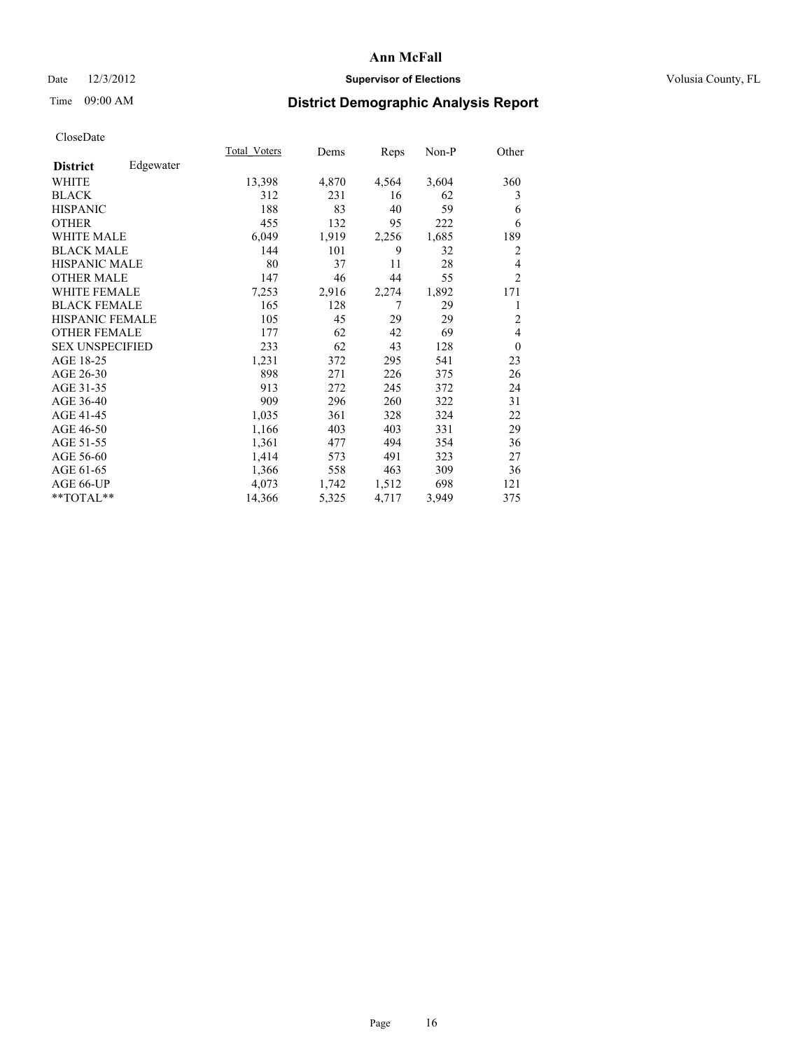# Ann McFall

Date 12/3/2012 **Supervisor of Elections** Volusia County, FL

Time 09:00 AM **District Demographic Analysis Report**

CloseDate

| **District** Edgewater | Total_Voters | Dems | Reps | Non-P | Other |
|---|---|---|---|---|---|
| WHITE | 13,398 | 4,870 | 4,564 | 3,604 | 360 |
| BLACK | 312 | 231 | 16 | 62 | 3 |
| HISPANIC | 188 | 83 | 40 | 59 | 6 |
| OTHER | 455 | 132 | 95 | 222 | 6 |
| WHITE MALE | 6,049 | 1,919 | 2,256 | 1,685 | 189 |
| BLACK MALE | 144 | 101 | 9 | 32 | 2 |
| HISPANIC MALE | 80 | 37 | 11 | 28 | 4 |
| OTHER MALE | 147 | 46 | 44 | 55 | 2 |
| WHITE FEMALE | 7,253 | 2,916 | 2,274 | 1,892 | 171 |
| BLACK FEMALE | 165 | 128 | 7 | 29 | 1 |
| HISPANIC FEMALE | 105 | 45 | 29 | 29 | 2 |
| OTHER FEMALE | 177 | 62 | 42 | 69 | 4 |
| SEX UNSPECIFIED | 233 | 62 | 43 | 128 | 0 |
| AGE 18-25 | 1,231 | 372 | 295 | 541 | 23 |
| AGE 26-30 | 898 | 271 | 226 | 375 | 26 |
| AGE 31-35 | 913 | 272 | 245 | 372 | 24 |
| AGE 36-40 | 909 | 296 | 260 | 322 | 31 |
| AGE 41-45 | 1,035 | 361 | 328 | 324 | 22 |
| AGE 46-50 | 1,166 | 403 | 403 | 331 | 29 |
| AGE 51-55 | 1,361 | 477 | 494 | 354 | 36 |
| AGE 56-60 | 1,414 | 573 | 491 | 323 | 27 |
| AGE 61-65 | 1,366 | 558 | 463 | 309 | 36 |
| AGE 66-UP | 4,073 | 1,742 | 1,512 | 698 | 121 |
| **TOTAL** | 14,366 | 5,325 | 4,717 | 3,949 | 375 |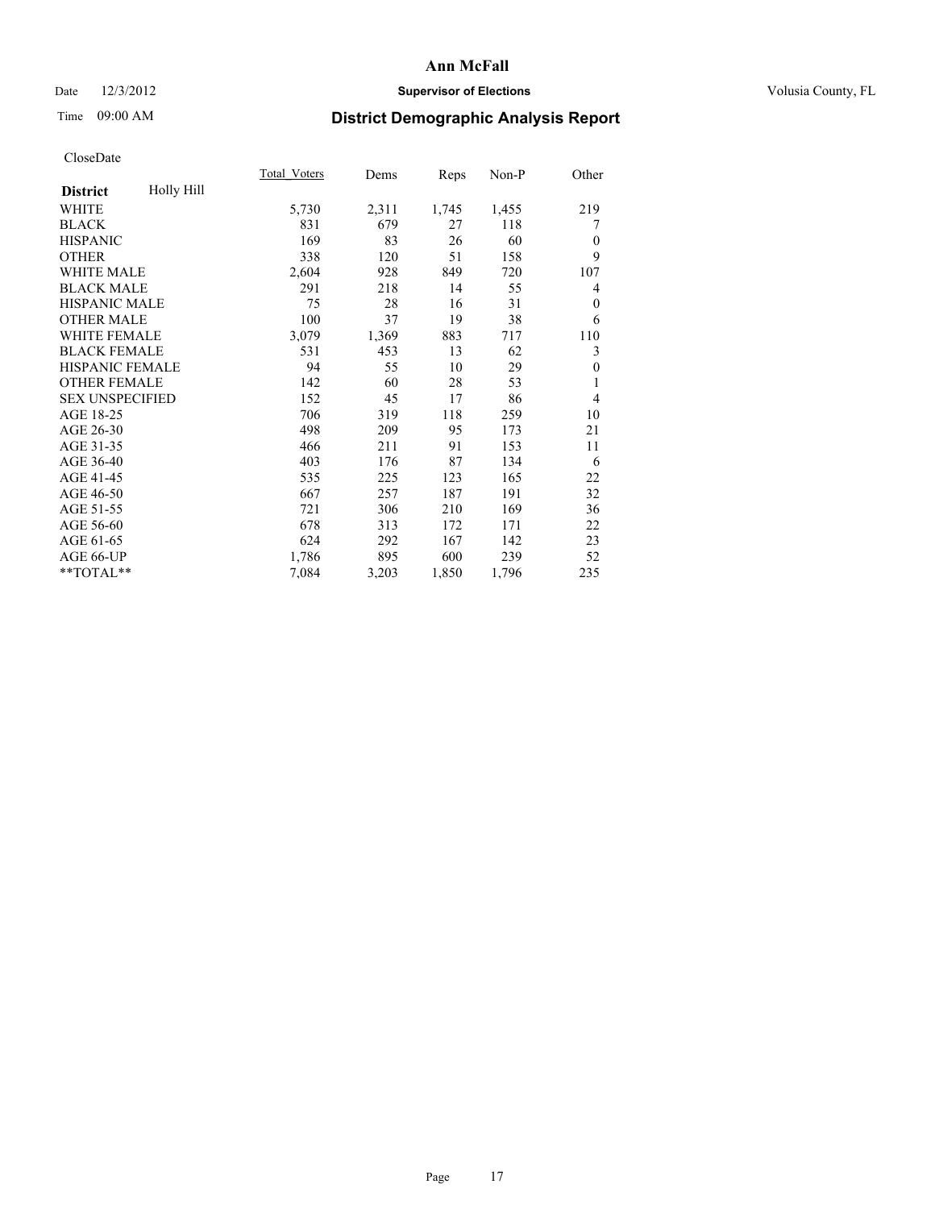# Ann McFall

Date 12/3/2012 **Supervisor of Elections** Volusia County, FL

Time 09:00 AM **District Demographic Analysis Report**

CloseDate

| **District** Holly Hill | Total_Voters | Dems | Reps | Non-P | Other |
|---|---|---|---|---|---|
| WHITE | 5,730 | 2,311 | 1,745 | 1,455 | 219 |
| BLACK | 831 | 679 | 27 | 118 | 7 |
| HISPANIC | 169 | 83 | 26 | 60 | 0 |
| OTHER | 338 | 120 | 51 | 158 | 9 |
| WHITE MALE | 2,604 | 928 | 849 | 720 | 107 |
| BLACK MALE | 291 | 218 | 14 | 55 | 4 |
| HISPANIC MALE | 75 | 28 | 16 | 31 | 0 |
| OTHER MALE | 100 | 37 | 19 | 38 | 6 |
| WHITE FEMALE | 3,079 | 1,369 | 883 | 717 | 110 |
| BLACK FEMALE | 531 | 453 | 13 | 62 | 3 |
| HISPANIC FEMALE | 94 | 55 | 10 | 29 | 0 |
| OTHER FEMALE | 142 | 60 | 28 | 53 | 1 |
| SEX UNSPECIFIED | 152 | 45 | 17 | 86 | 4 |
| AGE 18-25 | 706 | 319 | 118 | 259 | 10 |
| AGE 26-30 | 498 | 209 | 95 | 173 | 21 |
| AGE 31-35 | 466 | 211 | 91 | 153 | 11 |
| AGE 36-40 | 403 | 176 | 87 | 134 | 6 |
| AGE 41-45 | 535 | 225 | 123 | 165 | 22 |
| AGE 46-50 | 667 | 257 | 187 | 191 | 32 |
| AGE 51-55 | 721 | 306 | 210 | 169 | 36 |
| AGE 56-60 | 678 | 313 | 172 | 171 | 22 |
| AGE 61-65 | 624 | 292 | 167 | 142 | 23 |
| AGE 66-UP | 1,786 | 895 | 600 | 239 | 52 |
| **TOTAL** | 7,084 | 3,203 | 1,850 | 1,796 | 235 |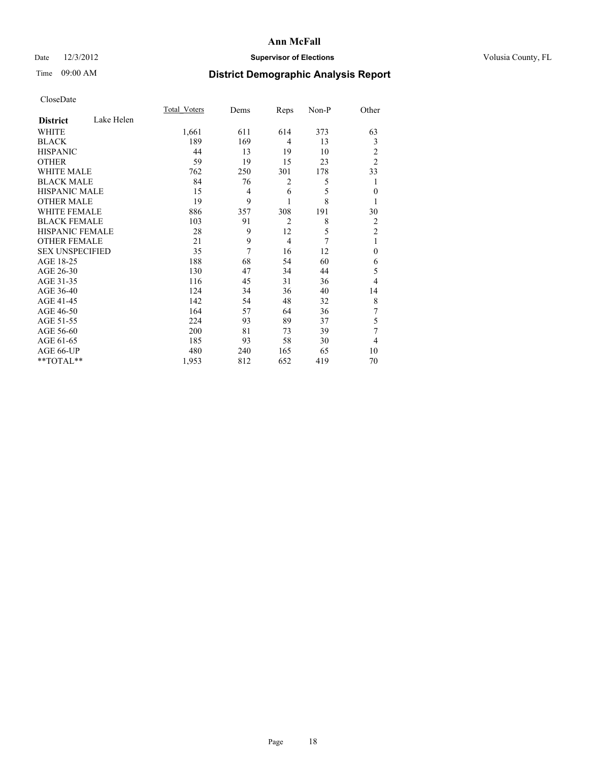**Ann McFall**

Date 12/3/2012 **Supervisor of Elections** Volusia County, FL

Time 09:00 AM

## District Demographic Analysis Report

CloseDate

| **District** Lake Helen | Total_Voters | Dems | Reps | Non-P | Other |
|---|---|---|---|---|---|
| WHITE | 1,661 | 611 | 614 | 373 | 63 |
| BLACK | 189 | 169 | 4 | 13 | 3 |
| HISPANIC | 44 | 13 | 19 | 10 | 2 |
| OTHER | 59 | 19 | 15 | 23 | 2 |
| WHITE MALE | 762 | 250 | 301 | 178 | 33 |
| BLACK MALE | 84 | 76 | 2 | 5 | 1 |
| HISPANIC MALE | 15 | 4 | 6 | 5 | 0 |
| OTHER MALE | 19 | 9 | 1 | 8 | 1 |
| WHITE FEMALE | 886 | 357 | 308 | 191 | 30 |
| BLACK FEMALE | 103 | 91 | 2 | 8 | 2 |
| HISPANIC FEMALE | 28 | 9 | 12 | 5 | 2 |
| OTHER FEMALE | 21 | 9 | 4 | 7 | 1 |
| SEX UNSPECIFIED | 35 | 7 | 16 | 12 | 0 |
| AGE 18-25 | 188 | 68 | 54 | 60 | 6 |
| AGE 26-30 | 130 | 47 | 34 | 44 | 5 |
| AGE 31-35 | 116 | 45 | 31 | 36 | 4 |
| AGE 36-40 | 124 | 34 | 36 | 40 | 14 |
| AGE 41-45 | 142 | 54 | 48 | 32 | 8 |
| AGE 46-50 | 164 | 57 | 64 | 36 | 7 |
| AGE 51-55 | 224 | 93 | 89 | 37 | 5 |
| AGE 56-60 | 200 | 81 | 73 | 39 | 7 |
| AGE 61-65 | 185 | 93 | 58 | 30 | 4 |
| AGE 66-UP | 480 | 240 | 165 | 65 | 10 |
| **TOTAL** | 1,953 | 812 | 652 | 419 | 70 |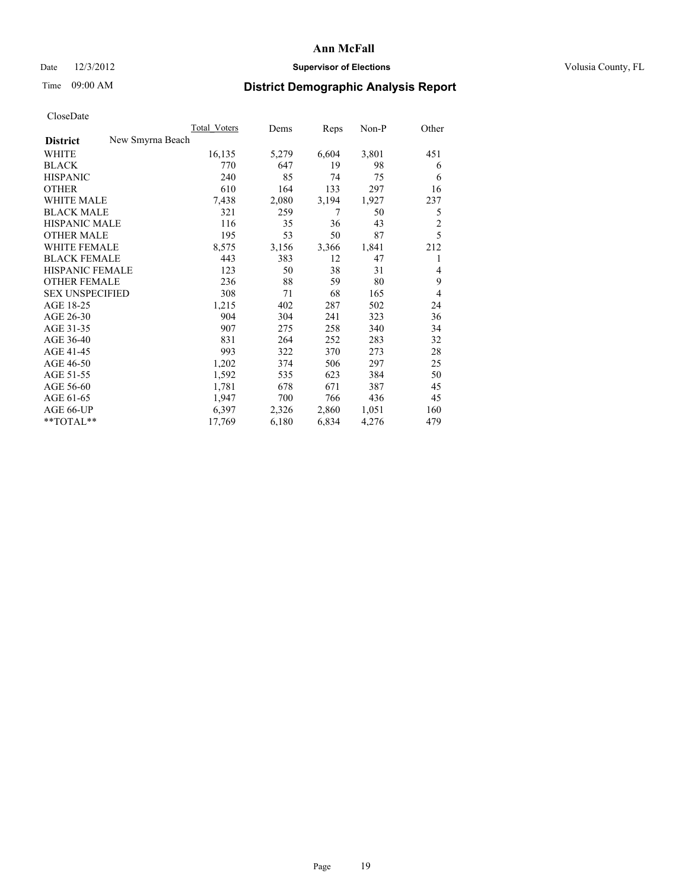# Ann McFall

Date 12/3/2012 **Supervisor of Elections** Volusia County, FL

Time 09:00 AM

## District Demographic Analysis Report

CloseDate

| **District** New Smyrna Beach | Total_Voters | Dems | Reps | Non-P | Other |
|---|---|---|---|---|---|
| WHITE | 16,135 | 5,279 | 6,604 | 3,801 | 451 |
| BLACK | 770 | 647 | 19 | 98 | 6 |
| HISPANIC | 240 | 85 | 74 | 75 | 6 |
| OTHER | 610 | 164 | 133 | 297 | 16 |
| WHITE MALE | 7,438 | 2,080 | 3,194 | 1,927 | 237 |
| BLACK MALE | 321 | 259 | 7 | 50 | 5 |
| HISPANIC MALE | 116 | 35 | 36 | 43 | 2 |
| OTHER MALE | 195 | 53 | 50 | 87 | 5 |
| WHITE FEMALE | 8,575 | 3,156 | 3,366 | 1,841 | 212 |
| BLACK FEMALE | 443 | 383 | 12 | 47 | 1 |
| HISPANIC FEMALE | 123 | 50 | 38 | 31 | 4 |
| OTHER FEMALE | 236 | 88 | 59 | 80 | 9 |
| SEX UNSPECIFIED | 308 | 71 | 68 | 165 | 4 |
| AGE 18-25 | 1,215 | 402 | 287 | 502 | 24 |
| AGE 26-30 | 904 | 304 | 241 | 323 | 36 |
| AGE 31-35 | 907 | 275 | 258 | 340 | 34 |
| AGE 36-40 | 831 | 264 | 252 | 283 | 32 |
| AGE 41-45 | 993 | 322 | 370 | 273 | 28 |
| AGE 46-50 | 1,202 | 374 | 506 | 297 | 25 |
| AGE 51-55 | 1,592 | 535 | 623 | 384 | 50 |
| AGE 56-60 | 1,781 | 678 | 671 | 387 | 45 |
| AGE 61-65 | 1,947 | 700 | 766 | 436 | 45 |
| AGE 66-UP | 6,397 | 2,326 | 2,860 | 1,051 | 160 |
| **TOTAL** | 17,769 | 6,180 | 6,834 | 4,276 | 479 |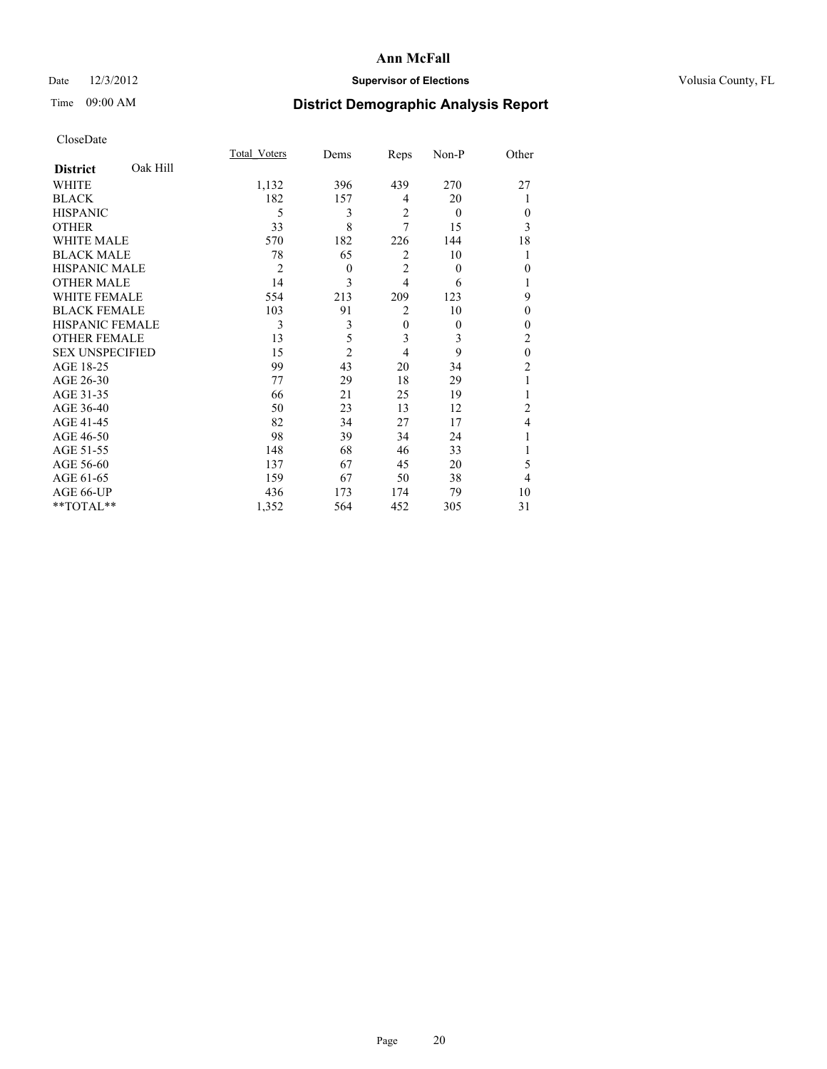# Ann McFall

Date 12/3/2012 **Supervisor of Elections** Volusia County, FL

Time 09:00 AM **District Demographic Analysis Report**

CloseDate

| **District** Oak Hill | Total_Voters | Dems | Reps | Non-P | Other |
|---|---|---|---|---|---|
| WHITE | 1,132 | 396 | 439 | 270 | 27 |
| BLACK | 182 | 157 | 4 | 20 | 1 |
| HISPANIC | 5 | 3 | 2 | 0 | 0 |
| OTHER | 33 | 8 | 7 | 15 | 3 |
| WHITE MALE | 570 | 182 | 226 | 144 | 18 |
| BLACK MALE | 78 | 65 | 2 | 10 | 1 |
| HISPANIC MALE | 2 | 0 | 2 | 0 | 0 |
| OTHER MALE | 14 | 3 | 4 | 6 | 1 |
| WHITE FEMALE | 554 | 213 | 209 | 123 | 9 |
| BLACK FEMALE | 103 | 91 | 2 | 10 | 0 |
| HISPANIC FEMALE | 3 | 3 | 0 | 0 | 0 |
| OTHER FEMALE | 13 | 5 | 3 | 3 | 2 |
| SEX UNSPECIFIED | 15 | 2 | 4 | 9 | 0 |
| AGE 18-25 | 99 | 43 | 20 | 34 | 2 |
| AGE 26-30 | 77 | 29 | 18 | 29 | 1 |
| AGE 31-35 | 66 | 21 | 25 | 19 | 1 |
| AGE 36-40 | 50 | 23 | 13 | 12 | 2 |
| AGE 41-45 | 82 | 34 | 27 | 17 | 4 |
| AGE 46-50 | 98 | 39 | 34 | 24 | 1 |
| AGE 51-55 | 148 | 68 | 46 | 33 | 1 |
| AGE 56-60 | 137 | 67 | 45 | 20 | 5 |
| AGE 61-65 | 159 | 67 | 50 | 38 | 4 |
| AGE 66-UP | 436 | 173 | 174 | 79 | 10 |
| **TOTAL** | 1,352 | 564 | 452 | 305 | 31 |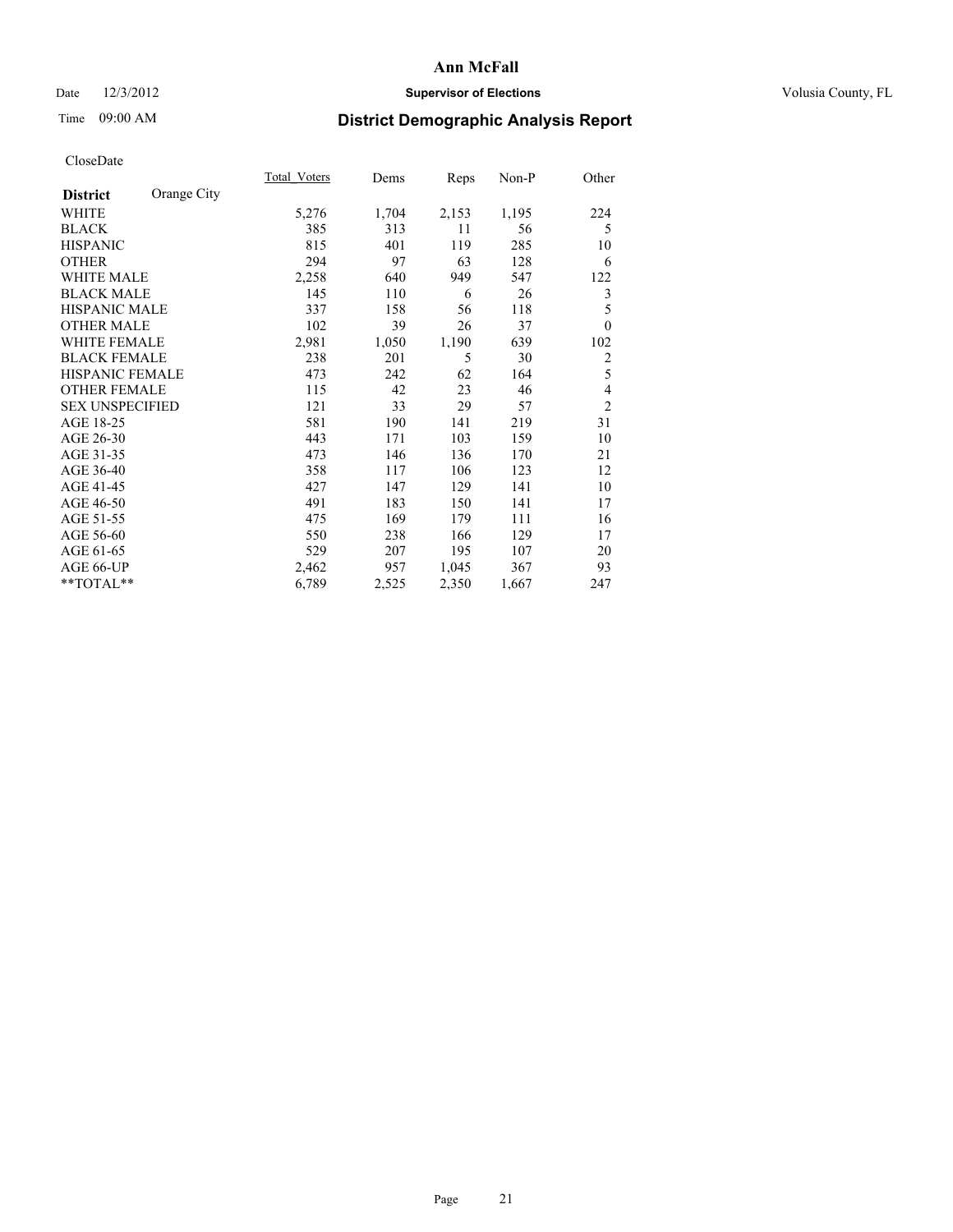# Ann McFall

Date 12/3/2012 **Supervisor of Elections** Volusia County, FL

Time 09:00 AM **District Demographic Analysis Report**

CloseDate

| **District** Orange City | Total_Voters | Dems | Reps | Non-P | Other |
|---|---|---|---|---|---|
| WHITE | 5,276 | 1,704 | 2,153 | 1,195 | 224 |
| BLACK | 385 | 313 | 11 | 56 | 5 |
| HISPANIC | 815 | 401 | 119 | 285 | 10 |
| OTHER | 294 | 97 | 63 | 128 | 6 |
| WHITE MALE | 2,258 | 640 | 949 | 547 | 122 |
| BLACK MALE | 145 | 110 | 6 | 26 | 3 |
| HISPANIC MALE | 337 | 158 | 56 | 118 | 5 |
| OTHER MALE | 102 | 39 | 26 | 37 | 0 |
| WHITE FEMALE | 2,981 | 1,050 | 1,190 | 639 | 102 |
| BLACK FEMALE | 238 | 201 | 5 | 30 | 2 |
| HISPANIC FEMALE | 473 | 242 | 62 | 164 | 5 |
| OTHER FEMALE | 115 | 42 | 23 | 46 | 4 |
| SEX UNSPECIFIED | 121 | 33 | 29 | 57 | 2 |
| AGE 18-25 | 581 | 190 | 141 | 219 | 31 |
| AGE 26-30 | 443 | 171 | 103 | 159 | 10 |
| AGE 31-35 | 473 | 146 | 136 | 170 | 21 |
| AGE 36-40 | 358 | 117 | 106 | 123 | 12 |
| AGE 41-45 | 427 | 147 | 129 | 141 | 10 |
| AGE 46-50 | 491 | 183 | 150 | 141 | 17 |
| AGE 51-55 | 475 | 169 | 179 | 111 | 16 |
| AGE 56-60 | 550 | 238 | 166 | 129 | 17 |
| AGE 61-65 | 529 | 207 | 195 | 107 | 20 |
| AGE 66-UP | 2,462 | 957 | 1,045 | 367 | 93 |
| **TOTAL** | 6,789 | 2,525 | 2,350 | 1,667 | 247 |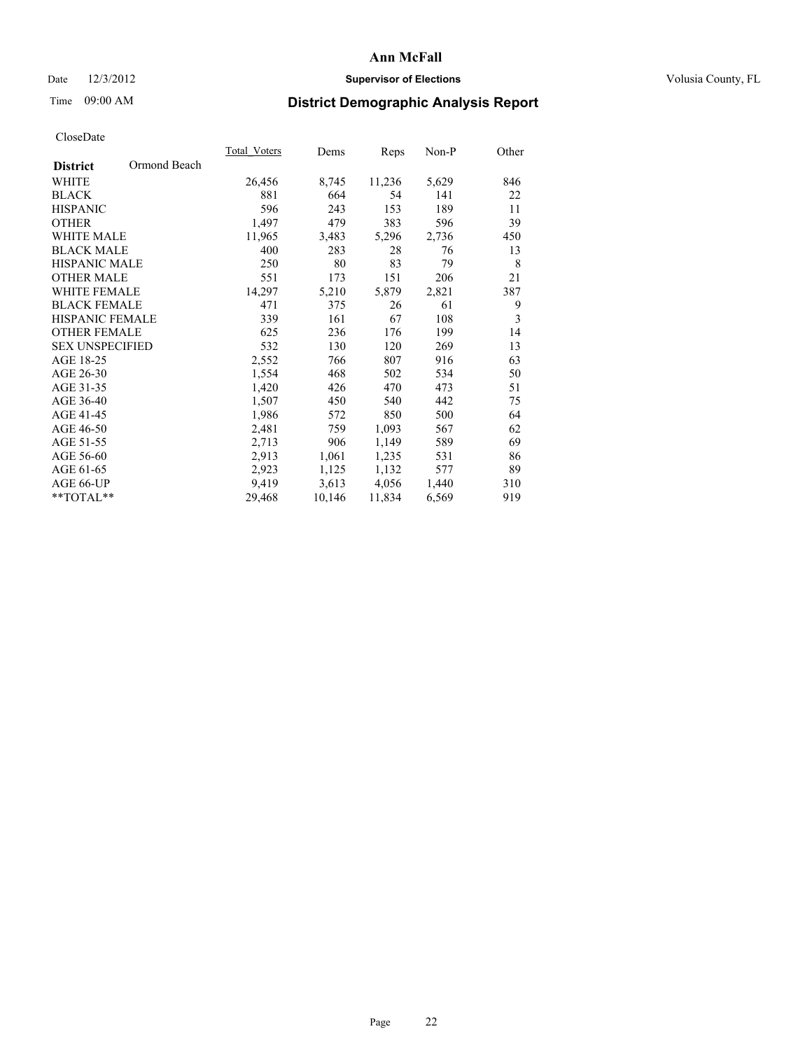# Ann McFall

Date 12/3/2012 **Supervisor of Elections** Volusia County, FL

Time 09:00 AM **District Demographic Analysis Report**

CloseDate

| **District** Ormond Beach | Total_Voters | Dems | Reps | Non-P | Other |
|---|---|---|---|---|---|
| WHITE | 26,456 | 8,745 | 11,236 | 5,629 | 846 |
| BLACK | 881 | 664 | 54 | 141 | 22 |
| HISPANIC | 596 | 243 | 153 | 189 | 11 |
| OTHER | 1,497 | 479 | 383 | 596 | 39 |
| WHITE MALE | 11,965 | 3,483 | 5,296 | 2,736 | 450 |
| BLACK MALE | 400 | 283 | 28 | 76 | 13 |
| HISPANIC MALE | 250 | 80 | 83 | 79 | 8 |
| OTHER MALE | 551 | 173 | 151 | 206 | 21 |
| WHITE FEMALE | 14,297 | 5,210 | 5,879 | 2,821 | 387 |
| BLACK FEMALE | 471 | 375 | 26 | 61 | 9 |
| HISPANIC FEMALE | 339 | 161 | 67 | 108 | 3 |
| OTHER FEMALE | 625 | 236 | 176 | 199 | 14 |
| SEX UNSPECIFIED | 532 | 130 | 120 | 269 | 13 |
| AGE 18-25 | 2,552 | 766 | 807 | 916 | 63 |
| AGE 26-30 | 1,554 | 468 | 502 | 534 | 50 |
| AGE 31-35 | 1,420 | 426 | 470 | 473 | 51 |
| AGE 36-40 | 1,507 | 450 | 540 | 442 | 75 |
| AGE 41-45 | 1,986 | 572 | 850 | 500 | 64 |
| AGE 46-50 | 2,481 | 759 | 1,093 | 567 | 62 |
| AGE 51-55 | 2,713 | 906 | 1,149 | 589 | 69 |
| AGE 56-60 | 2,913 | 1,061 | 1,235 | 531 | 86 |
| AGE 61-65 | 2,923 | 1,125 | 1,132 | 577 | 89 |
| AGE 66-UP | 9,419 | 3,613 | 4,056 | 1,440 | 310 |
| **TOTAL** | 29,468 | 10,146 | 11,834 | 6,569 | 919 |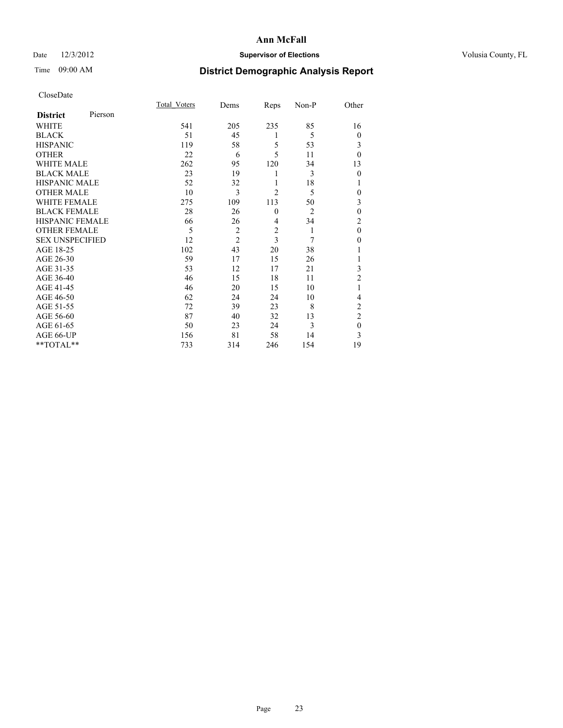# Ann McFall

Date 12/3/2012 **Supervisor of Elections** Volusia County, FL

Time 09:00 AM

## District Demographic Analysis Report

CloseDate

| **District** Pierson | Total_Voters | Dems | Reps | Non-P | Other |
|---|---|---|---|---|---|
| WHITE | 541 | 205 | 235 | 85 | 16 |
| BLACK | 51 | 45 | 1 | 5 | 0 |
| HISPANIC | 119 | 58 | 5 | 53 | 3 |
| OTHER | 22 | 6 | 5 | 11 | 0 |
| WHITE MALE | 262 | 95 | 120 | 34 | 13 |
| BLACK MALE | 23 | 19 | 1 | 3 | 0 |
| HISPANIC MALE | 52 | 32 | 1 | 18 | 1 |
| OTHER MALE | 10 | 3 | 2 | 5 | 0 |
| WHITE FEMALE | 275 | 109 | 113 | 50 | 3 |
| BLACK FEMALE | 28 | 26 | 0 | 2 | 0 |
| HISPANIC FEMALE | 66 | 26 | 4 | 34 | 2 |
| OTHER FEMALE | 5 | 2 | 2 | 1 | 0 |
| SEX UNSPECIFIED | 12 | 2 | 3 | 7 | 0 |
| AGE 18-25 | 102 | 43 | 20 | 38 | 1 |
| AGE 26-30 | 59 | 17 | 15 | 26 | 1 |
| AGE 31-35 | 53 | 12 | 17 | 21 | 3 |
| AGE 36-40 | 46 | 15 | 18 | 11 | 2 |
| AGE 41-45 | 46 | 20 | 15 | 10 | 1 |
| AGE 46-50 | 62 | 24 | 24 | 10 | 4 |
| AGE 51-55 | 72 | 39 | 23 | 8 | 2 |
| AGE 56-60 | 87 | 40 | 32 | 13 | 2 |
| AGE 61-65 | 50 | 23 | 24 | 3 | 0 |
| AGE 66-UP | 156 | 81 | 58 | 14 | 3 |
| **TOTAL** | 733 | 314 | 246 | 154 | 19 |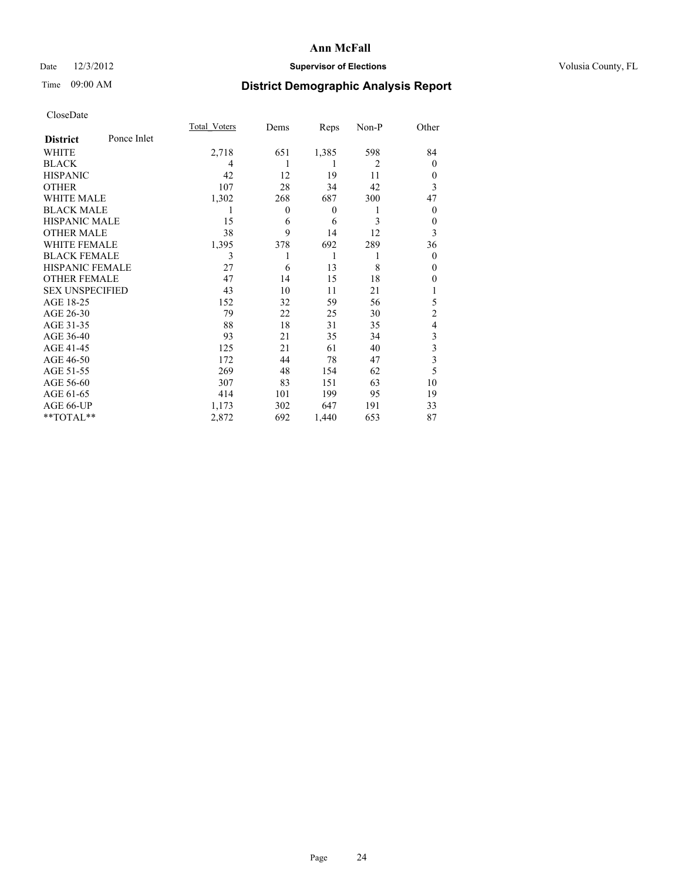**Ann McFall**

Date 12/3/2012 **Supervisor of Elections** Volusia County, FL

Time 09:00 AM

## District Demographic Analysis Report

CloseDate

| District Ponce Inlet | Total_Voters | Dems | Reps | Non-P | Other |
|---|---|---|---|---|---|
| WHITE | 2,718 | 651 | 1,385 | 598 | 84 |
| BLACK | 4 | 1 | 1 | 2 | 0 |
| HISPANIC | 42 | 12 | 19 | 11 | 0 |
| OTHER | 107 | 28 | 34 | 42 | 3 |
| WHITE MALE | 1,302 | 268 | 687 | 300 | 47 |
| BLACK MALE | 1 | 0 | 0 | 1 | 0 |
| HISPANIC MALE | 15 | 6 | 6 | 3 | 0 |
| OTHER MALE | 38 | 9 | 14 | 12 | 3 |
| WHITE FEMALE | 1,395 | 378 | 692 | 289 | 36 |
| BLACK FEMALE | 3 | 1 | 1 | 1 | 0 |
| HISPANIC FEMALE | 27 | 6 | 13 | 8 | 0 |
| OTHER FEMALE | 47 | 14 | 15 | 18 | 0 |
| SEX UNSPECIFIED | 43 | 10 | 11 | 21 | 1 |
| AGE 18-25 | 152 | 32 | 59 | 56 | 5 |
| AGE 26-30 | 79 | 22 | 25 | 30 | 2 |
| AGE 31-35 | 88 | 18 | 31 | 35 | 4 |
| AGE 36-40 | 93 | 21 | 35 | 34 | 3 |
| AGE 41-45 | 125 | 21 | 61 | 40 | 3 |
| AGE 46-50 | 172 | 44 | 78 | 47 | 3 |
| AGE 51-55 | 269 | 48 | 154 | 62 | 5 |
| AGE 56-60 | 307 | 83 | 151 | 63 | 10 |
| AGE 61-65 | 414 | 101 | 199 | 95 | 19 |
| AGE 66-UP | 1,173 | 302 | 647 | 191 | 33 |
| **TOTAL** | 2,872 | 692 | 1,440 | 653 | 87 |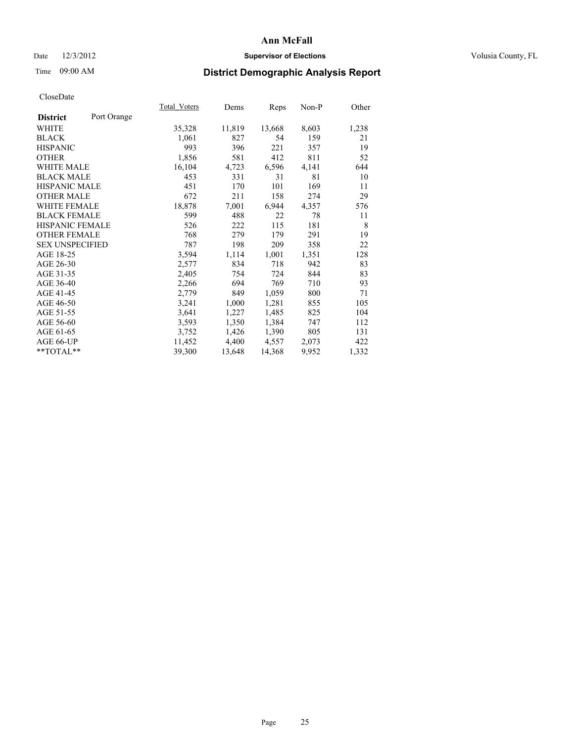# Ann McFall

Date 12/3/2012 **Supervisor of Elections** Volusia County, FL

Time 09:00 AM **District Demographic Analysis Report**

CloseDate

| **District** Port Orange | Total_Voters | Dems | Reps | Non-P | Other |
|---|---|---|---|---|---|
| WHITE | 35,328 | 11,819 | 13,668 | 8,603 | 1,238 |
| BLACK | 1,061 | 827 | 54 | 159 | 21 |
| HISPANIC | 993 | 396 | 221 | 357 | 19 |
| OTHER | 1,856 | 581 | 412 | 811 | 52 |
| WHITE MALE | 16,104 | 4,723 | 6,596 | 4,141 | 644 |
| BLACK MALE | 453 | 331 | 31 | 81 | 10 |
| HISPANIC MALE | 451 | 170 | 101 | 169 | 11 |
| OTHER MALE | 672 | 211 | 158 | 274 | 29 |
| WHITE FEMALE | 18,878 | 7,001 | 6,944 | 4,357 | 576 |
| BLACK FEMALE | 599 | 488 | 22 | 78 | 11 |
| HISPANIC FEMALE | 526 | 222 | 115 | 181 | 8 |
| OTHER FEMALE | 768 | 279 | 179 | 291 | 19 |
| SEX UNSPECIFIED | 787 | 198 | 209 | 358 | 22 |
| AGE 18-25 | 3,594 | 1,114 | 1,001 | 1,351 | 128 |
| AGE 26-30 | 2,577 | 834 | 718 | 942 | 83 |
| AGE 31-35 | 2,405 | 754 | 724 | 844 | 83 |
| AGE 36-40 | 2,266 | 694 | 769 | 710 | 93 |
| AGE 41-45 | 2,779 | 849 | 1,059 | 800 | 71 |
| AGE 46-50 | 3,241 | 1,000 | 1,281 | 855 | 105 |
| AGE 51-55 | 3,641 | 1,227 | 1,485 | 825 | 104 |
| AGE 56-60 | 3,593 | 1,350 | 1,384 | 747 | 112 |
| AGE 61-65 | 3,752 | 1,426 | 1,390 | 805 | 131 |
| AGE 66-UP | 11,452 | 4,400 | 4,557 | 2,073 | 422 |
| **TOTAL** | 39,300 | 13,648 | 14,368 | 9,952 | 1,332 |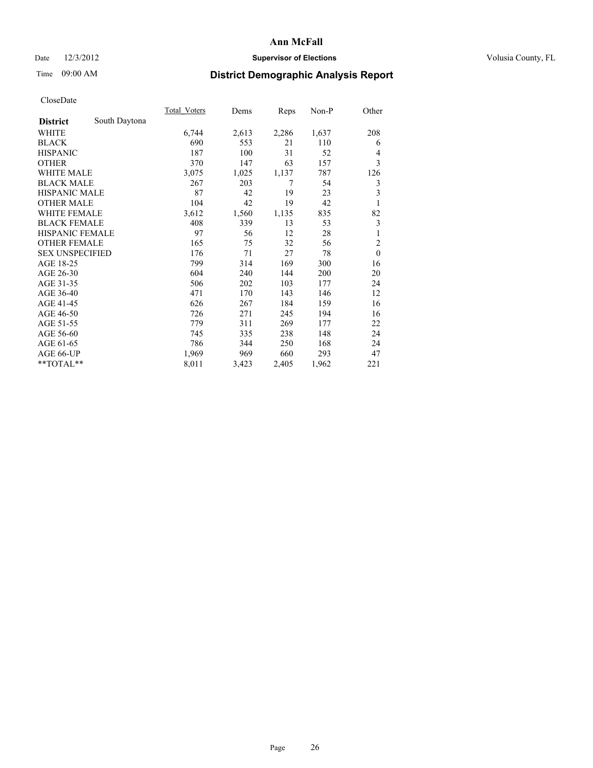**Ann McFall**

Date 12/3/2012 **Supervisor of Elections** Volusia County, FL

Time 09:00 AM **District Demographic Analysis Report**

CloseDate

| | Total_Voters | Dems | Reps | Non-P | Other |
|---|---|---|---|---|---|
| **District** South Daytona | | | | | |
| WHITE | 6,744 | 2,613 | 2,286 | 1,637 | 208 |
| BLACK | 690 | 553 | 21 | 110 | 6 |
| HISPANIC | 187 | 100 | 31 | 52 | 4 |
| OTHER | 370 | 147 | 63 | 157 | 3 |
| WHITE MALE | 3,075 | 1,025 | 1,137 | 787 | 126 |
| BLACK MALE | 267 | 203 | 7 | 54 | 3 |
| HISPANIC MALE | 87 | 42 | 19 | 23 | 3 |
| OTHER MALE | 104 | 42 | 19 | 42 | 1 |
| WHITE FEMALE | 3,612 | 1,560 | 1,135 | 835 | 82 |
| BLACK FEMALE | 408 | 339 | 13 | 53 | 3 |
| HISPANIC FEMALE | 97 | 56 | 12 | 28 | 1 |
| OTHER FEMALE | 165 | 75 | 32 | 56 | 2 |
| SEX UNSPECIFIED | 176 | 71 | 27 | 78 | 0 |
| AGE 18-25 | 799 | 314 | 169 | 300 | 16 |
| AGE 26-30 | 604 | 240 | 144 | 200 | 20 |
| AGE 31-35 | 506 | 202 | 103 | 177 | 24 |
| AGE 36-40 | 471 | 170 | 143 | 146 | 12 |
| AGE 41-45 | 626 | 267 | 184 | 159 | 16 |
| AGE 46-50 | 726 | 271 | 245 | 194 | 16 |
| AGE 51-55 | 779 | 311 | 269 | 177 | 22 |
| AGE 56-60 | 745 | 335 | 238 | 148 | 24 |
| AGE 61-65 | 786 | 344 | 250 | 168 | 24 |
| AGE 66-UP | 1,969 | 969 | 660 | 293 | 47 |
| **TOTAL** | 8,011 | 3,423 | 2,405 | 1,962 | 221 |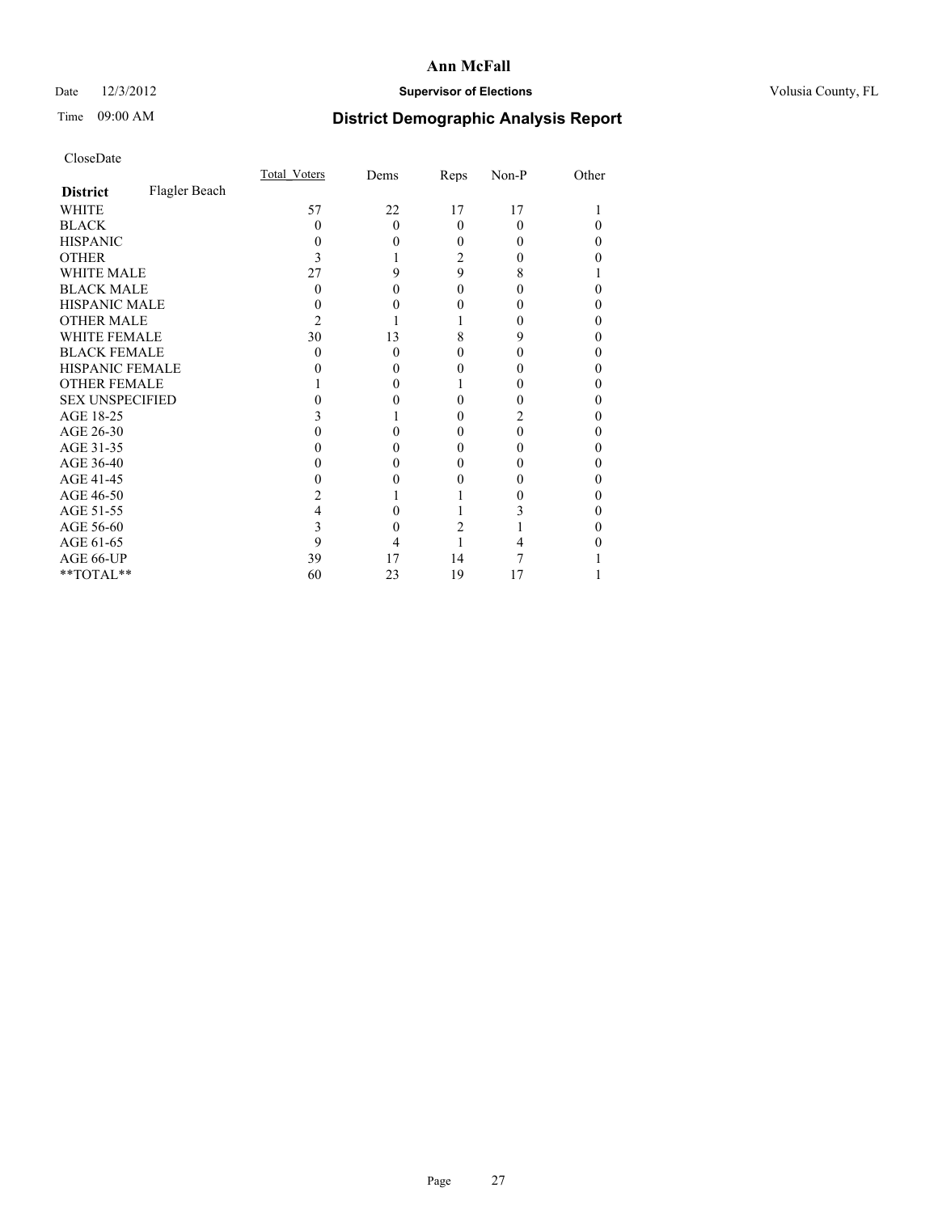# Ann McFall

Date 12/3/2012 **Supervisor of Elections** Volusia County, FL

Time 09:00 AM

## District Demographic Analysis Report

CloseDate

| **District** Flagler Beach | Total_Voters | Dems | Reps | Non-P | Other |
|---|---|---|---|---|---|
| WHITE | 57 | 22 | 17 | 17 | 1 |
| BLACK | 0 | 0 | 0 | 0 | 0 |
| HISPANIC | 0 | 0 | 0 | 0 | 0 |
| OTHER | 3 | 1 | 2 | 0 | 0 |
| WHITE MALE | 27 | 9 | 9 | 8 | 1 |
| BLACK MALE | 0 | 0 | 0 | 0 | 0 |
| HISPANIC MALE | 0 | 0 | 0 | 0 | 0 |
| OTHER MALE | 2 | 1 | 1 | 0 | 0 |
| WHITE FEMALE | 30 | 13 | 8 | 9 | 0 |
| BLACK FEMALE | 0 | 0 | 0 | 0 | 0 |
| HISPANIC FEMALE | 0 | 0 | 0 | 0 | 0 |
| OTHER FEMALE | 1 | 0 | 1 | 0 | 0 |
| SEX UNSPECIFIED | 0 | 0 | 0 | 0 | 0 |
| AGE 18-25 | 3 | 1 | 0 | 2 | 0 |
| AGE 26-30 | 0 | 0 | 0 | 0 | 0 |
| AGE 31-35 | 0 | 0 | 0 | 0 | 0 |
| AGE 36-40 | 0 | 0 | 0 | 0 | 0 |
| AGE 41-45 | 0 | 0 | 0 | 0 | 0 |
| AGE 46-50 | 2 | 1 | 1 | 0 | 0 |
| AGE 51-55 | 4 | 0 | 1 | 3 | 0 |
| AGE 56-60 | 3 | 0 | 2 | 1 | 0 |
| AGE 61-65 | 9 | 4 | 1 | 4 | 0 |
| AGE 66-UP | 39 | 17 | 14 | 7 | 1 |
| **TOTAL** | 60 | 23 | 19 | 17 | 1 |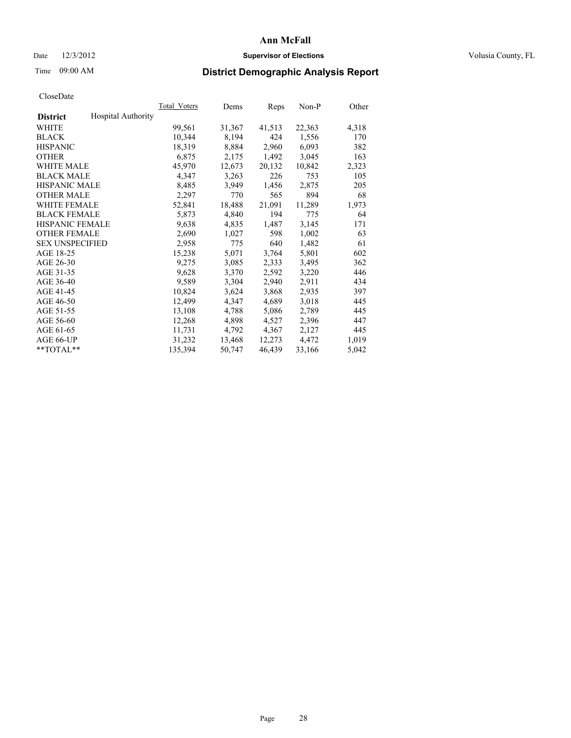# Ann McFall

Date 12/3/2012 **Supervisor of Elections** Volusia County, FL

Time 09:00 AM **District Demographic Analysis Report**

CloseDate

| **District** | Hospital Authority | Total_Voters | Dems | Reps | Non-P | Other |
|---|---|---|---|---|---|---|
| WHITE | | 99,561 | 31,367 | 41,513 | 22,363 | 4,318 |
| BLACK | | 10,344 | 8,194 | 424 | 1,556 | 170 |
| HISPANIC | | 18,319 | 8,884 | 2,960 | 6,093 | 382 |
| OTHER | | 6,875 | 2,175 | 1,492 | 3,045 | 163 |
| WHITE MALE | | 45,970 | 12,673 | 20,132 | 10,842 | 2,323 |
| BLACK MALE | | 4,347 | 3,263 | 226 | 753 | 105 |
| HISPANIC MALE | | 8,485 | 3,949 | 1,456 | 2,875 | 205 |
| OTHER MALE | | 2,297 | 770 | 565 | 894 | 68 |
| WHITE FEMALE | | 52,841 | 18,488 | 21,091 | 11,289 | 1,973 |
| BLACK FEMALE | | 5,873 | 4,840 | 194 | 775 | 64 |
| HISPANIC FEMALE | | 9,638 | 4,835 | 1,487 | 3,145 | 171 |
| OTHER FEMALE | | 2,690 | 1,027 | 598 | 1,002 | 63 |
| SEX UNSPECIFIED | | 2,958 | 775 | 640 | 1,482 | 61 |
| AGE 18-25 | | 15,238 | 5,071 | 3,764 | 5,801 | 602 |
| AGE 26-30 | | 9,275 | 3,085 | 2,333 | 3,495 | 362 |
| AGE 31-35 | | 9,628 | 3,370 | 2,592 | 3,220 | 446 |
| AGE 36-40 | | 9,589 | 3,304 | 2,940 | 2,911 | 434 |
| AGE 41-45 | | 10,824 | 3,624 | 3,868 | 2,935 | 397 |
| AGE 46-50 | | 12,499 | 4,347 | 4,689 | 3,018 | 445 |
| AGE 51-55 | | 13,108 | 4,788 | 5,086 | 2,789 | 445 |
| AGE 56-60 | | 12,268 | 4,898 | 4,527 | 2,396 | 447 |
| AGE 61-65 | | 11,731 | 4,792 | 4,367 | 2,127 | 445 |
| AGE 66-UP | | 31,232 | 13,468 | 12,273 | 4,472 | 1,019 |
| **TOTAL** | | 135,394 | 50,747 | 46,439 | 33,166 | 5,042 |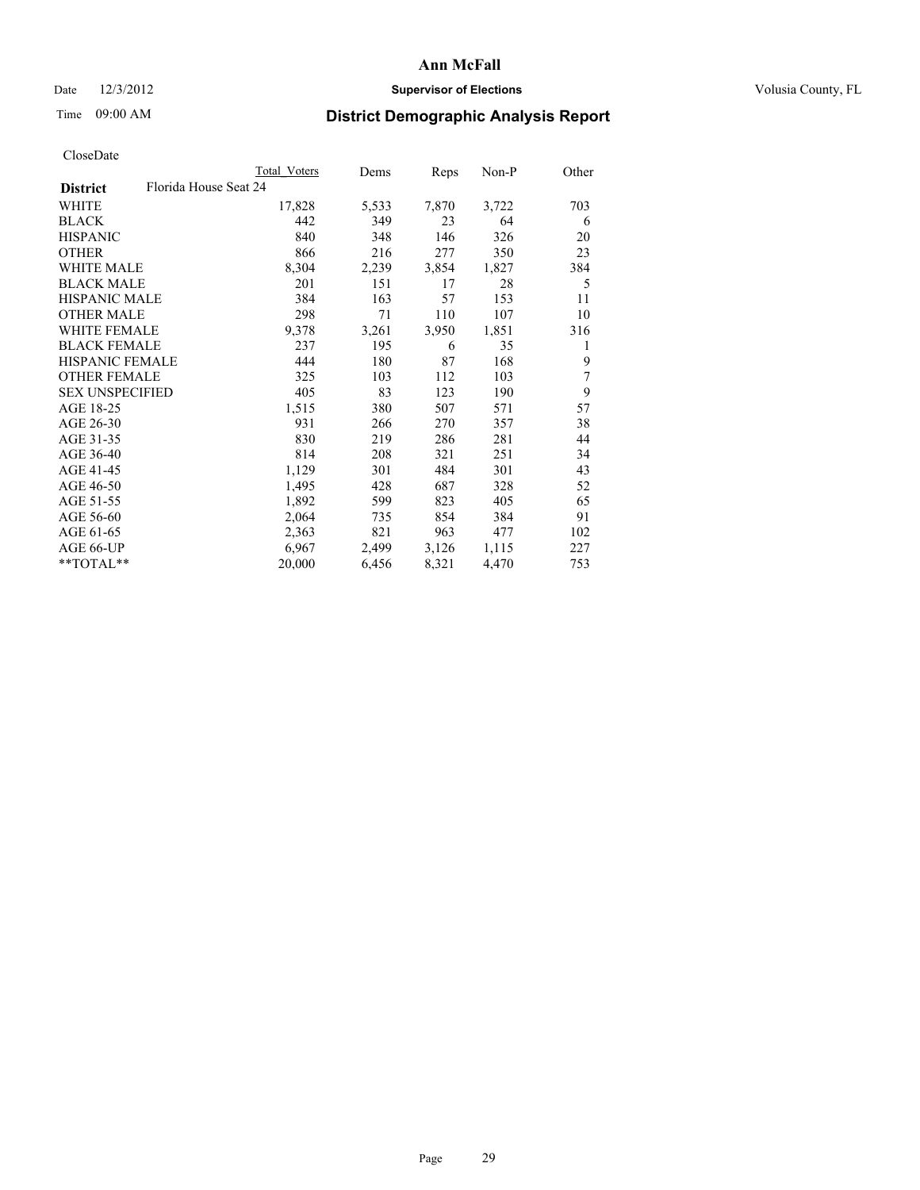**Ann McFall**

Date 12/3/2012 **Supervisor of Elections** Volusia County, FL

Time 09:00 AM

## District Demographic Analysis Report

CloseDate

| | Total Voters | Dems | Reps | Non-P | Other |
|---|---|---|---|---|---|
| **District** Florida House Seat 24 | | | | | |
| WHITE | 17,828 | 5,533 | 7,870 | 3,722 | 703 |
| BLACK | 442 | 349 | 23 | 64 | 6 |
| HISPANIC | 840 | 348 | 146 | 326 | 20 |
| OTHER | 866 | 216 | 277 | 350 | 23 |
| WHITE MALE | 8,304 | 2,239 | 3,854 | 1,827 | 384 |
| BLACK MALE | 201 | 151 | 17 | 28 | 5 |
| HISPANIC MALE | 384 | 163 | 57 | 153 | 11 |
| OTHER MALE | 298 | 71 | 110 | 107 | 10 |
| WHITE FEMALE | 9,378 | 3,261 | 3,950 | 1,851 | 316 |
| BLACK FEMALE | 237 | 195 | 6 | 35 | 1 |
| HISPANIC FEMALE | 444 | 180 | 87 | 168 | 9 |
| OTHER FEMALE | 325 | 103 | 112 | 103 | 7 |
| SEX UNSPECIFIED | 405 | 83 | 123 | 190 | 9 |
| AGE 18-25 | 1,515 | 380 | 507 | 571 | 57 |
| AGE 26-30 | 931 | 266 | 270 | 357 | 38 |
| AGE 31-35 | 830 | 219 | 286 | 281 | 44 |
| AGE 36-40 | 814 | 208 | 321 | 251 | 34 |
| AGE 41-45 | 1,129 | 301 | 484 | 301 | 43 |
| AGE 46-50 | 1,495 | 428 | 687 | 328 | 52 |
| AGE 51-55 | 1,892 | 599 | 823 | 405 | 65 |
| AGE 56-60 | 2,064 | 735 | 854 | 384 | 91 |
| AGE 61-65 | 2,363 | 821 | 963 | 477 | 102 |
| AGE 66-UP | 6,967 | 2,499 | 3,126 | 1,115 | 227 |
| **TOTAL** | 20,000 | 6,456 | 8,321 | 4,470 | 753 |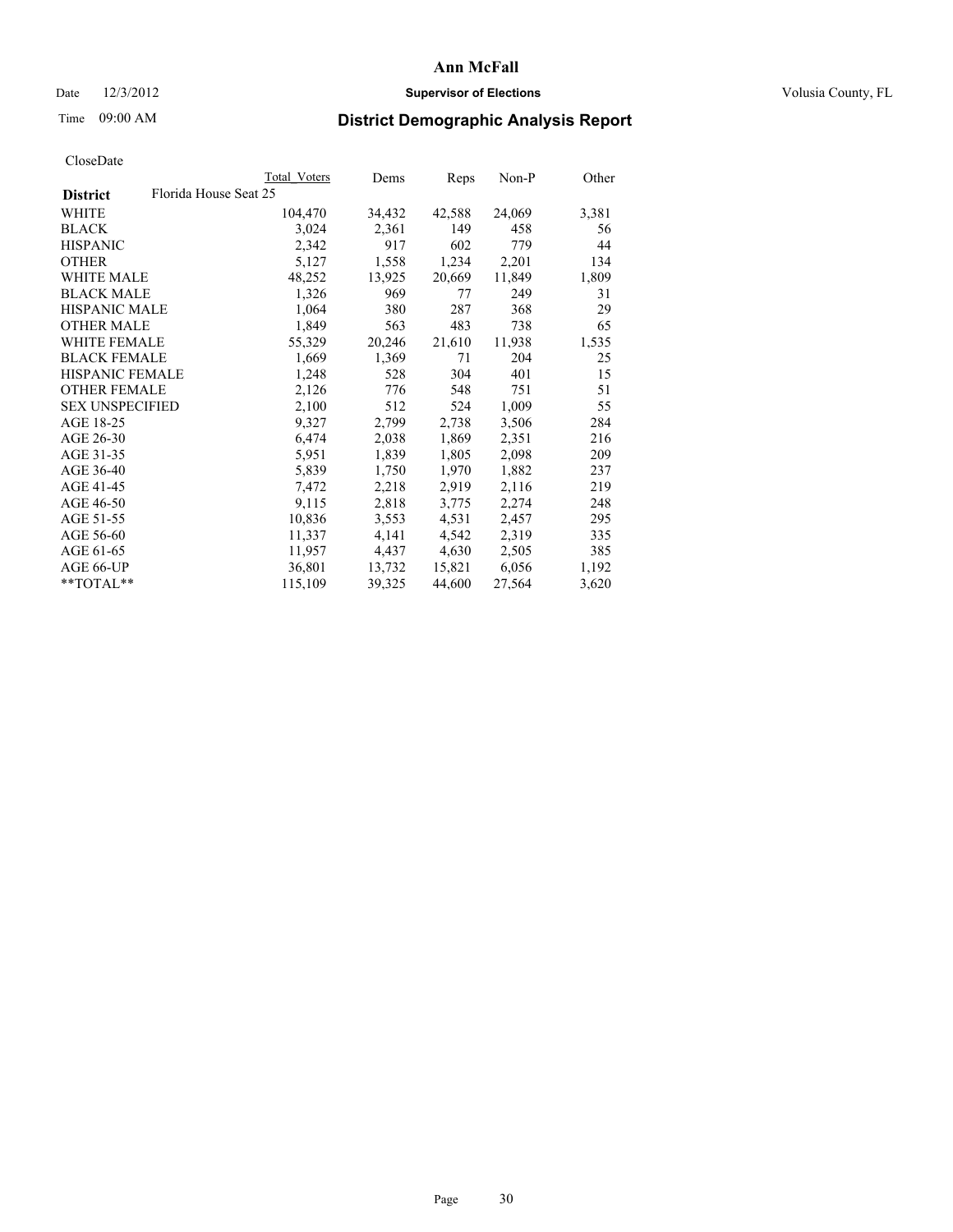# Ann McFall

Date 12/3/2012 **Supervisor of Elections** Volusia County, FL

Time 09:00 AM **District Demographic Analysis Report**

CloseDate

| **District** Florida House Seat 25 | Total Voters | Dems | Reps | Non-P | Other |
|---|---|---|---|---|---|
| WHITE | 104,470 | 34,432 | 42,588 | 24,069 | 3,381 |
| BLACK | 3,024 | 2,361 | 149 | 458 | 56 |
| HISPANIC | 2,342 | 917 | 602 | 779 | 44 |
| OTHER | 5,127 | 1,558 | 1,234 | 2,201 | 134 |
| WHITE MALE | 48,252 | 13,925 | 20,669 | 11,849 | 1,809 |
| BLACK MALE | 1,326 | 969 | 77 | 249 | 31 |
| HISPANIC MALE | 1,064 | 380 | 287 | 368 | 29 |
| OTHER MALE | 1,849 | 563 | 483 | 738 | 65 |
| WHITE FEMALE | 55,329 | 20,246 | 21,610 | 11,938 | 1,535 |
| BLACK FEMALE | 1,669 | 1,369 | 71 | 204 | 25 |
| HISPANIC FEMALE | 1,248 | 528 | 304 | 401 | 15 |
| OTHER FEMALE | 2,126 | 776 | 548 | 751 | 51 |
| SEX UNSPECIFIED | 2,100 | 512 | 524 | 1,009 | 55 |
| AGE 18-25 | 9,327 | 2,799 | 2,738 | 3,506 | 284 |
| AGE 26-30 | 6,474 | 2,038 | 1,869 | 2,351 | 216 |
| AGE 31-35 | 5,951 | 1,839 | 1,805 | 2,098 | 209 |
| AGE 36-40 | 5,839 | 1,750 | 1,970 | 1,882 | 237 |
| AGE 41-45 | 7,472 | 2,218 | 2,919 | 2,116 | 219 |
| AGE 46-50 | 9,115 | 2,818 | 3,775 | 2,274 | 248 |
| AGE 51-55 | 10,836 | 3,553 | 4,531 | 2,457 | 295 |
| AGE 56-60 | 11,337 | 4,141 | 4,542 | 2,319 | 335 |
| AGE 61-65 | 11,957 | 4,437 | 4,630 | 2,505 | 385 |
| AGE 66-UP | 36,801 | 13,732 | 15,821 | 6,056 | 1,192 |
| **TOTAL** | 115,109 | 39,325 | 44,600 | 27,564 | 3,620 |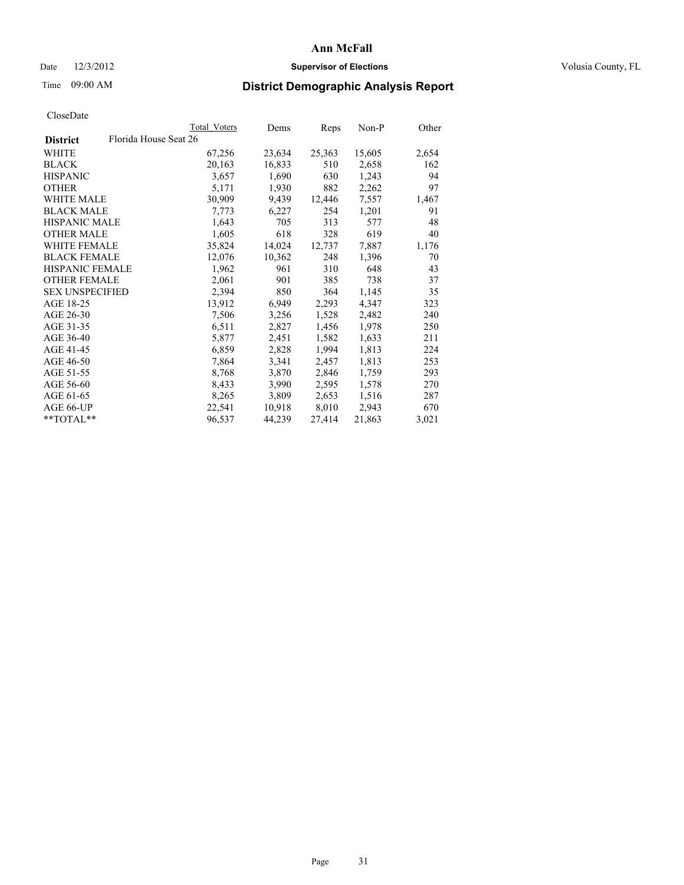# Ann McFall

Date 12/3/2012 **Supervisor of Elections** Volusia County, FL

Time 09:00 AM **District Demographic Analysis Report**

CloseDate

| District: Florida House Seat 26 | Total Voters | Dems | Reps | Non-P | Other |
|---|---|---|---|---|---|
| WHITE | 67,256 | 23,634 | 25,363 | 15,605 | 2,654 |
| BLACK | 20,163 | 16,833 | 510 | 2,658 | 162 |
| HISPANIC | 3,657 | 1,690 | 630 | 1,243 | 94 |
| OTHER | 5,171 | 1,930 | 882 | 2,262 | 97 |
| WHITE MALE | 30,909 | 9,439 | 12,446 | 7,557 | 1,467 |
| BLACK MALE | 7,773 | 6,227 | 254 | 1,201 | 91 |
| HISPANIC MALE | 1,643 | 705 | 313 | 577 | 48 |
| OTHER MALE | 1,605 | 618 | 328 | 619 | 40 |
| WHITE FEMALE | 35,824 | 14,024 | 12,737 | 7,887 | 1,176 |
| BLACK FEMALE | 12,076 | 10,362 | 248 | 1,396 | 70 |
| HISPANIC FEMALE | 1,962 | 961 | 310 | 648 | 43 |
| OTHER FEMALE | 2,061 | 901 | 385 | 738 | 37 |
| SEX UNSPECIFIED | 2,394 | 850 | 364 | 1,145 | 35 |
| AGE 18-25 | 13,912 | 6,949 | 2,293 | 4,347 | 323 |
| AGE 26-30 | 7,506 | 3,256 | 1,528 | 2,482 | 240 |
| AGE 31-35 | 6,511 | 2,827 | 1,456 | 1,978 | 250 |
| AGE 36-40 | 5,877 | 2,451 | 1,582 | 1,633 | 211 |
| AGE 41-45 | 6,859 | 2,828 | 1,994 | 1,813 | 224 |
| AGE 46-50 | 7,864 | 3,341 | 2,457 | 1,813 | 253 |
| AGE 51-55 | 8,768 | 3,870 | 2,846 | 1,759 | 293 |
| AGE 56-60 | 8,433 | 3,990 | 2,595 | 1,578 | 270 |
| AGE 61-65 | 8,265 | 3,809 | 2,653 | 1,516 | 287 |
| AGE 66-UP | 22,541 | 10,918 | 8,010 | 2,943 | 670 |
| **TOTAL** | 96,537 | 44,239 | 27,414 | 21,863 | 3,021 |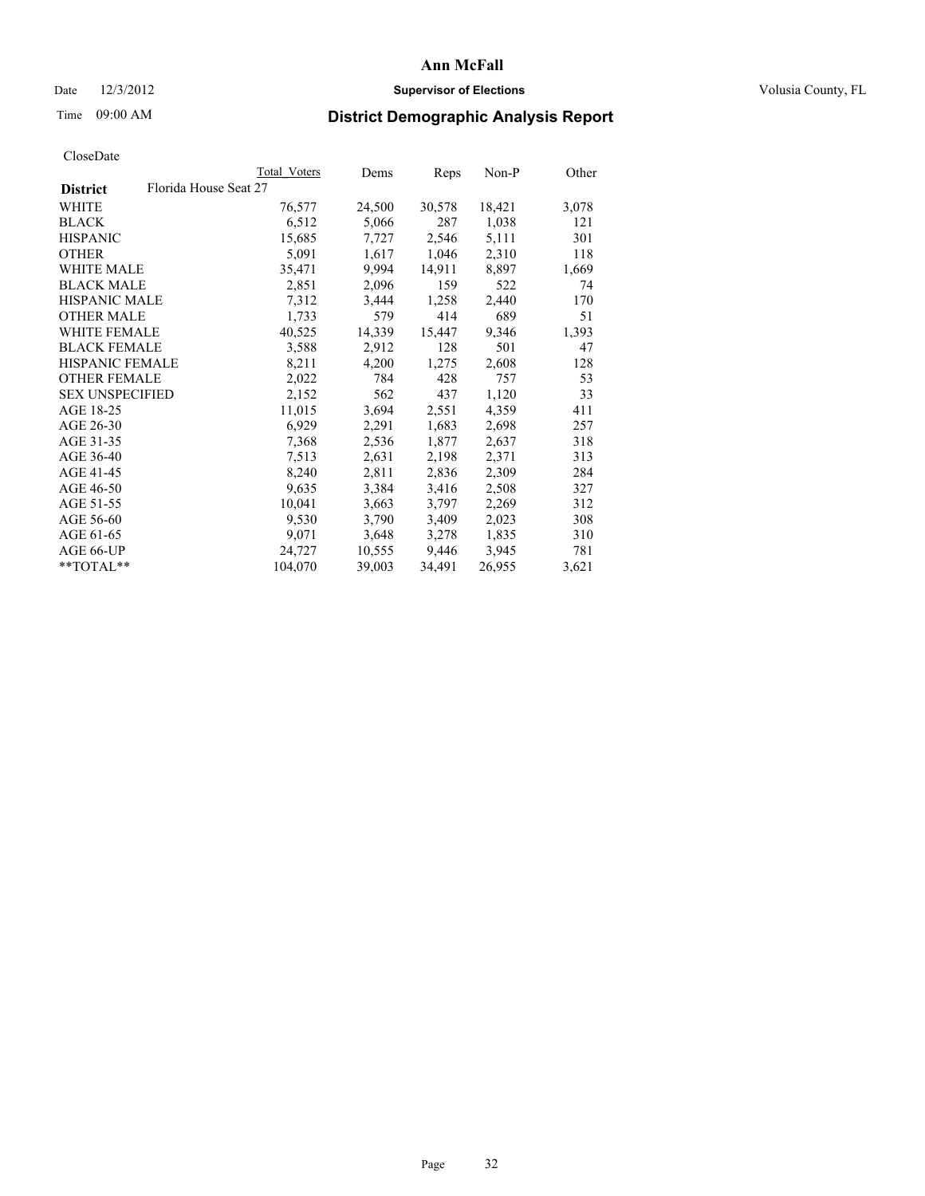# Ann McFall

Date 12/3/2012 **Supervisor of Elections** Volusia County, FL

Time 09:00 AM **District Demographic Analysis Report**

CloseDate

| | Total Voters | Dems | Reps | Non-P | Other |
|---|---|---|---|---|---|
| **District** Florida House Seat 27 | | | | | |
| WHITE | 76,577 | 24,500 | 30,578 | 18,421 | 3,078 |
| BLACK | 6,512 | 5,066 | 287 | 1,038 | 121 |
| HISPANIC | 15,685 | 7,727 | 2,546 | 5,111 | 301 |
| OTHER | 5,091 | 1,617 | 1,046 | 2,310 | 118 |
| WHITE MALE | 35,471 | 9,994 | 14,911 | 8,897 | 1,669 |
| BLACK MALE | 2,851 | 2,096 | 159 | 522 | 74 |
| HISPANIC MALE | 7,312 | 3,444 | 1,258 | 2,440 | 170 |
| OTHER MALE | 1,733 | 579 | 414 | 689 | 51 |
| WHITE FEMALE | 40,525 | 14,339 | 15,447 | 9,346 | 1,393 |
| BLACK FEMALE | 3,588 | 2,912 | 128 | 501 | 47 |
| HISPANIC FEMALE | 8,211 | 4,200 | 1,275 | 2,608 | 128 |
| OTHER FEMALE | 2,022 | 784 | 428 | 757 | 53 |
| SEX UNSPECIFIED | 2,152 | 562 | 437 | 1,120 | 33 |
| AGE 18-25 | 11,015 | 3,694 | 2,551 | 4,359 | 411 |
| AGE 26-30 | 6,929 | 2,291 | 1,683 | 2,698 | 257 |
| AGE 31-35 | 7,368 | 2,536 | 1,877 | 2,637 | 318 |
| AGE 36-40 | 7,513 | 2,631 | 2,198 | 2,371 | 313 |
| AGE 41-45 | 8,240 | 2,811 | 2,836 | 2,309 | 284 |
| AGE 46-50 | 9,635 | 3,384 | 3,416 | 2,508 | 327 |
| AGE 51-55 | 10,041 | 3,663 | 3,797 | 2,269 | 312 |
| AGE 56-60 | 9,530 | 3,790 | 3,409 | 2,023 | 308 |
| AGE 61-65 | 9,071 | 3,648 | 3,278 | 1,835 | 310 |
| AGE 66-UP | 24,727 | 10,555 | 9,446 | 3,945 | 781 |
| **TOTAL** | 104,070 | 39,003 | 34,491 | 26,955 | 3,621 |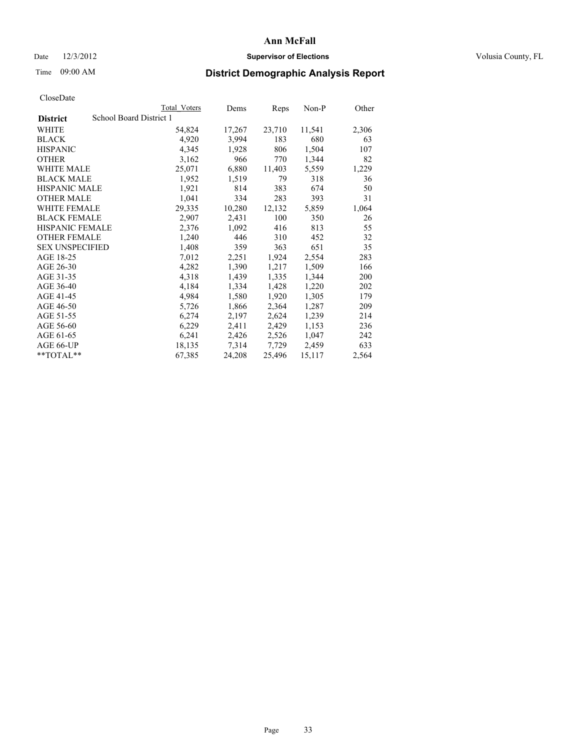# Ann McFall

Date 12/3/2012 **Supervisor of Elections** Volusia County, FL

Time 09:00 AM **District Demographic Analysis Report**

CloseDate

| | Total Voters | Dems | Reps | Non-P | Other |
|---|---|---|---|---|---|
| **District** School Board District 1 | | | | | |
| WHITE | 54,824 | 17,267 | 23,710 | 11,541 | 2,306 |
| BLACK | 4,920 | 3,994 | 183 | 680 | 63 |
| HISPANIC | 4,345 | 1,928 | 806 | 1,504 | 107 |
| OTHER | 3,162 | 966 | 770 | 1,344 | 82 |
| WHITE MALE | 25,071 | 6,880 | 11,403 | 5,559 | 1,229 |
| BLACK MALE | 1,952 | 1,519 | 79 | 318 | 36 |
| HISPANIC MALE | 1,921 | 814 | 383 | 674 | 50 |
| OTHER MALE | 1,041 | 334 | 283 | 393 | 31 |
| WHITE FEMALE | 29,335 | 10,280 | 12,132 | 5,859 | 1,064 |
| BLACK FEMALE | 2,907 | 2,431 | 100 | 350 | 26 |
| HISPANIC FEMALE | 2,376 | 1,092 | 416 | 813 | 55 |
| OTHER FEMALE | 1,240 | 446 | 310 | 452 | 32 |
| SEX UNSPECIFIED | 1,408 | 359 | 363 | 651 | 35 |
| AGE 18-25 | 7,012 | 2,251 | 1,924 | 2,554 | 283 |
| AGE 26-30 | 4,282 | 1,390 | 1,217 | 1,509 | 166 |
| AGE 31-35 | 4,318 | 1,439 | 1,335 | 1,344 | 200 |
| AGE 36-40 | 4,184 | 1,334 | 1,428 | 1,220 | 202 |
| AGE 41-45 | 4,984 | 1,580 | 1,920 | 1,305 | 179 |
| AGE 46-50 | 5,726 | 1,866 | 2,364 | 1,287 | 209 |
| AGE 51-55 | 6,274 | 2,197 | 2,624 | 1,239 | 214 |
| AGE 56-60 | 6,229 | 2,411 | 2,429 | 1,153 | 236 |
| AGE 61-65 | 6,241 | 2,426 | 2,526 | 1,047 | 242 |
| AGE 66-UP | 18,135 | 7,314 | 7,729 | 2,459 | 633 |
| **TOTAL** | 67,385 | 24,208 | 25,496 | 15,117 | 2,564 |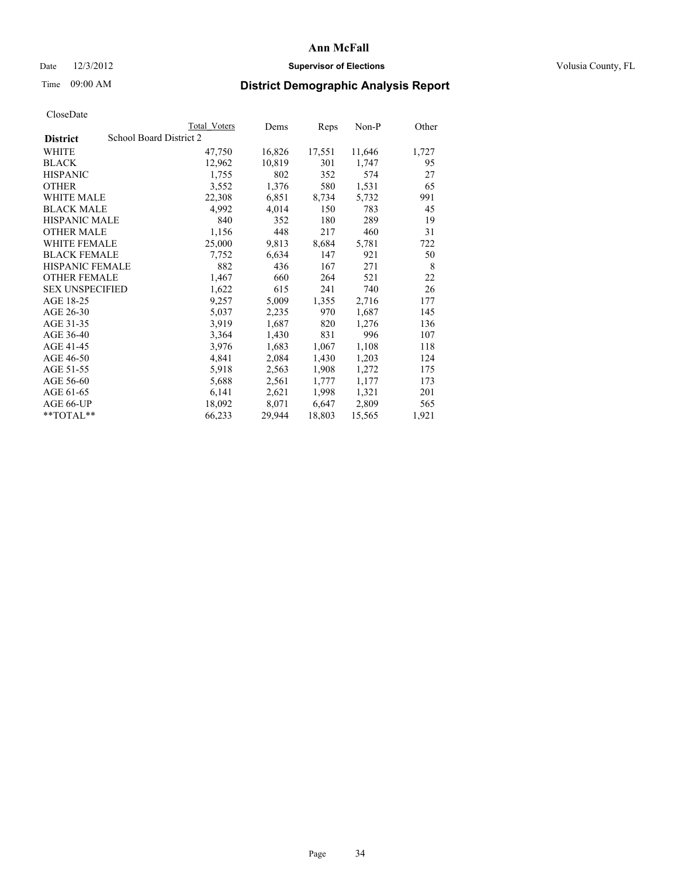# Ann McFall

Date 12/3/2012 **Supervisor of Elections** Volusia County, FL

Time 09:00 AM

## District Demographic Analysis Report

CloseDate

| **District** | School Board District 2 | Total Voters | Dems | Reps | Non-P | Other |
|---|---|---|---|---|---|---|
| WHITE | | 47,750 | 16,826 | 17,551 | 11,646 | 1,727 |
| BLACK | | 12,962 | 10,819 | 301 | 1,747 | 95 |
| HISPANIC | | 1,755 | 802 | 352 | 574 | 27 |
| OTHER | | 3,552 | 1,376 | 580 | 1,531 | 65 |
| WHITE MALE | | 22,308 | 6,851 | 8,734 | 5,732 | 991 |
| BLACK MALE | | 4,992 | 4,014 | 150 | 783 | 45 |
| HISPANIC MALE | | 840 | 352 | 180 | 289 | 19 |
| OTHER MALE | | 1,156 | 448 | 217 | 460 | 31 |
| WHITE FEMALE | | 25,000 | 9,813 | 8,684 | 5,781 | 722 |
| BLACK FEMALE | | 7,752 | 6,634 | 147 | 921 | 50 |
| HISPANIC FEMALE | | 882 | 436 | 167 | 271 | 8 |
| OTHER FEMALE | | 1,467 | 660 | 264 | 521 | 22 |
| SEX UNSPECIFIED | | 1,622 | 615 | 241 | 740 | 26 |
| AGE 18-25 | | 9,257 | 5,009 | 1,355 | 2,716 | 177 |
| AGE 26-30 | | 5,037 | 2,235 | 970 | 1,687 | 145 |
| AGE 31-35 | | 3,919 | 1,687 | 820 | 1,276 | 136 |
| AGE 36-40 | | 3,364 | 1,430 | 831 | 996 | 107 |
| AGE 41-45 | | 3,976 | 1,683 | 1,067 | 1,108 | 118 |
| AGE 46-50 | | 4,841 | 2,084 | 1,430 | 1,203 | 124 |
| AGE 51-55 | | 5,918 | 2,563 | 1,908 | 1,272 | 175 |
| AGE 56-60 | | 5,688 | 2,561 | 1,777 | 1,177 | 173 |
| AGE 61-65 | | 6,141 | 2,621 | 1,998 | 1,321 | 201 |
| AGE 66-UP | | 18,092 | 8,071 | 6,647 | 2,809 | 565 |
| **TOTAL** | | 66,233 | 29,944 | 18,803 | 15,565 | 1,921 |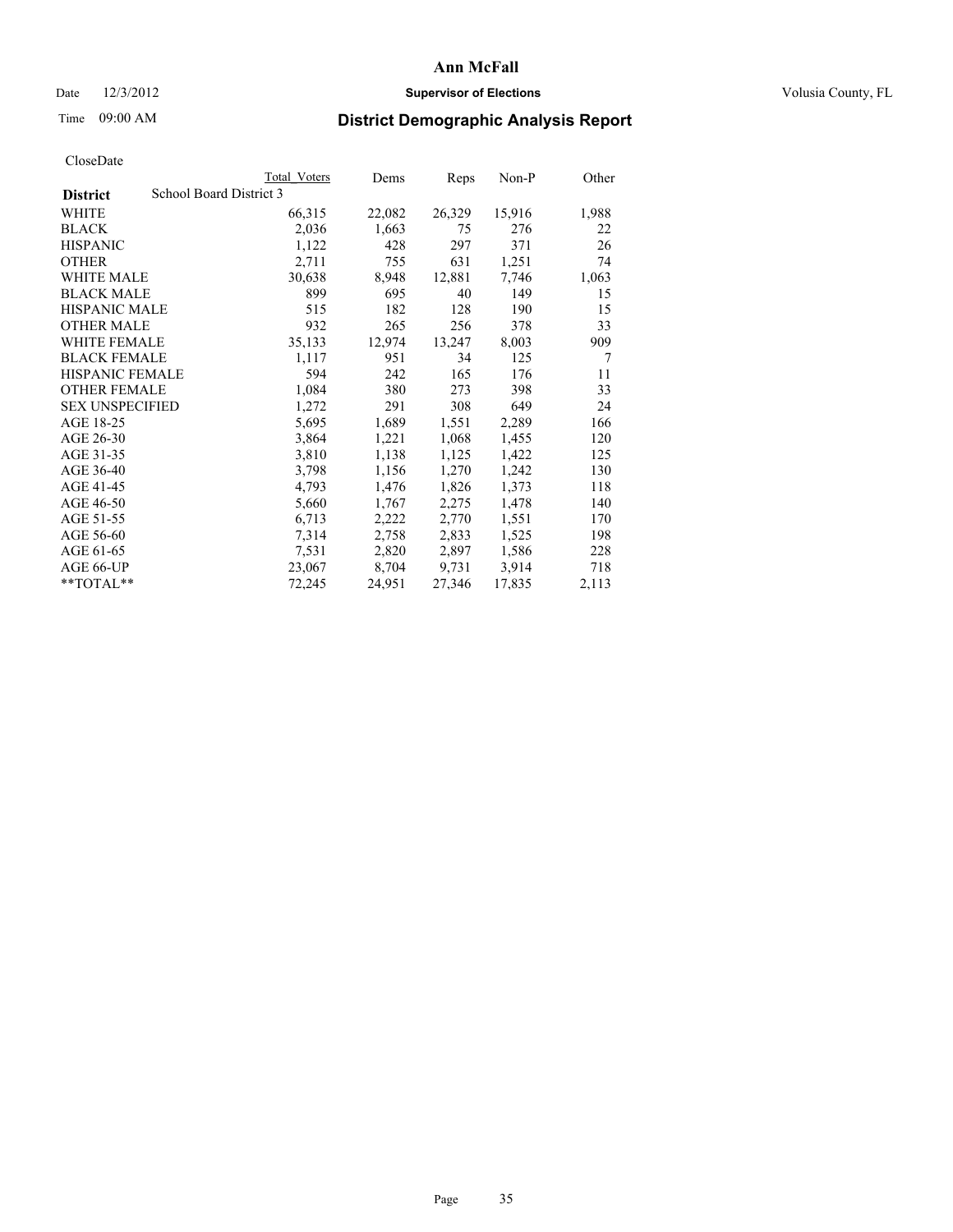# Ann McFall

Date 12/3/2012 **Supervisor of Elections** Volusia County, FL

Time 09:00 AM **District Demographic Analysis Report**

CloseDate

| | Total Voters | Dems | Reps | Non-P | Other |
|---|---|---|---|---|---|
| **District** School Board District 3 | | | | | |
| WHITE | 66,315 | 22,082 | 26,329 | 15,916 | 1,988 |
| BLACK | 2,036 | 1,663 | 75 | 276 | 22 |
| HISPANIC | 1,122 | 428 | 297 | 371 | 26 |
| OTHER | 2,711 | 755 | 631 | 1,251 | 74 |
| WHITE MALE | 30,638 | 8,948 | 12,881 | 7,746 | 1,063 |
| BLACK MALE | 899 | 695 | 40 | 149 | 15 |
| HISPANIC MALE | 515 | 182 | 128 | 190 | 15 |
| OTHER MALE | 932 | 265 | 256 | 378 | 33 |
| WHITE FEMALE | 35,133 | 12,974 | 13,247 | 8,003 | 909 |
| BLACK FEMALE | 1,117 | 951 | 34 | 125 | 7 |
| HISPANIC FEMALE | 594 | 242 | 165 | 176 | 11 |
| OTHER FEMALE | 1,084 | 380 | 273 | 398 | 33 |
| SEX UNSPECIFIED | 1,272 | 291 | 308 | 649 | 24 |
| AGE 18-25 | 5,695 | 1,689 | 1,551 | 2,289 | 166 |
| AGE 26-30 | 3,864 | 1,221 | 1,068 | 1,455 | 120 |
| AGE 31-35 | 3,810 | 1,138 | 1,125 | 1,422 | 125 |
| AGE 36-40 | 3,798 | 1,156 | 1,270 | 1,242 | 130 |
| AGE 41-45 | 4,793 | 1,476 | 1,826 | 1,373 | 118 |
| AGE 46-50 | 5,660 | 1,767 | 2,275 | 1,478 | 140 |
| AGE 51-55 | 6,713 | 2,222 | 2,770 | 1,551 | 170 |
| AGE 56-60 | 7,314 | 2,758 | 2,833 | 1,525 | 198 |
| AGE 61-65 | 7,531 | 2,820 | 2,897 | 1,586 | 228 |
| AGE 66-UP | 23,067 | 8,704 | 9,731 | 3,914 | 718 |
| **TOTAL** | 72,245 | 24,951 | 27,346 | 17,835 | 2,113 |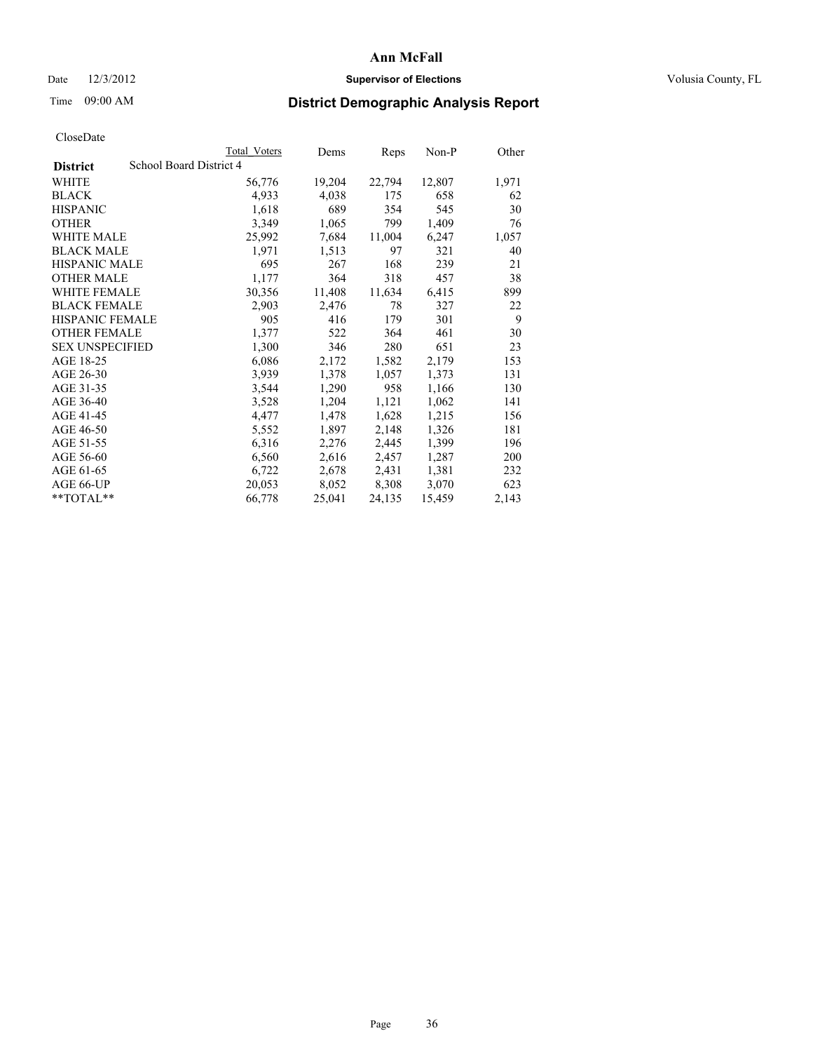CloseDate

| District | School Board District 4 | Total Voters | Dems | Reps | Non-P | Other |
|---|---|---|---|---|---|---|
| WHITE | | 56,776 | 19,204 | 22,794 | 12,807 | 1,971 |
| BLACK | | 4,933 | 4,038 | 175 | 658 | 62 |
| HISPANIC | | 1,618 | 689 | 354 | 545 | 30 |
| OTHER | | 3,349 | 1,065 | 799 | 1,409 | 76 |
| WHITE MALE | | 25,992 | 7,684 | 11,004 | 6,247 | 1,057 |
| BLACK MALE | | 1,971 | 1,513 | 97 | 321 | 40 |
| HISPANIC MALE | | 695 | 267 | 168 | 239 | 21 |
| OTHER MALE | | 1,177 | 364 | 318 | 457 | 38 |
| WHITE FEMALE | | 30,356 | 11,408 | 11,634 | 6,415 | 899 |
| BLACK FEMALE | | 2,903 | 2,476 | 78 | 327 | 22 |
| HISPANIC FEMALE | | 905 | 416 | 179 | 301 | 9 |
| OTHER FEMALE | | 1,377 | 522 | 364 | 461 | 30 |
| SEX UNSPECIFIED | | 1,300 | 346 | 280 | 651 | 23 |
| AGE 18-25 | | 6,086 | 2,172 | 1,582 | 2,179 | 153 |
| AGE 26-30 | | 3,939 | 1,378 | 1,057 | 1,373 | 131 |
| AGE 31-35 | | 3,544 | 1,290 | 958 | 1,166 | 130 |
| AGE 36-40 | | 3,528 | 1,204 | 1,121 | 1,062 | 141 |
| AGE 41-45 | | 4,477 | 1,478 | 1,628 | 1,215 | 156 |
| AGE 46-50 | | 5,552 | 1,897 | 2,148 | 1,326 | 181 |
| AGE 51-55 | | 6,316 | 2,276 | 2,445 | 1,399 | 196 |
| AGE 56-60 | | 6,560 | 2,616 | 2,457 | 1,287 | 200 |
| AGE 61-65 | | 6,722 | 2,678 | 2,431 | 1,381 | 232 |
| AGE 66-UP | | 20,053 | 8,052 | 8,308 | 3,070 | 623 |
| **TOTAL** | | 66,778 | 25,041 | 24,135 | 15,459 | 2,143 |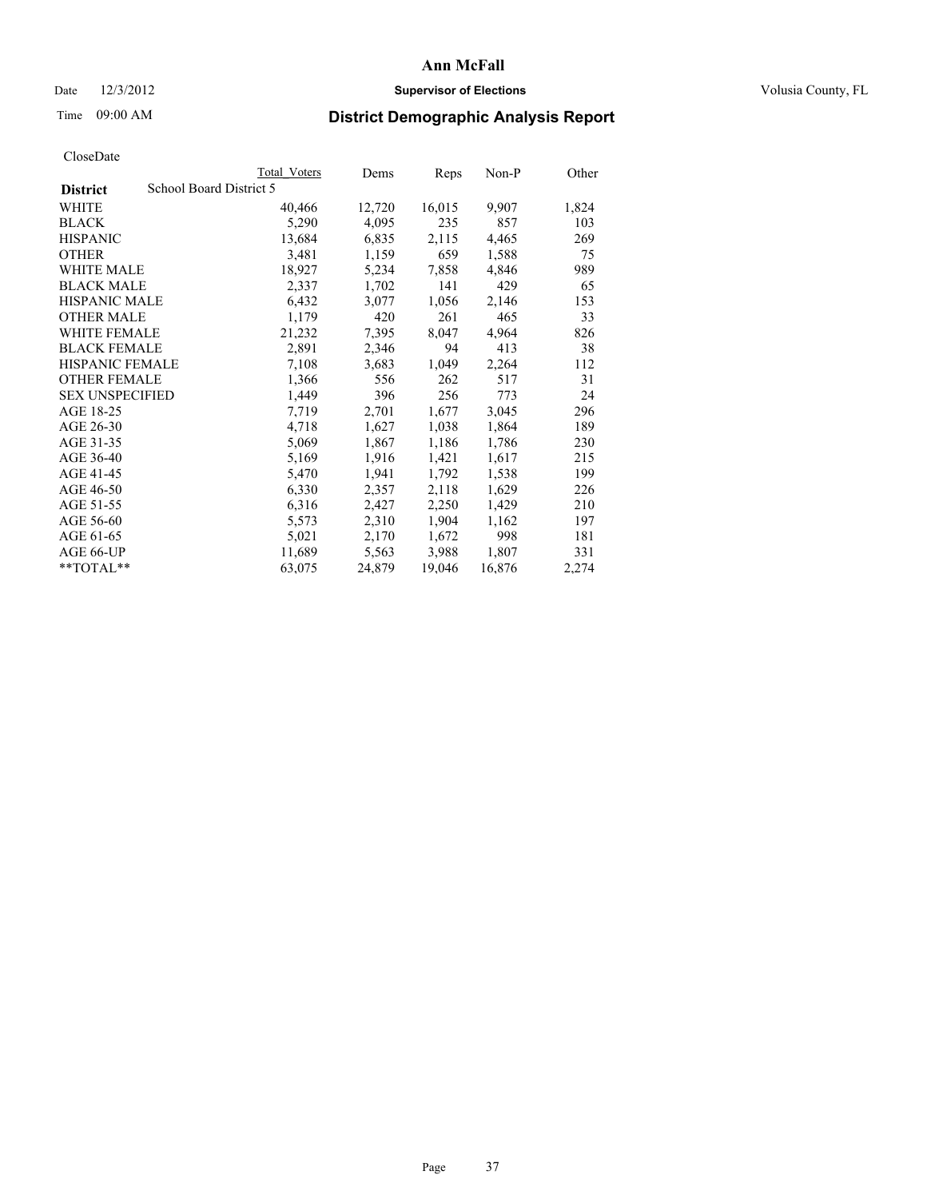# Ann McFall

Date 12/3/2012 **Supervisor of Elections** Volusia County, FL

Time 09:00 AM **District Demographic Analysis Report**

CloseDate

| **District** School Board District 5 | Total Voters | Dems | Reps | Non-P | Other |
|---|---|---|---|---|---|
| WHITE | 40,466 | 12,720 | 16,015 | 9,907 | 1,824 |
| BLACK | 5,290 | 4,095 | 235 | 857 | 103 |
| HISPANIC | 13,684 | 6,835 | 2,115 | 4,465 | 269 |
| OTHER | 3,481 | 1,159 | 659 | 1,588 | 75 |
| WHITE MALE | 18,927 | 5,234 | 7,858 | 4,846 | 989 |
| BLACK MALE | 2,337 | 1,702 | 141 | 429 | 65 |
| HISPANIC MALE | 6,432 | 3,077 | 1,056 | 2,146 | 153 |
| OTHER MALE | 1,179 | 420 | 261 | 465 | 33 |
| WHITE FEMALE | 21,232 | 7,395 | 8,047 | 4,964 | 826 |
| BLACK FEMALE | 2,891 | 2,346 | 94 | 413 | 38 |
| HISPANIC FEMALE | 7,108 | 3,683 | 1,049 | 2,264 | 112 |
| OTHER FEMALE | 1,366 | 556 | 262 | 517 | 31 |
| SEX UNSPECIFIED | 1,449 | 396 | 256 | 773 | 24 |
| AGE 18-25 | 7,719 | 2,701 | 1,677 | 3,045 | 296 |
| AGE 26-30 | 4,718 | 1,627 | 1,038 | 1,864 | 189 |
| AGE 31-35 | 5,069 | 1,867 | 1,186 | 1,786 | 230 |
| AGE 36-40 | 5,169 | 1,916 | 1,421 | 1,617 | 215 |
| AGE 41-45 | 5,470 | 1,941 | 1,792 | 1,538 | 199 |
| AGE 46-50 | 6,330 | 2,357 | 2,118 | 1,629 | 226 |
| AGE 51-55 | 6,316 | 2,427 | 2,250 | 1,429 | 210 |
| AGE 56-60 | 5,573 | 2,310 | 1,904 | 1,162 | 197 |
| AGE 61-65 | 5,021 | 2,170 | 1,672 | 998 | 181 |
| AGE 66-UP | 11,689 | 5,563 | 3,988 | 1,807 | 331 |
| **TOTAL** | 63,075 | 24,879 | 19,046 | 16,876 | 2,274 |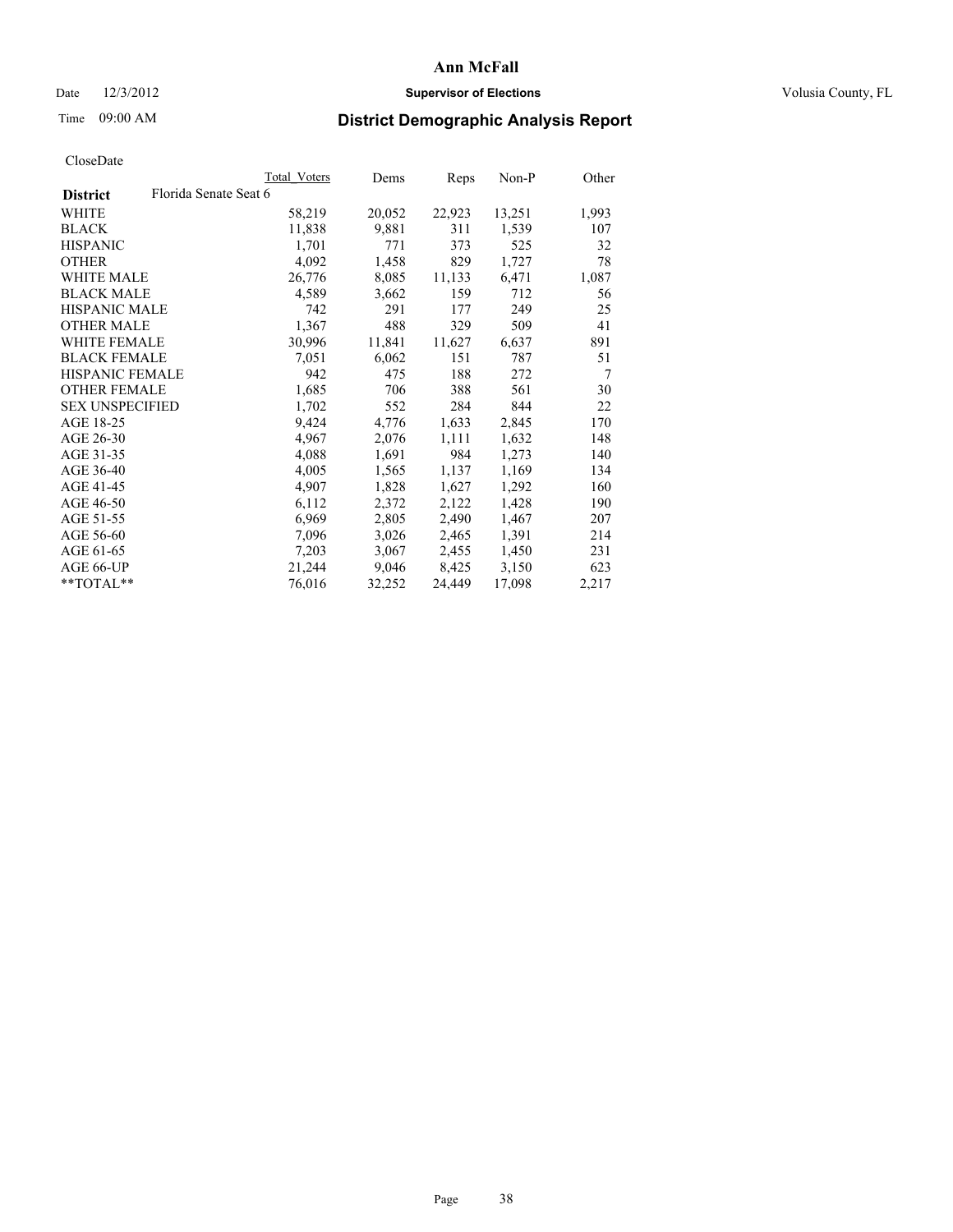# Ann McFall

Date 12/3/2012 **Supervisor of Elections** Volusia County, FL

Time 09:00 AM

## District Demographic Analysis Report

CloseDate

| | Total Voters | Dems | Reps | Non-P | Other |
|---|---|---|---|---|---|
| **District** Florida Senate Seat 6 | | | | | |
| WHITE | 58,219 | 20,052 | 22,923 | 13,251 | 1,993 |
| BLACK | 11,838 | 9,881 | 311 | 1,539 | 107 |
| HISPANIC | 1,701 | 771 | 373 | 525 | 32 |
| OTHER | 4,092 | 1,458 | 829 | 1,727 | 78 |
| WHITE MALE | 26,776 | 8,085 | 11,133 | 6,471 | 1,087 |
| BLACK MALE | 4,589 | 3,662 | 159 | 712 | 56 |
| HISPANIC MALE | 742 | 291 | 177 | 249 | 25 |
| OTHER MALE | 1,367 | 488 | 329 | 509 | 41 |
| WHITE FEMALE | 30,996 | 11,841 | 11,627 | 6,637 | 891 |
| BLACK FEMALE | 7,051 | 6,062 | 151 | 787 | 51 |
| HISPANIC FEMALE | 942 | 475 | 188 | 272 | 7 |
| OTHER FEMALE | 1,685 | 706 | 388 | 561 | 30 |
| SEX UNSPECIFIED | 1,702 | 552 | 284 | 844 | 22 |
| AGE 18-25 | 9,424 | 4,776 | 1,633 | 2,845 | 170 |
| AGE 26-30 | 4,967 | 2,076 | 1,111 | 1,632 | 148 |
| AGE 31-35 | 4,088 | 1,691 | 984 | 1,273 | 140 |
| AGE 36-40 | 4,005 | 1,565 | 1,137 | 1,169 | 134 |
| AGE 41-45 | 4,907 | 1,828 | 1,627 | 1,292 | 160 |
| AGE 46-50 | 6,112 | 2,372 | 2,122 | 1,428 | 190 |
| AGE 51-55 | 6,969 | 2,805 | 2,490 | 1,467 | 207 |
| AGE 56-60 | 7,096 | 3,026 | 2,465 | 1,391 | 214 |
| AGE 61-65 | 7,203 | 3,067 | 2,455 | 1,450 | 231 |
| AGE 66-UP | 21,244 | 9,046 | 8,425 | 3,150 | 623 |
| **TOTAL** | 76,016 | 32,252 | 24,449 | 17,098 | 2,217 |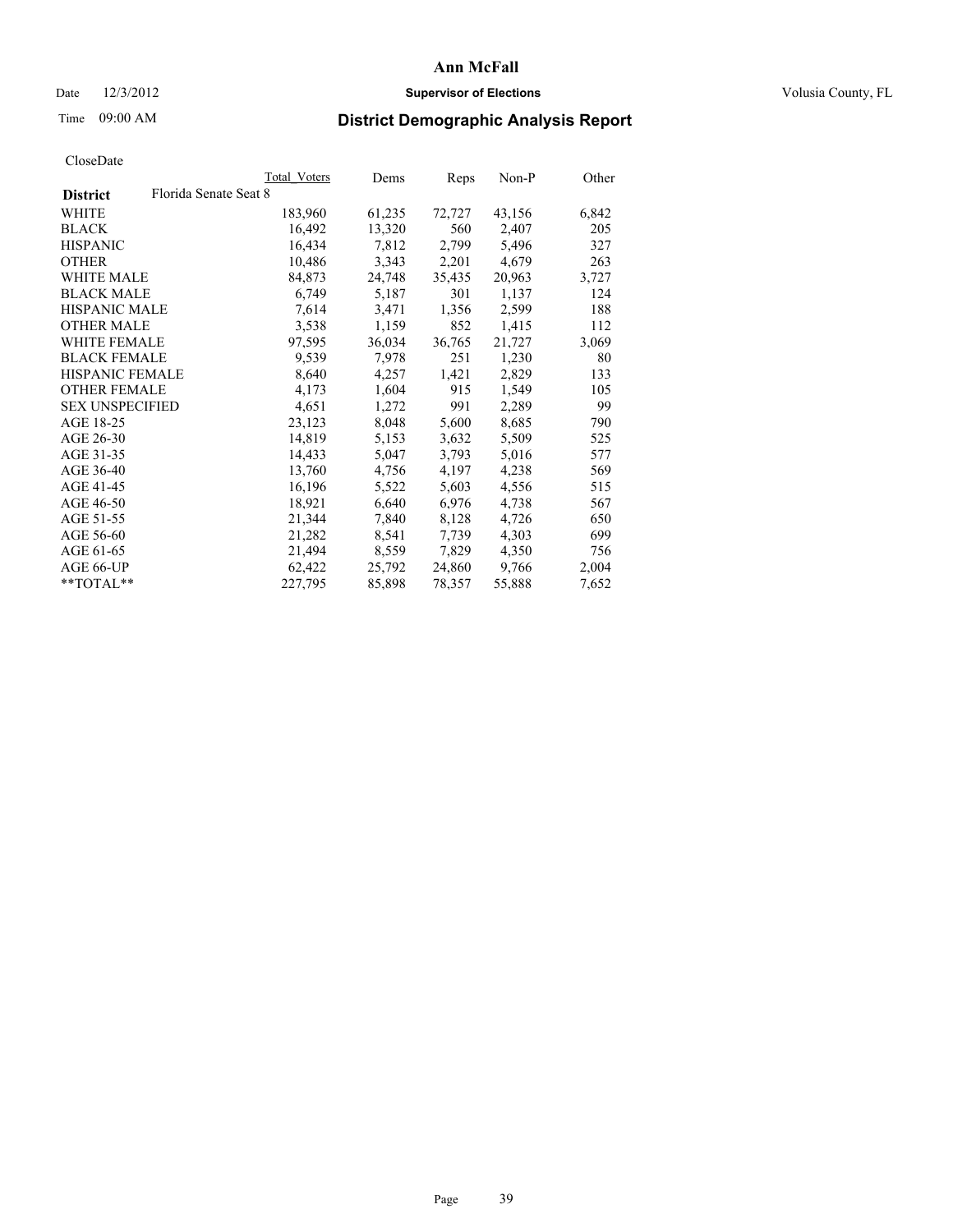# Ann McFall

Date 12/3/2012 **Supervisor of Elections** Volusia County, FL

Time 09:00 AM **District Demographic Analysis Report**

CloseDate

| **District** | Florida Senate Seat 8 | Total Voters | Dems | Reps | Non-P | Other |
|---|---|---|---|---|---|---|
| WHITE | | 183,960 | 61,235 | 72,727 | 43,156 | 6,842 |
| BLACK | | 16,492 | 13,320 | 560 | 2,407 | 205 |
| HISPANIC | | 16,434 | 7,812 | 2,799 | 5,496 | 327 |
| OTHER | | 10,486 | 3,343 | 2,201 | 4,679 | 263 |
| WHITE MALE | | 84,873 | 24,748 | 35,435 | 20,963 | 3,727 |
| BLACK MALE | | 6,749 | 5,187 | 301 | 1,137 | 124 |
| HISPANIC MALE | | 7,614 | 3,471 | 1,356 | 2,599 | 188 |
| OTHER MALE | | 3,538 | 1,159 | 852 | 1,415 | 112 |
| WHITE FEMALE | | 97,595 | 36,034 | 36,765 | 21,727 | 3,069 |
| BLACK FEMALE | | 9,539 | 7,978 | 251 | 1,230 | 80 |
| HISPANIC FEMALE | | 8,640 | 4,257 | 1,421 | 2,829 | 133 |
| OTHER FEMALE | | 4,173 | 1,604 | 915 | 1,549 | 105 |
| SEX UNSPECIFIED | | 4,651 | 1,272 | 991 | 2,289 | 99 |
| AGE 18-25 | | 23,123 | 8,048 | 5,600 | 8,685 | 790 |
| AGE 26-30 | | 14,819 | 5,153 | 3,632 | 5,509 | 525 |
| AGE 31-35 | | 14,433 | 5,047 | 3,793 | 5,016 | 577 |
| AGE 36-40 | | 13,760 | 4,756 | 4,197 | 4,238 | 569 |
| AGE 41-45 | | 16,196 | 5,522 | 5,603 | 4,556 | 515 |
| AGE 46-50 | | 18,921 | 6,640 | 6,976 | 4,738 | 567 |
| AGE 51-55 | | 21,344 | 7,840 | 8,128 | 4,726 | 650 |
| AGE 56-60 | | 21,282 | 8,541 | 7,739 | 4,303 | 699 |
| AGE 61-65 | | 21,494 | 8,559 | 7,829 | 4,350 | 756 |
| AGE 66-UP | | 62,422 | 25,792 | 24,860 | 9,766 | 2,004 |
| **TOTAL** | | 227,795 | 85,898 | 78,357 | 55,888 | 7,652 |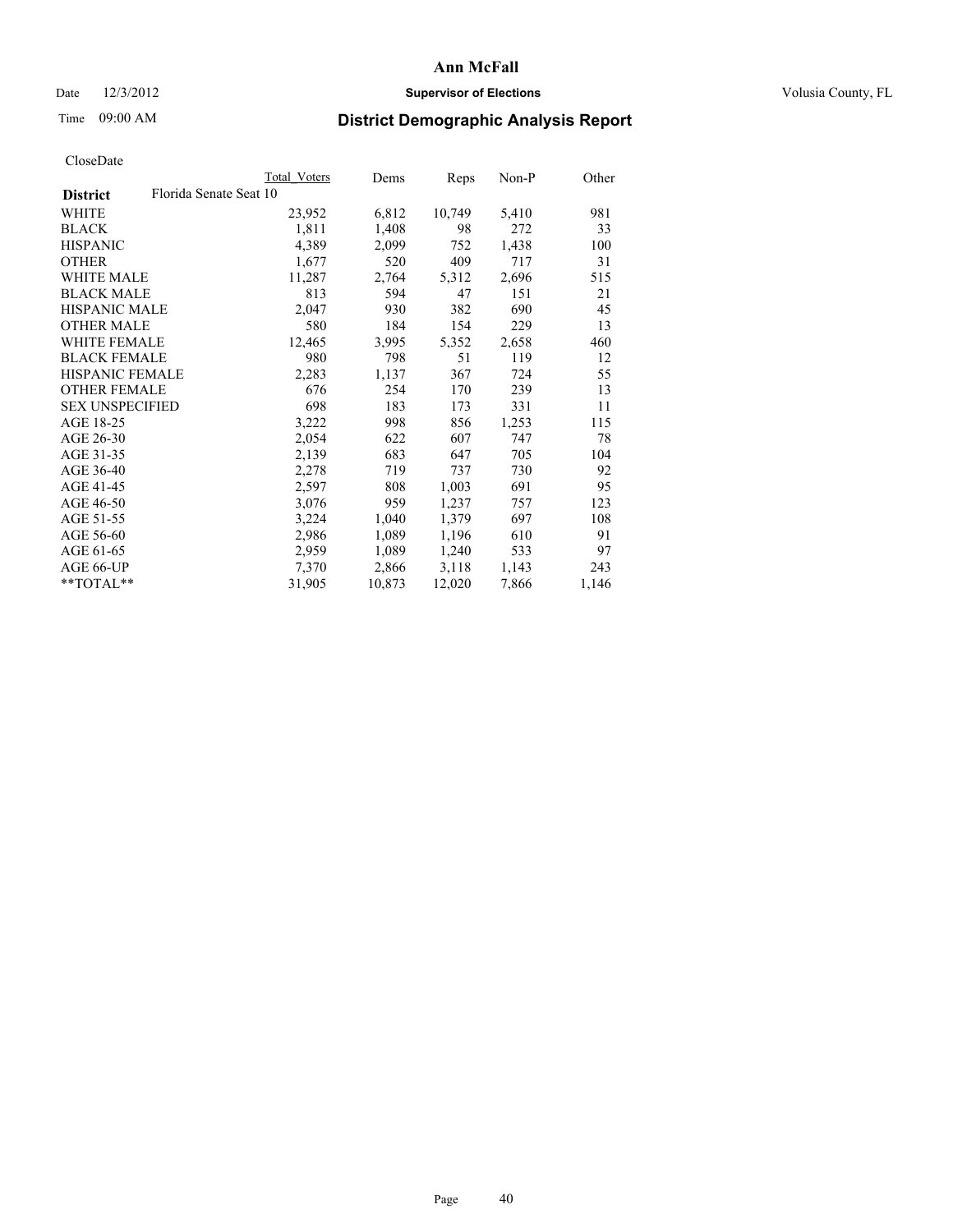# Ann McFall

Date 12/3/2012 **Supervisor of Elections** Volusia County, FL

Time 09:00 AM **District Demographic Analysis Report**

CloseDate

| | Total Voters | Dems | Reps | Non-P | Other |
|---|---|---|---|---|---|
| **District** Florida Senate Seat 10 | | | | | |
| WHITE | 23,952 | 6,812 | 10,749 | 5,410 | 981 |
| BLACK | 1,811 | 1,408 | 98 | 272 | 33 |
| HISPANIC | 4,389 | 2,099 | 752 | 1,438 | 100 |
| OTHER | 1,677 | 520 | 409 | 717 | 31 |
| WHITE MALE | 11,287 | 2,764 | 5,312 | 2,696 | 515 |
| BLACK MALE | 813 | 594 | 47 | 151 | 21 |
| HISPANIC MALE | 2,047 | 930 | 382 | 690 | 45 |
| OTHER MALE | 580 | 184 | 154 | 229 | 13 |
| WHITE FEMALE | 12,465 | 3,995 | 5,352 | 2,658 | 460 |
| BLACK FEMALE | 980 | 798 | 51 | 119 | 12 |
| HISPANIC FEMALE | 2,283 | 1,137 | 367 | 724 | 55 |
| OTHER FEMALE | 676 | 254 | 170 | 239 | 13 |
| SEX UNSPECIFIED | 698 | 183 | 173 | 331 | 11 |
| AGE 18-25 | 3,222 | 998 | 856 | 1,253 | 115 |
| AGE 26-30 | 2,054 | 622 | 607 | 747 | 78 |
| AGE 31-35 | 2,139 | 683 | 647 | 705 | 104 |
| AGE 36-40 | 2,278 | 719 | 737 | 730 | 92 |
| AGE 41-45 | 2,597 | 808 | 1,003 | 691 | 95 |
| AGE 46-50 | 3,076 | 959 | 1,237 | 757 | 123 |
| AGE 51-55 | 3,224 | 1,040 | 1,379 | 697 | 108 |
| AGE 56-60 | 2,986 | 1,089 | 1,196 | 610 | 91 |
| AGE 61-65 | 2,959 | 1,089 | 1,240 | 533 | 97 |
| AGE 66-UP | 7,370 | 2,866 | 3,118 | 1,143 | 243 |
| **TOTAL** | 31,905 | 10,873 | 12,020 | 7,866 | 1,146 |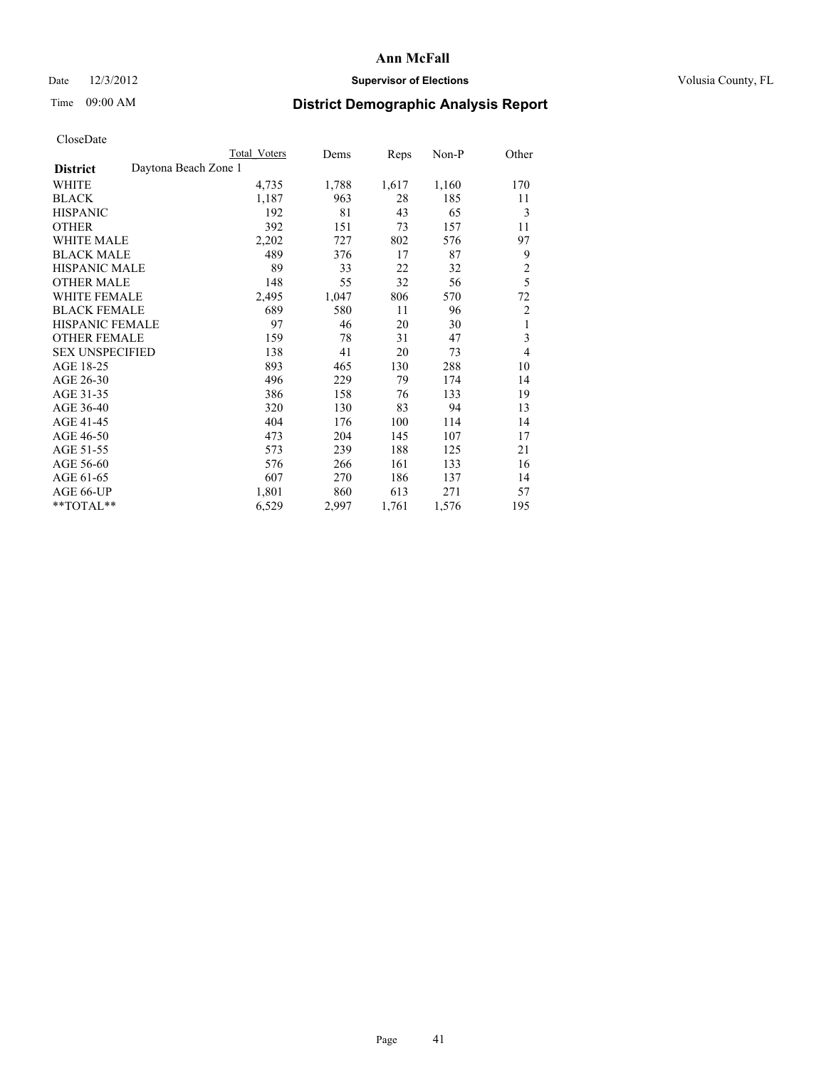# Ann McFall

Date 12/3/2012 **Supervisor of Elections** Volusia County, FL

Time 09:00 AM **District Demographic Analysis Report**

CloseDate

| | Total Voters | Dems | Reps | Non-P | Other |
|---|---|---|---|---|---|
| **District** Daytona Beach Zone 1 | | | | | |
| WHITE | 4,735 | 1,788 | 1,617 | 1,160 | 170 |
| BLACK | 1,187 | 963 | 28 | 185 | 11 |
| HISPANIC | 192 | 81 | 43 | 65 | 3 |
| OTHER | 392 | 151 | 73 | 157 | 11 |
| WHITE MALE | 2,202 | 727 | 802 | 576 | 97 |
| BLACK MALE | 489 | 376 | 17 | 87 | 9 |
| HISPANIC MALE | 89 | 33 | 22 | 32 | 2 |
| OTHER MALE | 148 | 55 | 32 | 56 | 5 |
| WHITE FEMALE | 2,495 | 1,047 | 806 | 570 | 72 |
| BLACK FEMALE | 689 | 580 | 11 | 96 | 2 |
| HISPANIC FEMALE | 97 | 46 | 20 | 30 | 1 |
| OTHER FEMALE | 159 | 78 | 31 | 47 | 3 |
| SEX UNSPECIFIED | 138 | 41 | 20 | 73 | 4 |
| AGE 18-25 | 893 | 465 | 130 | 288 | 10 |
| AGE 26-30 | 496 | 229 | 79 | 174 | 14 |
| AGE 31-35 | 386 | 158 | 76 | 133 | 19 |
| AGE 36-40 | 320 | 130 | 83 | 94 | 13 |
| AGE 41-45 | 404 | 176 | 100 | 114 | 14 |
| AGE 46-50 | 473 | 204 | 145 | 107 | 17 |
| AGE 51-55 | 573 | 239 | 188 | 125 | 21 |
| AGE 56-60 | 576 | 266 | 161 | 133 | 16 |
| AGE 61-65 | 607 | 270 | 186 | 137 | 14 |
| AGE 66-UP | 1,801 | 860 | 613 | 271 | 57 |
| **TOTAL** | 6,529 | 2,997 | 1,761 | 1,576 | 195 |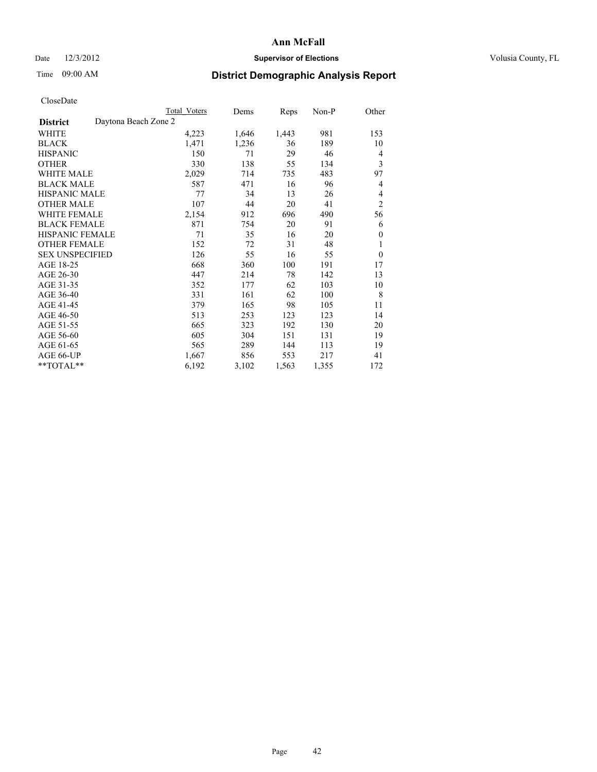# Ann McFall

Date 12/3/2012 **Supervisor of Elections** Volusia County, FL

Time 09:00 AM **District Demographic Analysis Report**

CloseDate

| | Total Voters | Dems | Reps | Non-P | Other |
|---|---|---|---|---|---|
| **District** Daytona Beach Zone 2 | | | | | |
| WHITE | 4,223 | 1,646 | 1,443 | 981 | 153 |
| BLACK | 1,471 | 1,236 | 36 | 189 | 10 |
| HISPANIC | 150 | 71 | 29 | 46 | 4 |
| OTHER | 330 | 138 | 55 | 134 | 3 |
| WHITE MALE | 2,029 | 714 | 735 | 483 | 97 |
| BLACK MALE | 587 | 471 | 16 | 96 | 4 |
| HISPANIC MALE | 77 | 34 | 13 | 26 | 4 |
| OTHER MALE | 107 | 44 | 20 | 41 | 2 |
| WHITE FEMALE | 2,154 | 912 | 696 | 490 | 56 |
| BLACK FEMALE | 871 | 754 | 20 | 91 | 6 |
| HISPANIC FEMALE | 71 | 35 | 16 | 20 | 0 |
| OTHER FEMALE | 152 | 72 | 31 | 48 | 1 |
| SEX UNSPECIFIED | 126 | 55 | 16 | 55 | 0 |
| AGE 18-25 | 668 | 360 | 100 | 191 | 17 |
| AGE 26-30 | 447 | 214 | 78 | 142 | 13 |
| AGE 31-35 | 352 | 177 | 62 | 103 | 10 |
| AGE 36-40 | 331 | 161 | 62 | 100 | 8 |
| AGE 41-45 | 379 | 165 | 98 | 105 | 11 |
| AGE 46-50 | 513 | 253 | 123 | 123 | 14 |
| AGE 51-55 | 665 | 323 | 192 | 130 | 20 |
| AGE 56-60 | 605 | 304 | 151 | 131 | 19 |
| AGE 61-65 | 565 | 289 | 144 | 113 | 19 |
| AGE 66-UP | 1,667 | 856 | 553 | 217 | 41 |
| **TOTAL** | 6,192 | 3,102 | 1,563 | 1,355 | 172 |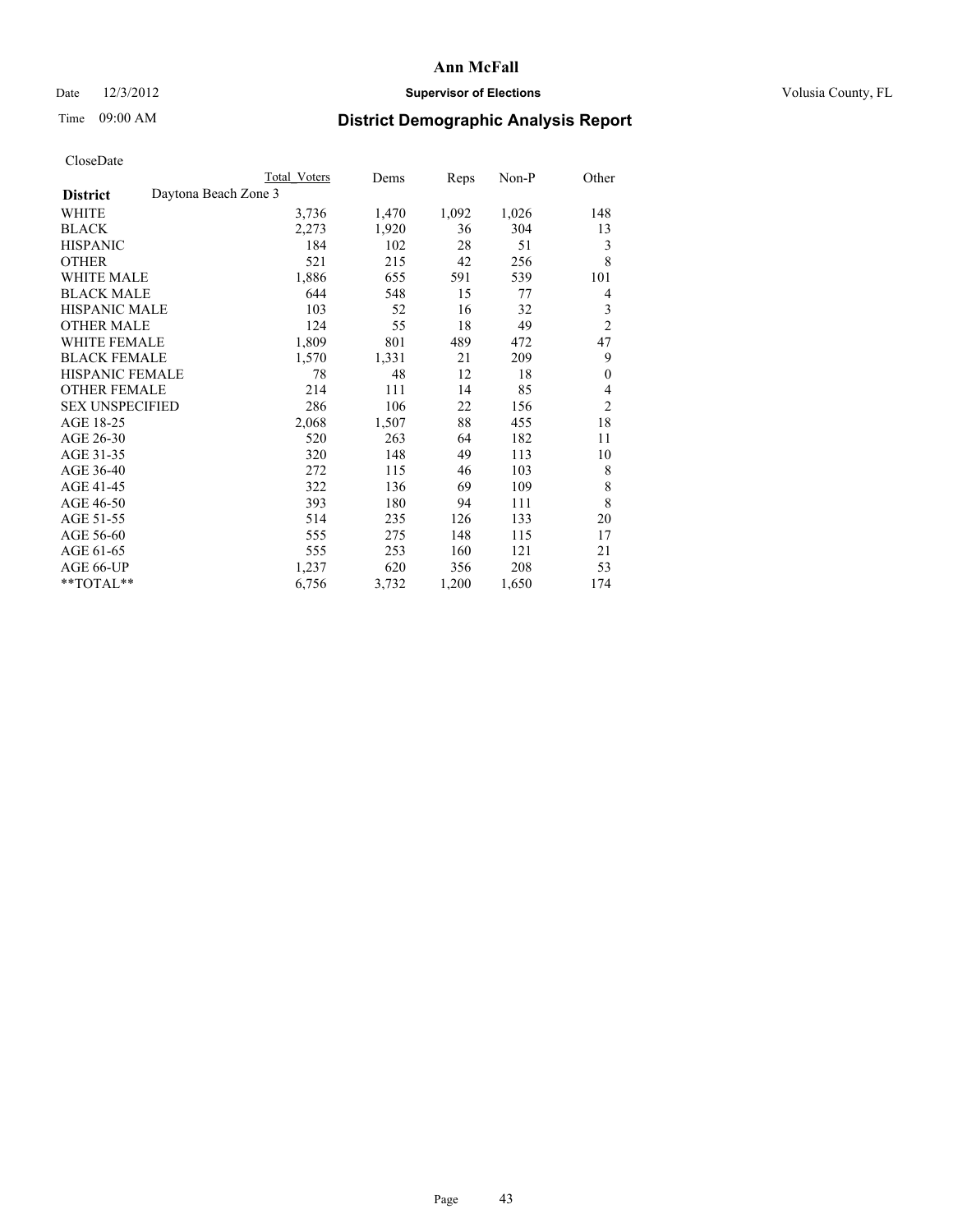# Ann McFall

Date 12/3/2012 **Supervisor of Elections** Volusia County, FL

Time 09:00 AM **District Demographic Analysis Report**

CloseDate

| | Total Voters | Dems | Reps | Non-P | Other |
|---|---|---|---|---|---|
| **District** Daytona Beach Zone 3 | | | | | |
| WHITE | 3,736 | 1,470 | 1,092 | 1,026 | 148 |
| BLACK | 2,273 | 1,920 | 36 | 304 | 13 |
| HISPANIC | 184 | 102 | 28 | 51 | 3 |
| OTHER | 521 | 215 | 42 | 256 | 8 |
| WHITE MALE | 1,886 | 655 | 591 | 539 | 101 |
| BLACK MALE | 644 | 548 | 15 | 77 | 4 |
| HISPANIC MALE | 103 | 52 | 16 | 32 | 3 |
| OTHER MALE | 124 | 55 | 18 | 49 | 2 |
| WHITE FEMALE | 1,809 | 801 | 489 | 472 | 47 |
| BLACK FEMALE | 1,570 | 1,331 | 21 | 209 | 9 |
| HISPANIC FEMALE | 78 | 48 | 12 | 18 | 0 |
| OTHER FEMALE | 214 | 111 | 14 | 85 | 4 |
| SEX UNSPECIFIED | 286 | 106 | 22 | 156 | 2 |
| AGE 18-25 | 2,068 | 1,507 | 88 | 455 | 18 |
| AGE 26-30 | 520 | 263 | 64 | 182 | 11 |
| AGE 31-35 | 320 | 148 | 49 | 113 | 10 |
| AGE 36-40 | 272 | 115 | 46 | 103 | 8 |
| AGE 41-45 | 322 | 136 | 69 | 109 | 8 |
| AGE 46-50 | 393 | 180 | 94 | 111 | 8 |
| AGE 51-55 | 514 | 235 | 126 | 133 | 20 |
| AGE 56-60 | 555 | 275 | 148 | 115 | 17 |
| AGE 61-65 | 555 | 253 | 160 | 121 | 21 |
| AGE 66-UP | 1,237 | 620 | 356 | 208 | 53 |
| **TOTAL** | 6,756 | 3,732 | 1,200 | 1,650 | 174 |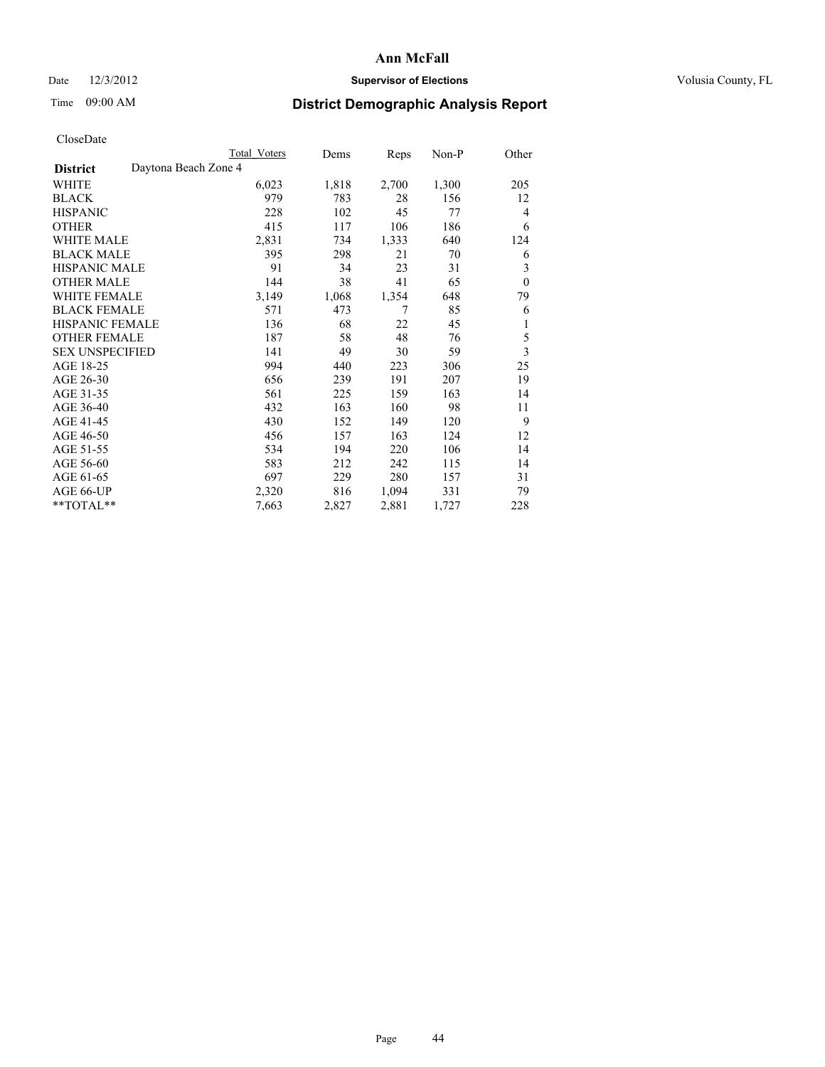# Ann McFall

Date 12/3/2012 **Supervisor of Elections** Volusia County, FL

Time 09:00 AM **District Demographic Analysis Report**

CloseDate

| **District** Daytona Beach Zone 4 | Total Voters | Dems | Reps | Non-P | Other |
|---|---|---|---|---|---|
| WHITE | 6,023 | 1,818 | 2,700 | 1,300 | 205 |
| BLACK | 979 | 783 | 28 | 156 | 12 |
| HISPANIC | 228 | 102 | 45 | 77 | 4 |
| OTHER | 415 | 117 | 106 | 186 | 6 |
| WHITE MALE | 2,831 | 734 | 1,333 | 640 | 124 |
| BLACK MALE | 395 | 298 | 21 | 70 | 6 |
| HISPANIC MALE | 91 | 34 | 23 | 31 | 3 |
| OTHER MALE | 144 | 38 | 41 | 65 | 0 |
| WHITE FEMALE | 3,149 | 1,068 | 1,354 | 648 | 79 |
| BLACK FEMALE | 571 | 473 | 7 | 85 | 6 |
| HISPANIC FEMALE | 136 | 68 | 22 | 45 | 1 |
| OTHER FEMALE | 187 | 58 | 48 | 76 | 5 |
| SEX UNSPECIFIED | 141 | 49 | 30 | 59 | 3 |
| AGE 18-25 | 994 | 440 | 223 | 306 | 25 |
| AGE 26-30 | 656 | 239 | 191 | 207 | 19 |
| AGE 31-35 | 561 | 225 | 159 | 163 | 14 |
| AGE 36-40 | 432 | 163 | 160 | 98 | 11 |
| AGE 41-45 | 430 | 152 | 149 | 120 | 9 |
| AGE 46-50 | 456 | 157 | 163 | 124 | 12 |
| AGE 51-55 | 534 | 194 | 220 | 106 | 14 |
| AGE 56-60 | 583 | 212 | 242 | 115 | 14 |
| AGE 61-65 | 697 | 229 | 280 | 157 | 31 |
| AGE 66-UP | 2,320 | 816 | 1,094 | 331 | 79 |
| **TOTAL** | 7,663 | 2,827 | 2,881 | 1,727 | 228 |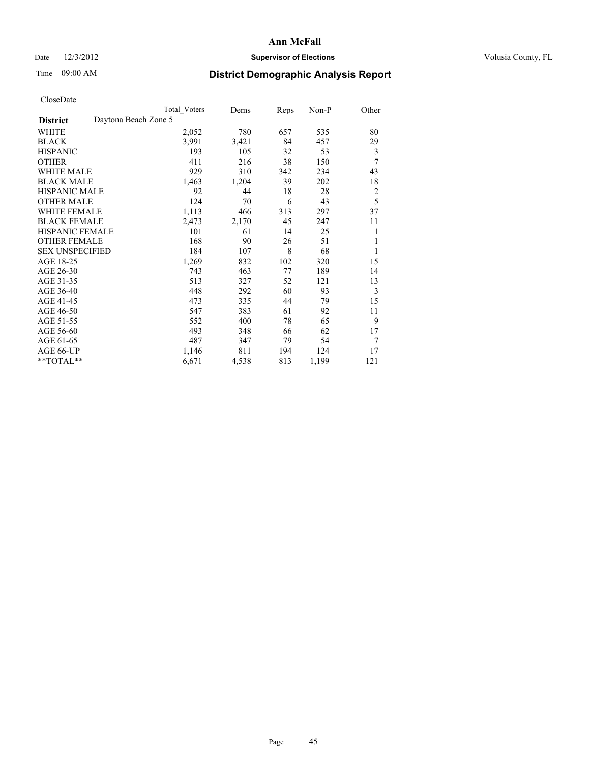# Ann McFall

Date 12/3/2012 **Supervisor of Elections** Volusia County, FL

Time 09:00 AM

## District Demographic Analysis Report

CloseDate

| | Total Voters | Dems | Reps | Non-P | Other |
|---|---|---|---|---|---|
| **District** Daytona Beach Zone 5 | | | | | |
| WHITE | 2,052 | 780 | 657 | 535 | 80 |
| BLACK | 3,991 | 3,421 | 84 | 457 | 29 |
| HISPANIC | 193 | 105 | 32 | 53 | 3 |
| OTHER | 411 | 216 | 38 | 150 | 7 |
| WHITE MALE | 929 | 310 | 342 | 234 | 43 |
| BLACK MALE | 1,463 | 1,204 | 39 | 202 | 18 |
| HISPANIC MALE | 92 | 44 | 18 | 28 | 2 |
| OTHER MALE | 124 | 70 | 6 | 43 | 5 |
| WHITE FEMALE | 1,113 | 466 | 313 | 297 | 37 |
| BLACK FEMALE | 2,473 | 2,170 | 45 | 247 | 11 |
| HISPANIC FEMALE | 101 | 61 | 14 | 25 | 1 |
| OTHER FEMALE | 168 | 90 | 26 | 51 | 1 |
| SEX UNSPECIFIED | 184 | 107 | 8 | 68 | 1 |
| AGE 18-25 | 1,269 | 832 | 102 | 320 | 15 |
| AGE 26-30 | 743 | 463 | 77 | 189 | 14 |
| AGE 31-35 | 513 | 327 | 52 | 121 | 13 |
| AGE 36-40 | 448 | 292 | 60 | 93 | 3 |
| AGE 41-45 | 473 | 335 | 44 | 79 | 15 |
| AGE 46-50 | 547 | 383 | 61 | 92 | 11 |
| AGE 51-55 | 552 | 400 | 78 | 65 | 9 |
| AGE 56-60 | 493 | 348 | 66 | 62 | 17 |
| AGE 61-65 | 487 | 347 | 79 | 54 | 7 |
| AGE 66-UP | 1,146 | 811 | 194 | 124 | 17 |
| **TOTAL** | 6,671 | 4,538 | 813 | 1,199 | 121 |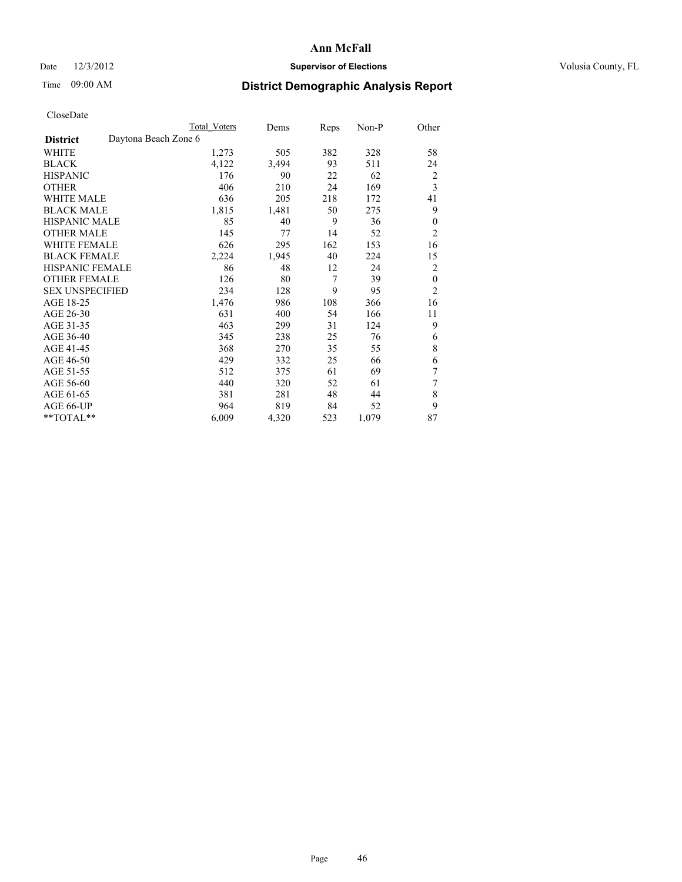# Ann McFall

Date 12/3/2012 **Supervisor of Elections** Volusia County, FL

Time 09:00 AM **District Demographic Analysis Report**

CloseDate

| | Total Voters | Dems | Reps | Non-P | Other |
|---|---|---|---|---|---|
| **District** Daytona Beach Zone 6 | | | | | |
| WHITE | 1,273 | 505 | 382 | 328 | 58 |
| BLACK | 4,122 | 3,494 | 93 | 511 | 24 |
| HISPANIC | 176 | 90 | 22 | 62 | 2 |
| OTHER | 406 | 210 | 24 | 169 | 3 |
| WHITE MALE | 636 | 205 | 218 | 172 | 41 |
| BLACK MALE | 1,815 | 1,481 | 50 | 275 | 9 |
| HISPANIC MALE | 85 | 40 | 9 | 36 | 0 |
| OTHER MALE | 145 | 77 | 14 | 52 | 2 |
| WHITE FEMALE | 626 | 295 | 162 | 153 | 16 |
| BLACK FEMALE | 2,224 | 1,945 | 40 | 224 | 15 |
| HISPANIC FEMALE | 86 | 48 | 12 | 24 | 2 |
| OTHER FEMALE | 126 | 80 | 7 | 39 | 0 |
| SEX UNSPECIFIED | 234 | 128 | 9 | 95 | 2 |
| AGE 18-25 | 1,476 | 986 | 108 | 366 | 16 |
| AGE 26-30 | 631 | 400 | 54 | 166 | 11 |
| AGE 31-35 | 463 | 299 | 31 | 124 | 9 |
| AGE 36-40 | 345 | 238 | 25 | 76 | 6 |
| AGE 41-45 | 368 | 270 | 35 | 55 | 8 |
| AGE 46-50 | 429 | 332 | 25 | 66 | 6 |
| AGE 51-55 | 512 | 375 | 61 | 69 | 7 |
| AGE 56-60 | 440 | 320 | 52 | 61 | 7 |
| AGE 61-65 | 381 | 281 | 48 | 44 | 8 |
| AGE 66-UP | 964 | 819 | 84 | 52 | 9 |
| **TOTAL** | 6,009 | 4,320 | 523 | 1,079 | 87 |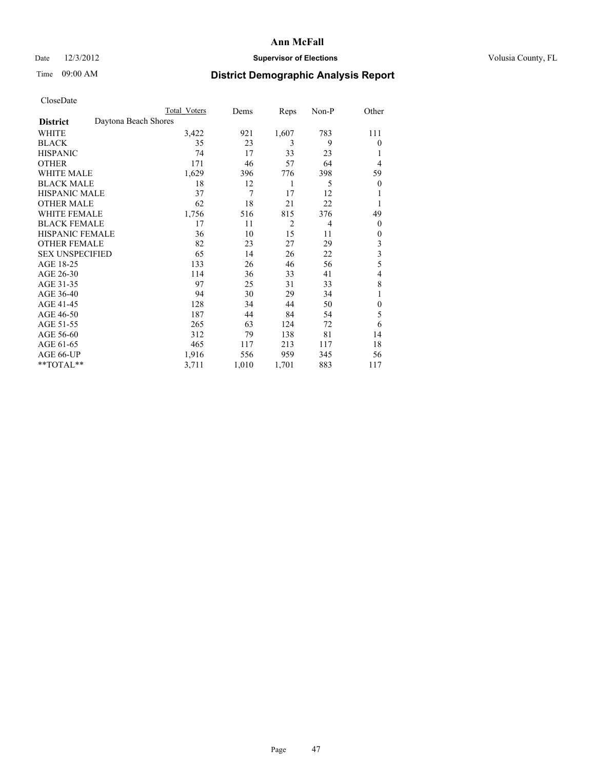# Ann McFall

Date 12/3/2012 **Supervisor of Elections** Volusia County, FL

Time 09:00 AM

## District Demographic Analysis Report

CloseDate

| | Total Voters | Dems | Reps | Non-P | Other |
|---|---|---|---|---|---|
| **District** Daytona Beach Shores | | | | | |
| WHITE | 3,422 | 921 | 1,607 | 783 | 111 |
| BLACK | 35 | 23 | 3 | 9 | 0 |
| HISPANIC | 74 | 17 | 33 | 23 | 1 |
| OTHER | 171 | 46 | 57 | 64 | 4 |
| WHITE MALE | 1,629 | 396 | 776 | 398 | 59 |
| BLACK MALE | 18 | 12 | 1 | 5 | 0 |
| HISPANIC MALE | 37 | 7 | 17 | 12 | 1 |
| OTHER MALE | 62 | 18 | 21 | 22 | 1 |
| WHITE FEMALE | 1,756 | 516 | 815 | 376 | 49 |
| BLACK FEMALE | 17 | 11 | 2 | 4 | 0 |
| HISPANIC FEMALE | 36 | 10 | 15 | 11 | 0 |
| OTHER FEMALE | 82 | 23 | 27 | 29 | 3 |
| SEX UNSPECIFIED | 65 | 14 | 26 | 22 | 3 |
| AGE 18-25 | 133 | 26 | 46 | 56 | 5 |
| AGE 26-30 | 114 | 36 | 33 | 41 | 4 |
| AGE 31-35 | 97 | 25 | 31 | 33 | 8 |
| AGE 36-40 | 94 | 30 | 29 | 34 | 1 |
| AGE 41-45 | 128 | 34 | 44 | 50 | 0 |
| AGE 46-50 | 187 | 44 | 84 | 54 | 5 |
| AGE 51-55 | 265 | 63 | 124 | 72 | 6 |
| AGE 56-60 | 312 | 79 | 138 | 81 | 14 |
| AGE 61-65 | 465 | 117 | 213 | 117 | 18 |
| AGE 66-UP | 1,916 | 556 | 959 | 345 | 56 |
| **TOTAL** | 3,711 | 1,010 | 1,701 | 883 | 117 |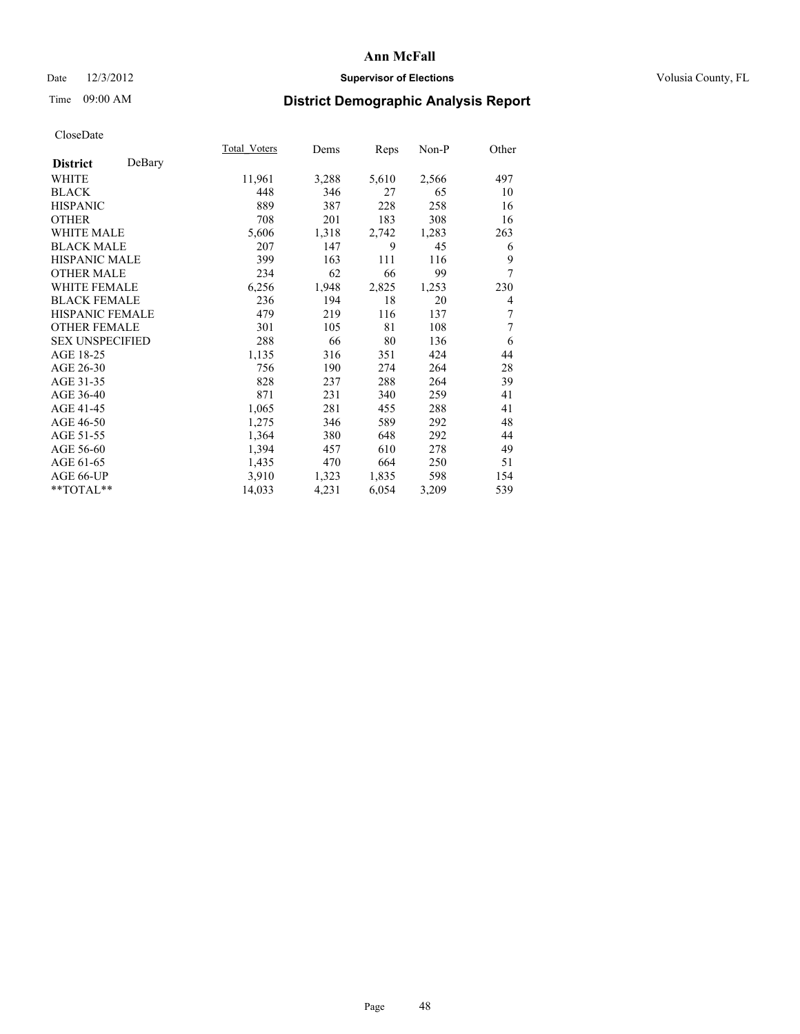# Ann McFall

Date 12/3/2012 **Supervisor of Elections** Volusia County, FL

Time 09:00 AM **District Demographic Analysis Report**

CloseDate

| **District** DeBary | Total_Voters | Dems | Reps | Non-P | Other |
|---|---|---|---|---|---|
| WHITE | 11,961 | 3,288 | 5,610 | 2,566 | 497 |
| BLACK | 448 | 346 | 27 | 65 | 10 |
| HISPANIC | 889 | 387 | 228 | 258 | 16 |
| OTHER | 708 | 201 | 183 | 308 | 16 |
| WHITE MALE | 5,606 | 1,318 | 2,742 | 1,283 | 263 |
| BLACK MALE | 207 | 147 | 9 | 45 | 6 |
| HISPANIC MALE | 399 | 163 | 111 | 116 | 9 |
| OTHER MALE | 234 | 62 | 66 | 99 | 7 |
| WHITE FEMALE | 6,256 | 1,948 | 2,825 | 1,253 | 230 |
| BLACK FEMALE | 236 | 194 | 18 | 20 | 4 |
| HISPANIC FEMALE | 479 | 219 | 116 | 137 | 7 |
| OTHER FEMALE | 301 | 105 | 81 | 108 | 7 |
| SEX UNSPECIFIED | 288 | 66 | 80 | 136 | 6 |
| AGE 18-25 | 1,135 | 316 | 351 | 424 | 44 |
| AGE 26-30 | 756 | 190 | 274 | 264 | 28 |
| AGE 31-35 | 828 | 237 | 288 | 264 | 39 |
| AGE 36-40 | 871 | 231 | 340 | 259 | 41 |
| AGE 41-45 | 1,065 | 281 | 455 | 288 | 41 |
| AGE 46-50 | 1,275 | 346 | 589 | 292 | 48 |
| AGE 51-55 | 1,364 | 380 | 648 | 292 | 44 |
| AGE 56-60 | 1,394 | 457 | 610 | 278 | 49 |
| AGE 61-65 | 1,435 | 470 | 664 | 250 | 51 |
| AGE 66-UP | 3,910 | 1,323 | 1,835 | 598 | 154 |
| **TOTAL** | 14,033 | 4,231 | 6,054 | 3,209 | 539 |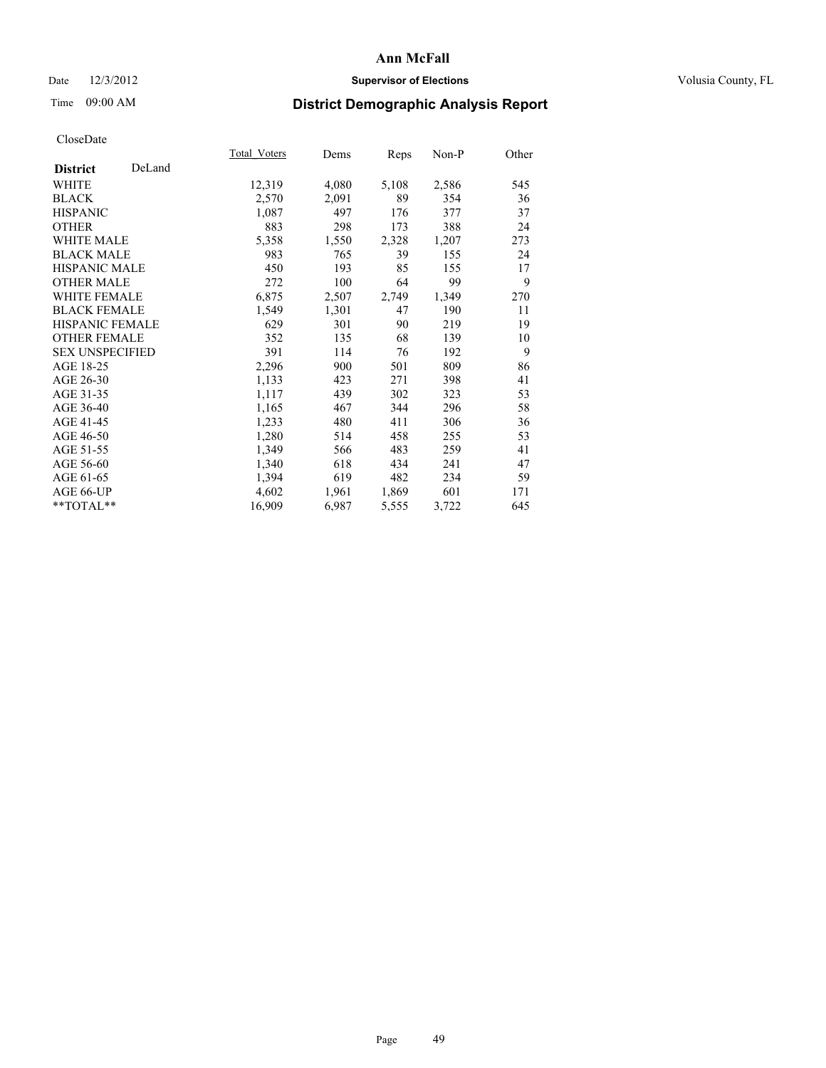# Ann McFall

Date 12/3/2012 **Supervisor of Elections** Volusia County, FL

Time 09:00 AM **District Demographic Analysis Report**

CloseDate

| **District** DeLand | Total_Voters | Dems | Reps | Non-P | Other |
|---|---|---|---|---|---|
| WHITE | 12,319 | 4,080 | 5,108 | 2,586 | 545 |
| BLACK | 2,570 | 2,091 | 89 | 354 | 36 |
| HISPANIC | 1,087 | 497 | 176 | 377 | 37 |
| OTHER | 883 | 298 | 173 | 388 | 24 |
| WHITE MALE | 5,358 | 1,550 | 2,328 | 1,207 | 273 |
| BLACK MALE | 983 | 765 | 39 | 155 | 24 |
| HISPANIC MALE | 450 | 193 | 85 | 155 | 17 |
| OTHER MALE | 272 | 100 | 64 | 99 | 9 |
| WHITE FEMALE | 6,875 | 2,507 | 2,749 | 1,349 | 270 |
| BLACK FEMALE | 1,549 | 1,301 | 47 | 190 | 11 |
| HISPANIC FEMALE | 629 | 301 | 90 | 219 | 19 |
| OTHER FEMALE | 352 | 135 | 68 | 139 | 10 |
| SEX UNSPECIFIED | 391 | 114 | 76 | 192 | 9 |
| AGE 18-25 | 2,296 | 900 | 501 | 809 | 86 |
| AGE 26-30 | 1,133 | 423 | 271 | 398 | 41 |
| AGE 31-35 | 1,117 | 439 | 302 | 323 | 53 |
| AGE 36-40 | 1,165 | 467 | 344 | 296 | 58 |
| AGE 41-45 | 1,233 | 480 | 411 | 306 | 36 |
| AGE 46-50 | 1,280 | 514 | 458 | 255 | 53 |
| AGE 51-55 | 1,349 | 566 | 483 | 259 | 41 |
| AGE 56-60 | 1,340 | 618 | 434 | 241 | 47 |
| AGE 61-65 | 1,394 | 619 | 482 | 234 | 59 |
| AGE 66-UP | 4,602 | 1,961 | 1,869 | 601 | 171 |
| **TOTAL** | 16,909 | 6,987 | 5,555 | 3,722 | 645 |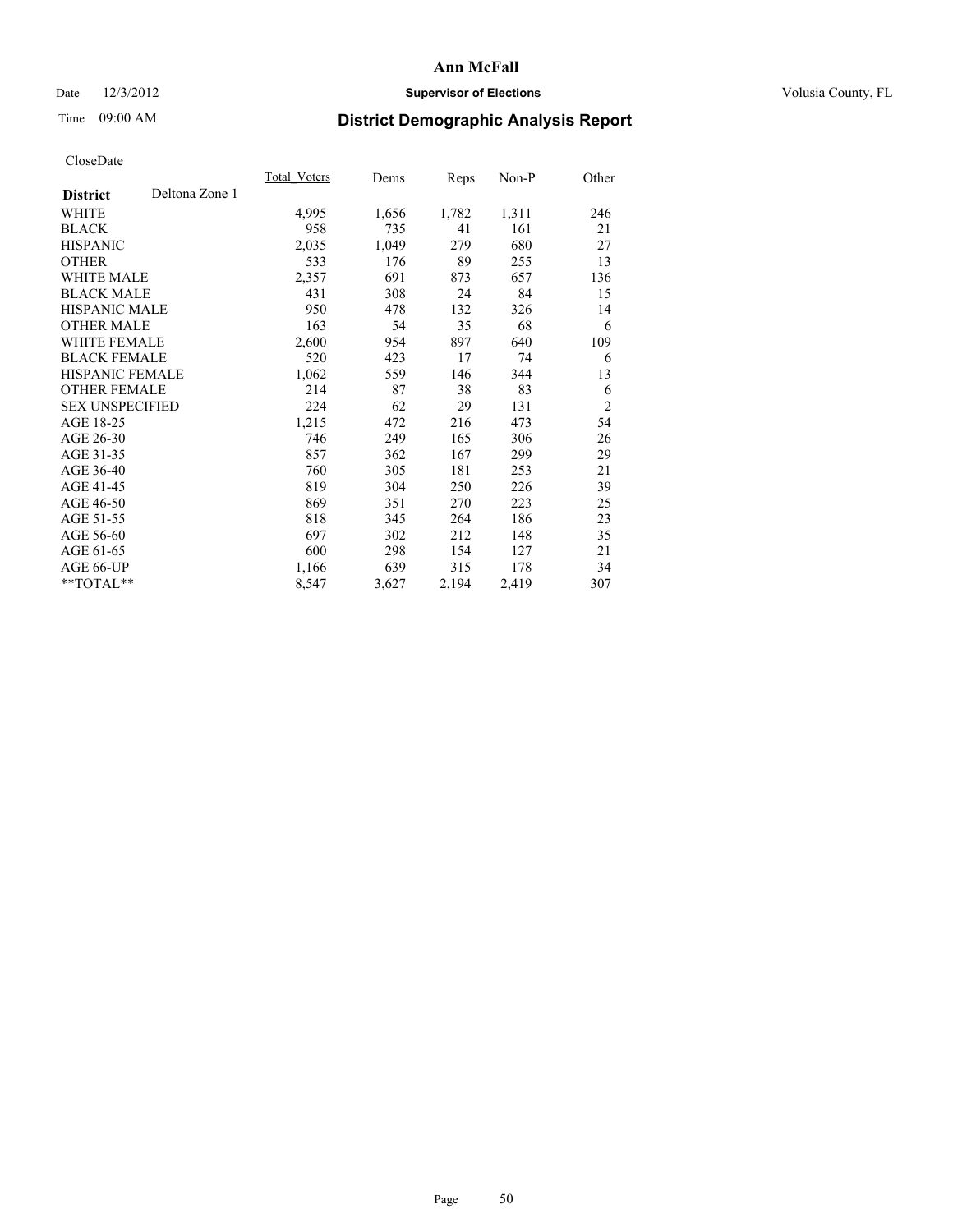# Ann McFall

Date 12/3/2012 **Supervisor of Elections** Volusia County, FL

Time 09:00 AM **District Demographic Analysis Report**

CloseDate

| **District** Deltona Zone 1 | Total_Voters | Dems | Reps | Non-P | Other |
|---|---|---|---|---|---|
| WHITE | 4,995 | 1,656 | 1,782 | 1,311 | 246 |
| BLACK | 958 | 735 | 41 | 161 | 21 |
| HISPANIC | 2,035 | 1,049 | 279 | 680 | 27 |
| OTHER | 533 | 176 | 89 | 255 | 13 |
| WHITE MALE | 2,357 | 691 | 873 | 657 | 136 |
| BLACK MALE | 431 | 308 | 24 | 84 | 15 |
| HISPANIC MALE | 950 | 478 | 132 | 326 | 14 |
| OTHER MALE | 163 | 54 | 35 | 68 | 6 |
| WHITE FEMALE | 2,600 | 954 | 897 | 640 | 109 |
| BLACK FEMALE | 520 | 423 | 17 | 74 | 6 |
| HISPANIC FEMALE | 1,062 | 559 | 146 | 344 | 13 |
| OTHER FEMALE | 214 | 87 | 38 | 83 | 6 |
| SEX UNSPECIFIED | 224 | 62 | 29 | 131 | 2 |
| AGE 18-25 | 1,215 | 472 | 216 | 473 | 54 |
| AGE 26-30 | 746 | 249 | 165 | 306 | 26 |
| AGE 31-35 | 857 | 362 | 167 | 299 | 29 |
| AGE 36-40 | 760 | 305 | 181 | 253 | 21 |
| AGE 41-45 | 819 | 304 | 250 | 226 | 39 |
| AGE 46-50 | 869 | 351 | 270 | 223 | 25 |
| AGE 51-55 | 818 | 345 | 264 | 186 | 23 |
| AGE 56-60 | 697 | 302 | 212 | 148 | 35 |
| AGE 61-65 | 600 | 298 | 154 | 127 | 21 |
| AGE 66-UP | 1,166 | 639 | 315 | 178 | 34 |
| **TOTAL** | 8,547 | 3,627 | 2,194 | 2,419 | 307 |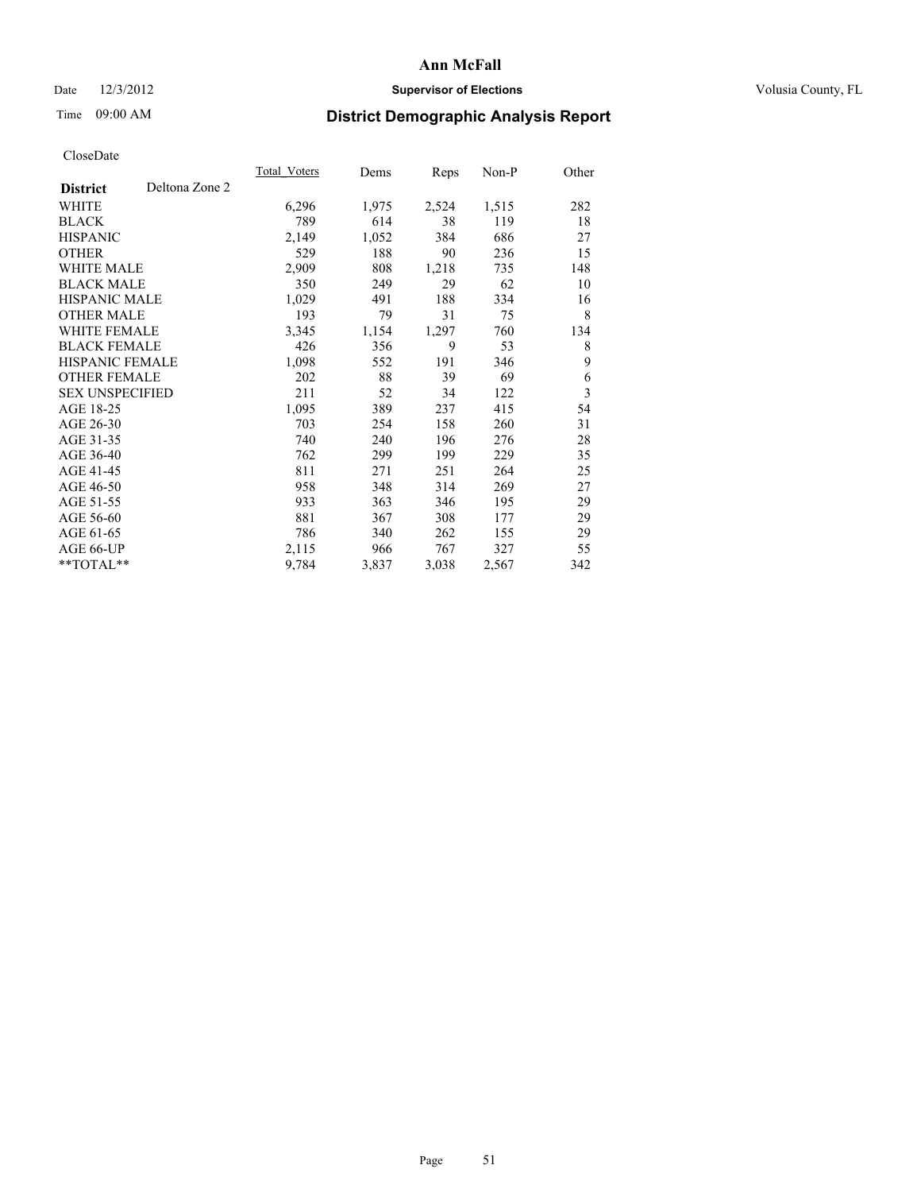# Ann McFall

Date 12/3/2012 **Supervisor of Elections** Volusia County, FL

Time 09:00 AM **District Demographic Analysis Report**

CloseDate

| **District** Deltona Zone 2 | Total_Voters | Dems | Reps | Non-P | Other |
|---|---|---|---|---|---|
| WHITE | 6,296 | 1,975 | 2,524 | 1,515 | 282 |
| BLACK | 789 | 614 | 38 | 119 | 18 |
| HISPANIC | 2,149 | 1,052 | 384 | 686 | 27 |
| OTHER | 529 | 188 | 90 | 236 | 15 |
| WHITE MALE | 2,909 | 808 | 1,218 | 735 | 148 |
| BLACK MALE | 350 | 249 | 29 | 62 | 10 |
| HISPANIC MALE | 1,029 | 491 | 188 | 334 | 16 |
| OTHER MALE | 193 | 79 | 31 | 75 | 8 |
| WHITE FEMALE | 3,345 | 1,154 | 1,297 | 760 | 134 |
| BLACK FEMALE | 426 | 356 | 9 | 53 | 8 |
| HISPANIC FEMALE | 1,098 | 552 | 191 | 346 | 9 |
| OTHER FEMALE | 202 | 88 | 39 | 69 | 6 |
| SEX UNSPECIFIED | 211 | 52 | 34 | 122 | 3 |
| AGE 18-25 | 1,095 | 389 | 237 | 415 | 54 |
| AGE 26-30 | 703 | 254 | 158 | 260 | 31 |
| AGE 31-35 | 740 | 240 | 196 | 276 | 28 |
| AGE 36-40 | 762 | 299 | 199 | 229 | 35 |
| AGE 41-45 | 811 | 271 | 251 | 264 | 25 |
| AGE 46-50 | 958 | 348 | 314 | 269 | 27 |
| AGE 51-55 | 933 | 363 | 346 | 195 | 29 |
| AGE 56-60 | 881 | 367 | 308 | 177 | 29 |
| AGE 61-65 | 786 | 340 | 262 | 155 | 29 |
| AGE 66-UP | 2,115 | 966 | 767 | 327 | 55 |
| **TOTAL** | 9,784 | 3,837 | 3,038 | 2,567 | 342 |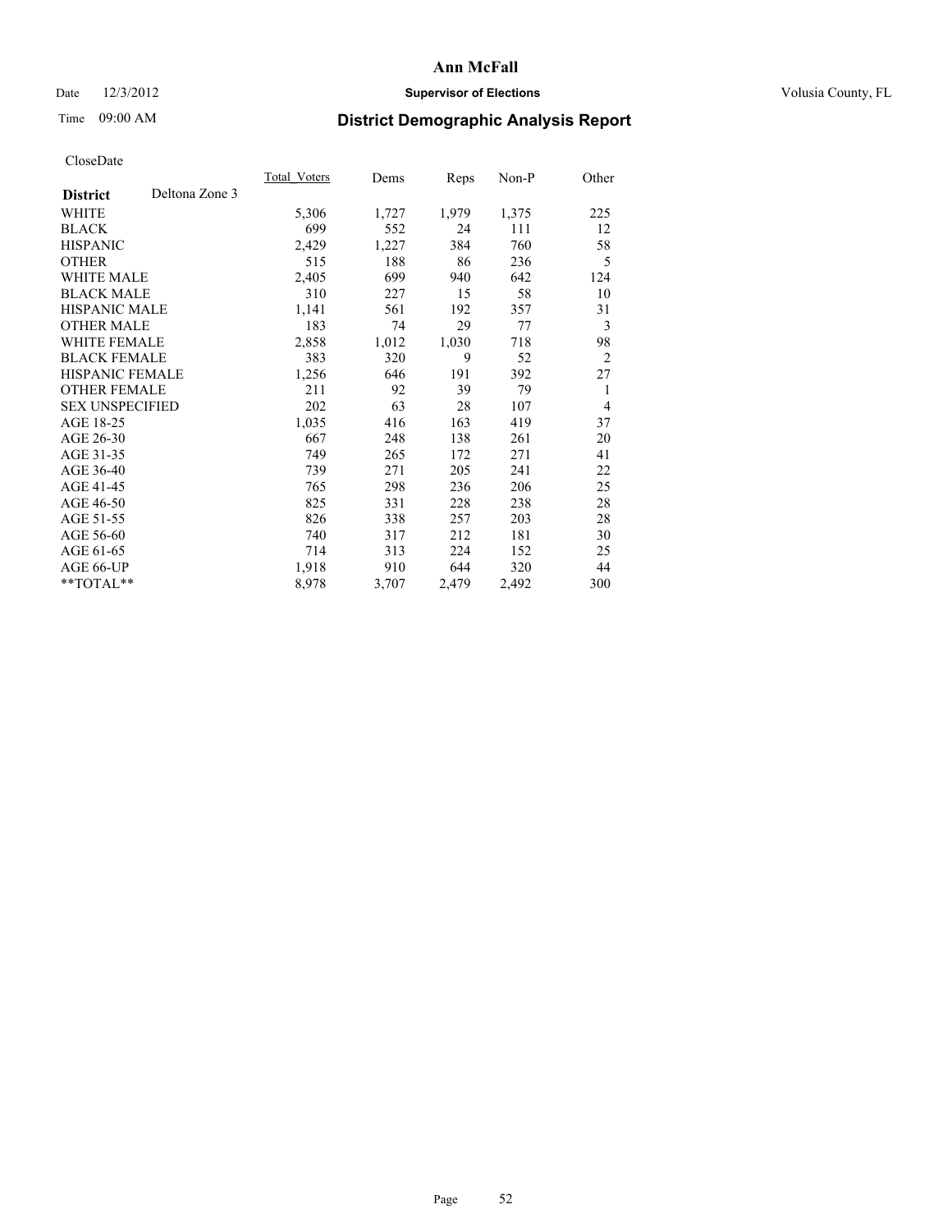# Ann McFall

Date 12/3/2012 **Supervisor of Elections** Volusia County, FL

Time 09:00 AM **District Demographic Analysis Report**

CloseDate

| **District** Deltona Zone 3 | Total Voters | Dems | Reps | Non-P | Other |
|---|---|---|---|---|---|
| WHITE | 5,306 | 1,727 | 1,979 | 1,375 | 225 |
| BLACK | 699 | 552 | 24 | 111 | 12 |
| HISPANIC | 2,429 | 1,227 | 384 | 760 | 58 |
| OTHER | 515 | 188 | 86 | 236 | 5 |
| WHITE MALE | 2,405 | 699 | 940 | 642 | 124 |
| BLACK MALE | 310 | 227 | 15 | 58 | 10 |
| HISPANIC MALE | 1,141 | 561 | 192 | 357 | 31 |
| OTHER MALE | 183 | 74 | 29 | 77 | 3 |
| WHITE FEMALE | 2,858 | 1,012 | 1,030 | 718 | 98 |
| BLACK FEMALE | 383 | 320 | 9 | 52 | 2 |
| HISPANIC FEMALE | 1,256 | 646 | 191 | 392 | 27 |
| OTHER FEMALE | 211 | 92 | 39 | 79 | 1 |
| SEX UNSPECIFIED | 202 | 63 | 28 | 107 | 4 |
| AGE 18-25 | 1,035 | 416 | 163 | 419 | 37 |
| AGE 26-30 | 667 | 248 | 138 | 261 | 20 |
| AGE 31-35 | 749 | 265 | 172 | 271 | 41 |
| AGE 36-40 | 739 | 271 | 205 | 241 | 22 |
| AGE 41-45 | 765 | 298 | 236 | 206 | 25 |
| AGE 46-50 | 825 | 331 | 228 | 238 | 28 |
| AGE 51-55 | 826 | 338 | 257 | 203 | 28 |
| AGE 56-60 | 740 | 317 | 212 | 181 | 30 |
| AGE 61-65 | 714 | 313 | 224 | 152 | 25 |
| AGE 66-UP | 1,918 | 910 | 644 | 320 | 44 |
| **TOTAL** | 8,978 | 3,707 | 2,479 | 2,492 | 300 |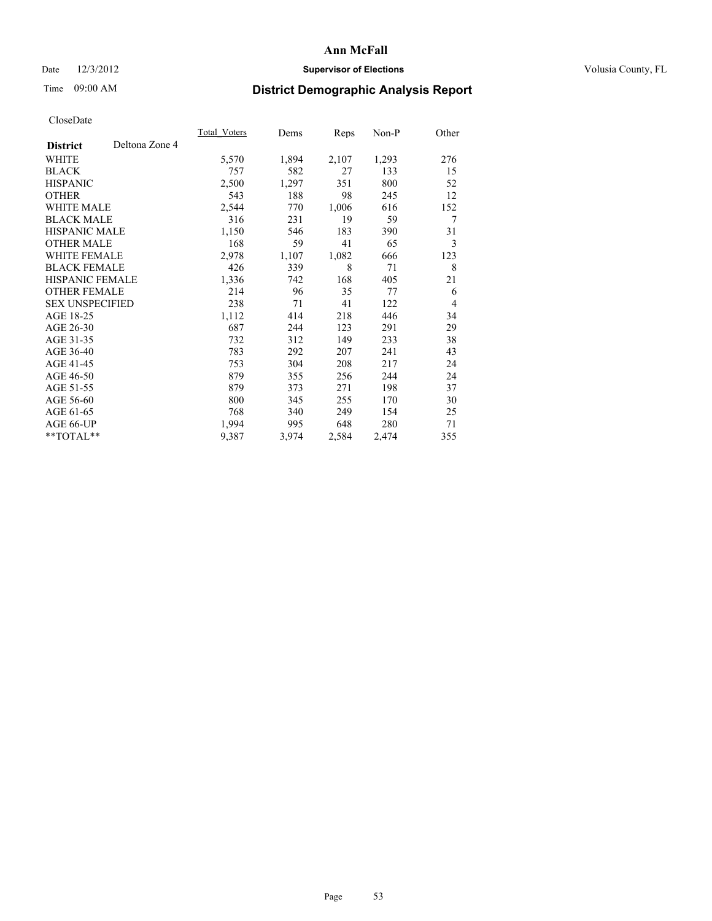# Ann McFall

Date 12/3/2012 **Supervisor of Elections** Volusia County, FL

Time 09:00 AM **District Demographic Analysis Report**

CloseDate

| | Total_Voters | Dems | Reps | Non-P | Other |
|---|---|---|---|---|---|
| **District** Deltona Zone 4 | | | | | |
| WHITE | 5,570 | 1,894 | 2,107 | 1,293 | 276 |
| BLACK | 757 | 582 | 27 | 133 | 15 |
| HISPANIC | 2,500 | 1,297 | 351 | 800 | 52 |
| OTHER | 543 | 188 | 98 | 245 | 12 |
| WHITE MALE | 2,544 | 770 | 1,006 | 616 | 152 |
| BLACK MALE | 316 | 231 | 19 | 59 | 7 |
| HISPANIC MALE | 1,150 | 546 | 183 | 390 | 31 |
| OTHER MALE | 168 | 59 | 41 | 65 | 3 |
| WHITE FEMALE | 2,978 | 1,107 | 1,082 | 666 | 123 |
| BLACK FEMALE | 426 | 339 | 8 | 71 | 8 |
| HISPANIC FEMALE | 1,336 | 742 | 168 | 405 | 21 |
| OTHER FEMALE | 214 | 96 | 35 | 77 | 6 |
| SEX UNSPECIFIED | 238 | 71 | 41 | 122 | 4 |
| AGE 18-25 | 1,112 | 414 | 218 | 446 | 34 |
| AGE 26-30 | 687 | 244 | 123 | 291 | 29 |
| AGE 31-35 | 732 | 312 | 149 | 233 | 38 |
| AGE 36-40 | 783 | 292 | 207 | 241 | 43 |
| AGE 41-45 | 753 | 304 | 208 | 217 | 24 |
| AGE 46-50 | 879 | 355 | 256 | 244 | 24 |
| AGE 51-55 | 879 | 373 | 271 | 198 | 37 |
| AGE 56-60 | 800 | 345 | 255 | 170 | 30 |
| AGE 61-65 | 768 | 340 | 249 | 154 | 25 |
| AGE 66-UP | 1,994 | 995 | 648 | 280 | 71 |
| **TOTAL** | 9,387 | 3,974 | 2,584 | 2,474 | 355 |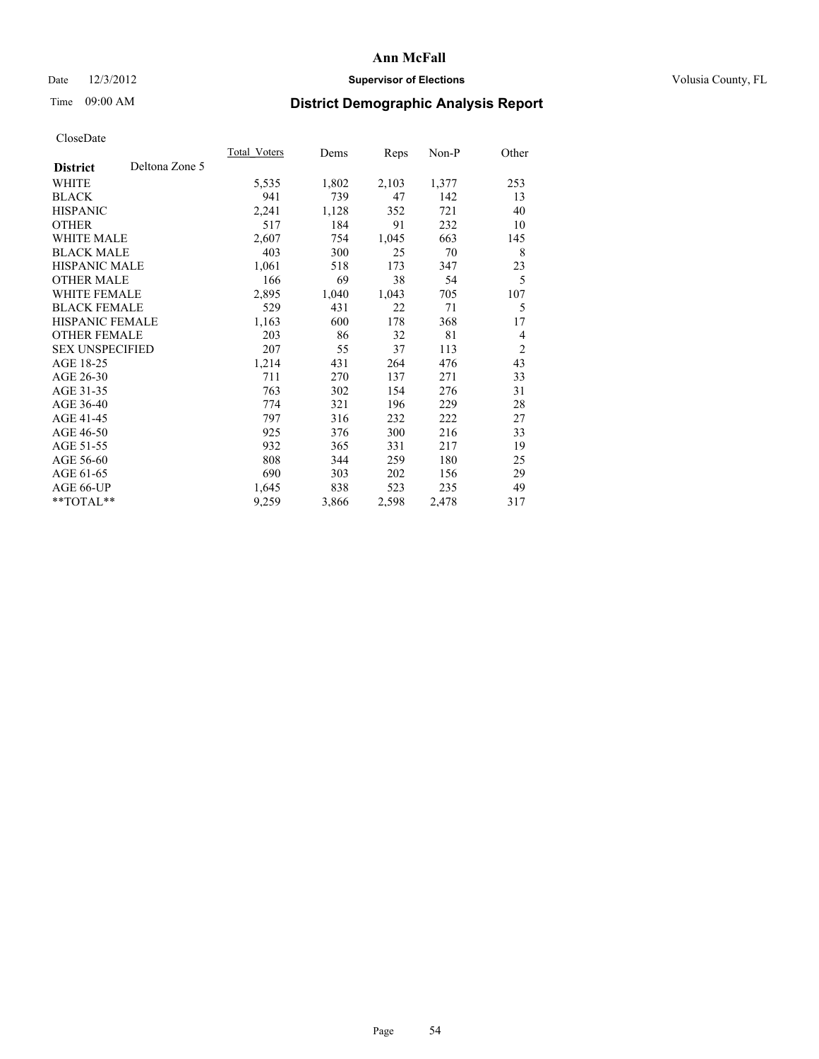# Ann McFall

Date 12/3/2012 **Supervisor of Elections** Volusia County, FL

Time 09:00 AM **District Demographic Analysis Report**

CloseDate

| **District** Deltona Zone 5 | Total_Voters | Dems | Reps | Non-P | Other |
|---|---|---|---|---|---|
| WHITE | 5,535 | 1,802 | 2,103 | 1,377 | 253 |
| BLACK | 941 | 739 | 47 | 142 | 13 |
| HISPANIC | 2,241 | 1,128 | 352 | 721 | 40 |
| OTHER | 517 | 184 | 91 | 232 | 10 |
| WHITE MALE | 2,607 | 754 | 1,045 | 663 | 145 |
| BLACK MALE | 403 | 300 | 25 | 70 | 8 |
| HISPANIC MALE | 1,061 | 518 | 173 | 347 | 23 |
| OTHER MALE | 166 | 69 | 38 | 54 | 5 |
| WHITE FEMALE | 2,895 | 1,040 | 1,043 | 705 | 107 |
| BLACK FEMALE | 529 | 431 | 22 | 71 | 5 |
| HISPANIC FEMALE | 1,163 | 600 | 178 | 368 | 17 |
| OTHER FEMALE | 203 | 86 | 32 | 81 | 4 |
| SEX UNSPECIFIED | 207 | 55 | 37 | 113 | 2 |
| AGE 18-25 | 1,214 | 431 | 264 | 476 | 43 |
| AGE 26-30 | 711 | 270 | 137 | 271 | 33 |
| AGE 31-35 | 763 | 302 | 154 | 276 | 31 |
| AGE 36-40 | 774 | 321 | 196 | 229 | 28 |
| AGE 41-45 | 797 | 316 | 232 | 222 | 27 |
| AGE 46-50 | 925 | 376 | 300 | 216 | 33 |
| AGE 51-55 | 932 | 365 | 331 | 217 | 19 |
| AGE 56-60 | 808 | 344 | 259 | 180 | 25 |
| AGE 61-65 | 690 | 303 | 202 | 156 | 29 |
| AGE 66-UP | 1,645 | 838 | 523 | 235 | 49 |
| **TOTAL** | 9,259 | 3,866 | 2,598 | 2,478 | 317 |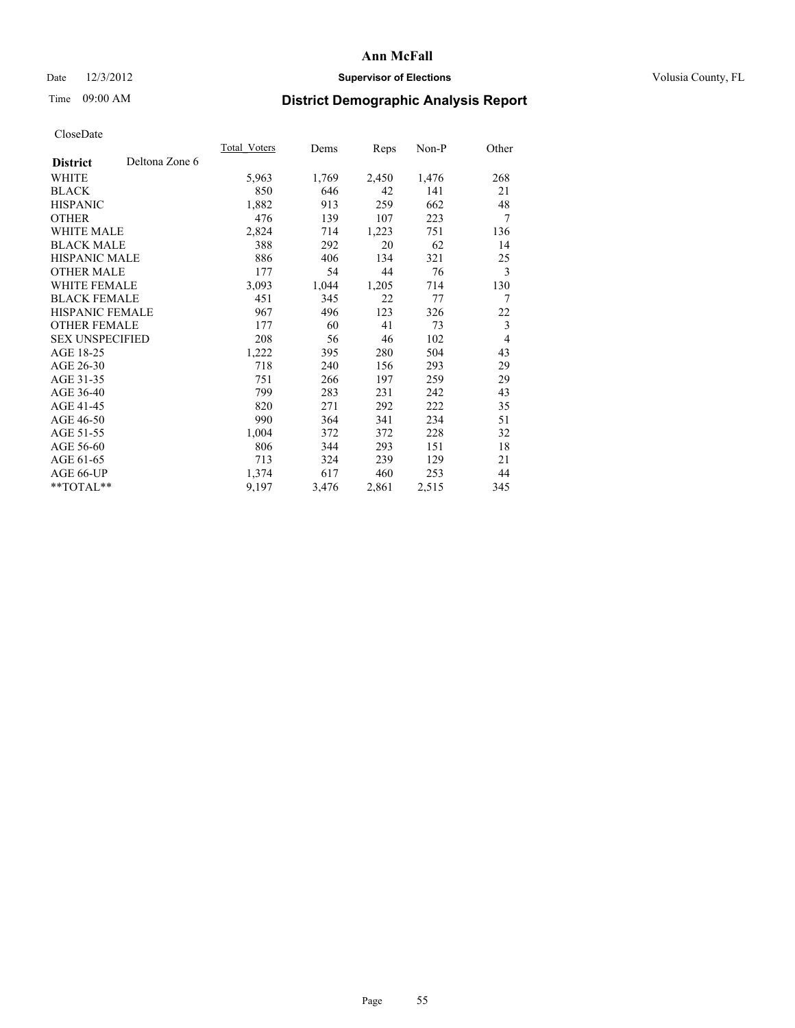# Ann McFall

Date 12/3/2012 **Supervisor of Elections** Volusia County, FL

Time 09:00 AM

## District Demographic Analysis Report

CloseDate

| **District** Deltona Zone 6 | Total_Voters | Dems | Reps | Non-P | Other |
|---|---|---|---|---|---|
| WHITE | 5,963 | 1,769 | 2,450 | 1,476 | 268 |
| BLACK | 850 | 646 | 42 | 141 | 21 |
| HISPANIC | 1,882 | 913 | 259 | 662 | 48 |
| OTHER | 476 | 139 | 107 | 223 | 7 |
| WHITE MALE | 2,824 | 714 | 1,223 | 751 | 136 |
| BLACK MALE | 388 | 292 | 20 | 62 | 14 |
| HISPANIC MALE | 886 | 406 | 134 | 321 | 25 |
| OTHER MALE | 177 | 54 | 44 | 76 | 3 |
| WHITE FEMALE | 3,093 | 1,044 | 1,205 | 714 | 130 |
| BLACK FEMALE | 451 | 345 | 22 | 77 | 7 |
| HISPANIC FEMALE | 967 | 496 | 123 | 326 | 22 |
| OTHER FEMALE | 177 | 60 | 41 | 73 | 3 |
| SEX UNSPECIFIED | 208 | 56 | 46 | 102 | 4 |
| AGE 18-25 | 1,222 | 395 | 280 | 504 | 43 |
| AGE 26-30 | 718 | 240 | 156 | 293 | 29 |
| AGE 31-35 | 751 | 266 | 197 | 259 | 29 |
| AGE 36-40 | 799 | 283 | 231 | 242 | 43 |
| AGE 41-45 | 820 | 271 | 292 | 222 | 35 |
| AGE 46-50 | 990 | 364 | 341 | 234 | 51 |
| AGE 51-55 | 1,004 | 372 | 372 | 228 | 32 |
| AGE 56-60 | 806 | 344 | 293 | 151 | 18 |
| AGE 61-65 | 713 | 324 | 239 | 129 | 21 |
| AGE 66-UP | 1,374 | 617 | 460 | 253 | 44 |
| **TOTAL** | 9,197 | 3,476 | 2,861 | 2,515 | 345 |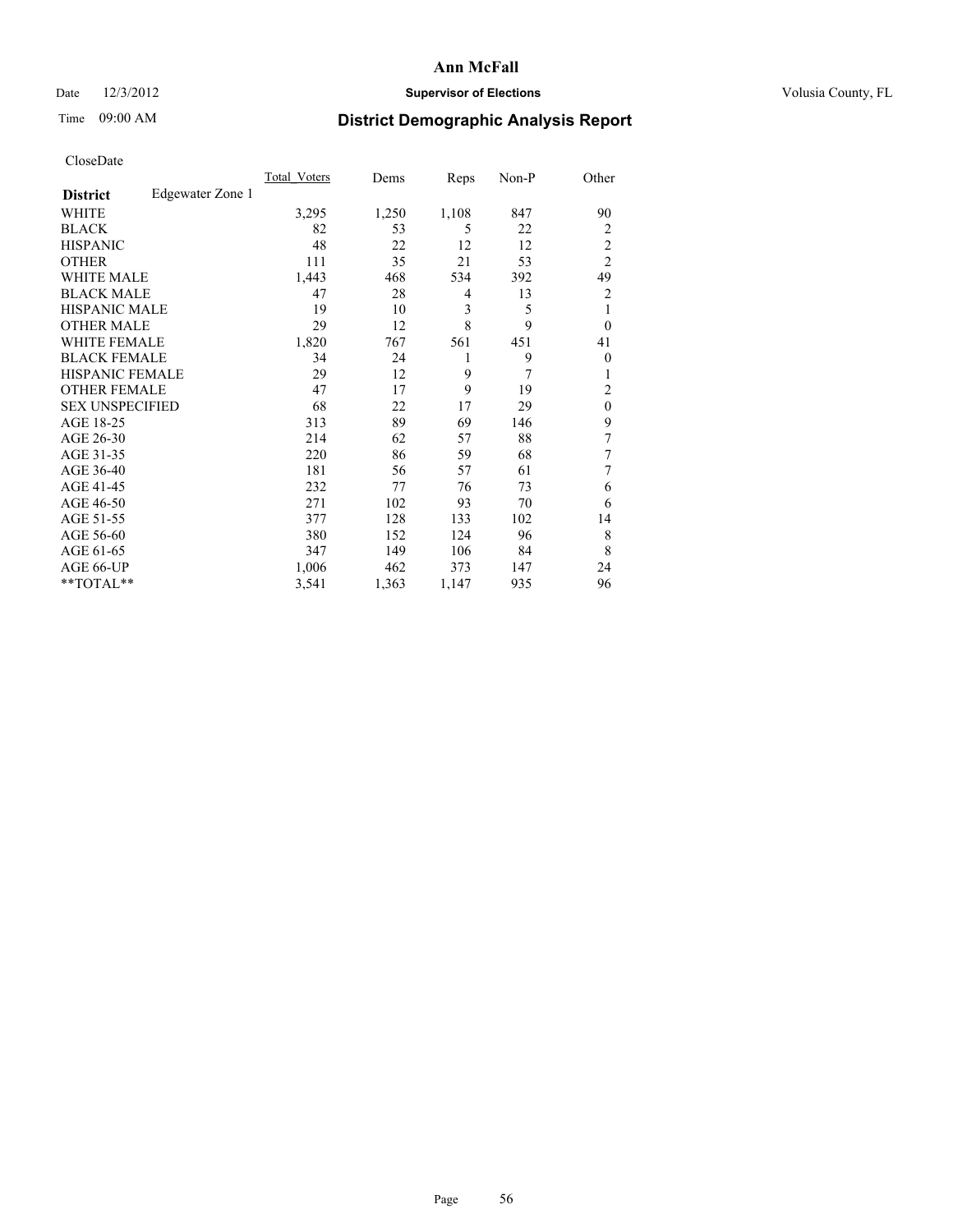**Ann McFall**

Date 12/3/2012 **Supervisor of Elections** Volusia County, FL

Time 09:00 AM

## District Demographic Analysis Report

CloseDate

| | Total_Voters | Dems | Reps | Non-P | Other |
|---|---|---|---|---|---|
| **District** Edgewater Zone 1 | | | | | |
| WHITE | 3,295 | 1,250 | 1,108 | 847 | 90 |
| BLACK | 82 | 53 | 5 | 22 | 2 |
| HISPANIC | 48 | 22 | 12 | 12 | 2 |
| OTHER | 111 | 35 | 21 | 53 | 2 |
| WHITE MALE | 1,443 | 468 | 534 | 392 | 49 |
| BLACK MALE | 47 | 28 | 4 | 13 | 2 |
| HISPANIC MALE | 19 | 10 | 3 | 5 | 1 |
| OTHER MALE | 29 | 12 | 8 | 9 | 0 |
| WHITE FEMALE | 1,820 | 767 | 561 | 451 | 41 |
| BLACK FEMALE | 34 | 24 | 1 | 9 | 0 |
| HISPANIC FEMALE | 29 | 12 | 9 | 7 | 1 |
| OTHER FEMALE | 47 | 17 | 9 | 19 | 2 |
| SEX UNSPECIFIED | 68 | 22 | 17 | 29 | 0 |
| AGE 18-25 | 313 | 89 | 69 | 146 | 9 |
| AGE 26-30 | 214 | 62 | 57 | 88 | 7 |
| AGE 31-35 | 220 | 86 | 59 | 68 | 7 |
| AGE 36-40 | 181 | 56 | 57 | 61 | 7 |
| AGE 41-45 | 232 | 77 | 76 | 73 | 6 |
| AGE 46-50 | 271 | 102 | 93 | 70 | 6 |
| AGE 51-55 | 377 | 128 | 133 | 102 | 14 |
| AGE 56-60 | 380 | 152 | 124 | 96 | 8 |
| AGE 61-65 | 347 | 149 | 106 | 84 | 8 |
| AGE 66-UP | 1,006 | 462 | 373 | 147 | 24 |
| **TOTAL** | 3,541 | 1,363 | 1,147 | 935 | 96 |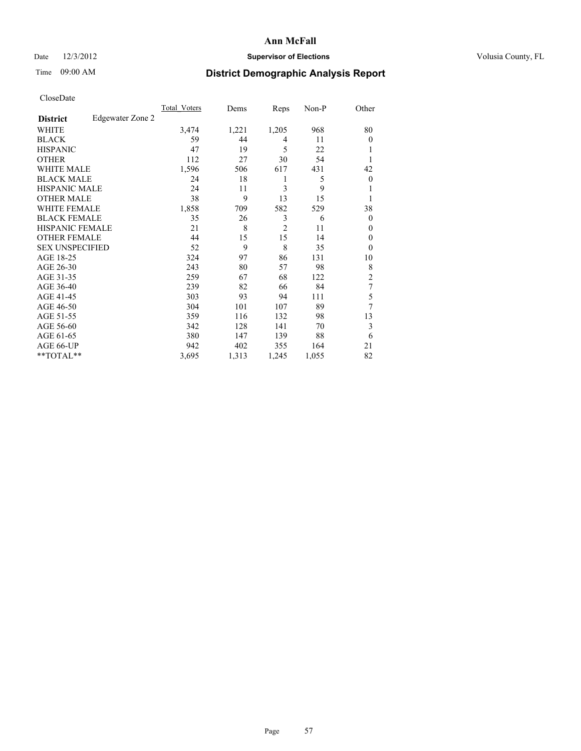# Ann McFall

Date 12/3/2012 **Supervisor of Elections** Volusia County, FL

Time 09:00 AM **District Demographic Analysis Report**

CloseDate

| | Total_Voters | Dems | Reps | Non-P | Other |
|---|---|---|---|---|---|
| **District** Edgewater Zone 2 | | | | | |
| WHITE | 3,474 | 1,221 | 1,205 | 968 | 80 |
| BLACK | 59 | 44 | 4 | 11 | 0 |
| HISPANIC | 47 | 19 | 5 | 22 | 1 |
| OTHER | 112 | 27 | 30 | 54 | 1 |
| WHITE MALE | 1,596 | 506 | 617 | 431 | 42 |
| BLACK MALE | 24 | 18 | 1 | 5 | 0 |
| HISPANIC MALE | 24 | 11 | 3 | 9 | 1 |
| OTHER MALE | 38 | 9 | 13 | 15 | 1 |
| WHITE FEMALE | 1,858 | 709 | 582 | 529 | 38 |
| BLACK FEMALE | 35 | 26 | 3 | 6 | 0 |
| HISPANIC FEMALE | 21 | 8 | 2 | 11 | 0 |
| OTHER FEMALE | 44 | 15 | 15 | 14 | 0 |
| SEX UNSPECIFIED | 52 | 9 | 8 | 35 | 0 |
| AGE 18-25 | 324 | 97 | 86 | 131 | 10 |
| AGE 26-30 | 243 | 80 | 57 | 98 | 8 |
| AGE 31-35 | 259 | 67 | 68 | 122 | 2 |
| AGE 36-40 | 239 | 82 | 66 | 84 | 7 |
| AGE 41-45 | 303 | 93 | 94 | 111 | 5 |
| AGE 46-50 | 304 | 101 | 107 | 89 | 7 |
| AGE 51-55 | 359 | 116 | 132 | 98 | 13 |
| AGE 56-60 | 342 | 128 | 141 | 70 | 3 |
| AGE 61-65 | 380 | 147 | 139 | 88 | 6 |
| AGE 66-UP | 942 | 402 | 355 | 164 | 21 |
| **TOTAL** | 3,695 | 1,313 | 1,245 | 1,055 | 82 |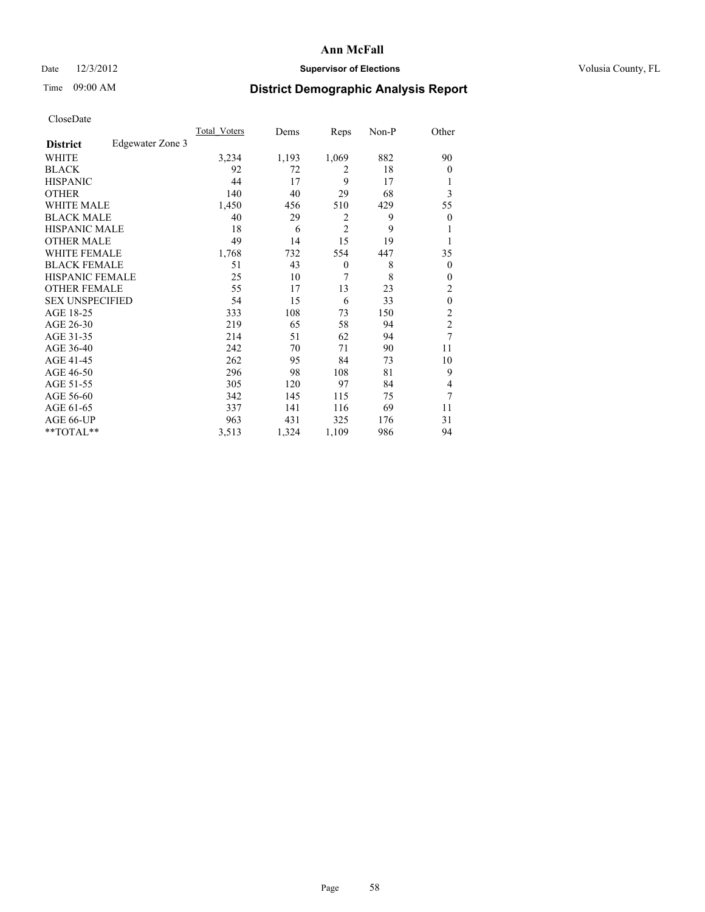# Ann McFall

Date 12/3/2012 **Supervisor of Elections** Volusia County, FL

Time 09:00 AM

## District Demographic Analysis Report

CloseDate

| | Total_Voters | Dems | Reps | Non-P | Other |
|---|---|---|---|---|---|
| **District** Edgewater Zone 3 | | | | | |
| WHITE | 3,234 | 1,193 | 1,069 | 882 | 90 |
| BLACK | 92 | 72 | 2 | 18 | 0 |
| HISPANIC | 44 | 17 | 9 | 17 | 1 |
| OTHER | 140 | 40 | 29 | 68 | 3 |
| WHITE MALE | 1,450 | 456 | 510 | 429 | 55 |
| BLACK MALE | 40 | 29 | 2 | 9 | 0 |
| HISPANIC MALE | 18 | 6 | 2 | 9 | 1 |
| OTHER MALE | 49 | 14 | 15 | 19 | 1 |
| WHITE FEMALE | 1,768 | 732 | 554 | 447 | 35 |
| BLACK FEMALE | 51 | 43 | 0 | 8 | 0 |
| HISPANIC FEMALE | 25 | 10 | 7 | 8 | 0 |
| OTHER FEMALE | 55 | 17 | 13 | 23 | 2 |
| SEX UNSPECIFIED | 54 | 15 | 6 | 33 | 0 |
| AGE 18-25 | 333 | 108 | 73 | 150 | 2 |
| AGE 26-30 | 219 | 65 | 58 | 94 | 2 |
| AGE 31-35 | 214 | 51 | 62 | 94 | 7 |
| AGE 36-40 | 242 | 70 | 71 | 90 | 11 |
| AGE 41-45 | 262 | 95 | 84 | 73 | 10 |
| AGE 46-50 | 296 | 98 | 108 | 81 | 9 |
| AGE 51-55 | 305 | 120 | 97 | 84 | 4 |
| AGE 56-60 | 342 | 145 | 115 | 75 | 7 |
| AGE 61-65 | 337 | 141 | 116 | 69 | 11 |
| AGE 66-UP | 963 | 431 | 325 | 176 | 31 |
| **TOTAL** | 3,513 | 1,324 | 1,109 | 986 | 94 |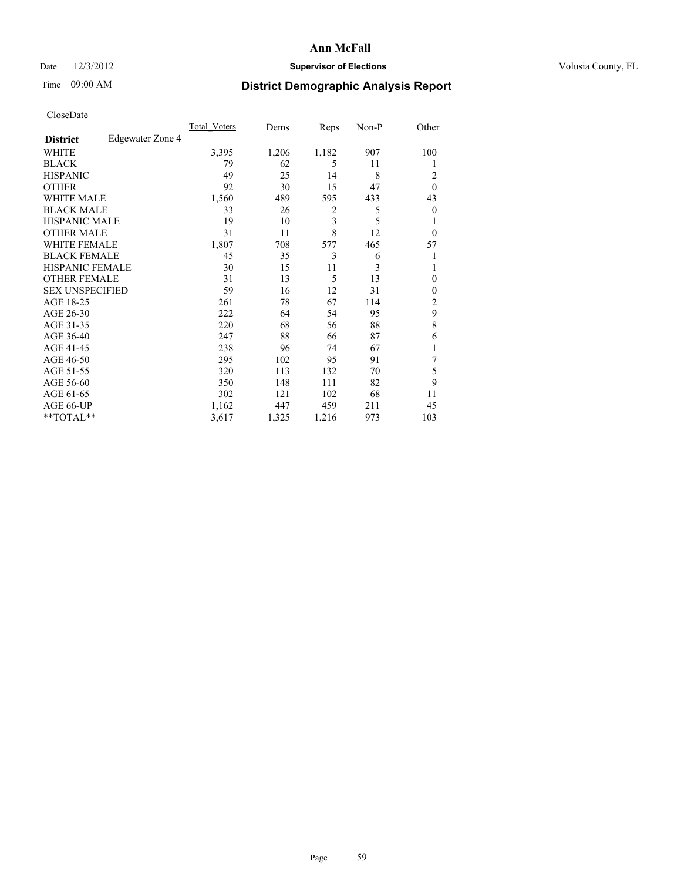# Ann McFall

Date 12/3/2012 **Supervisor of Elections** Volusia County, FL

Time 09:00 AM **District Demographic Analysis Report**

CloseDate

| **District** Edgewater Zone 4 | Total_Voters | Dems | Reps | Non-P | Other |
|---|---|---|---|---|---|
| WHITE | 3,395 | 1,206 | 1,182 | 907 | 100 |
| BLACK | 79 | 62 | 5 | 11 | 1 |
| HISPANIC | 49 | 25 | 14 | 8 | 2 |
| OTHER | 92 | 30 | 15 | 47 | 0 |
| WHITE MALE | 1,560 | 489 | 595 | 433 | 43 |
| BLACK MALE | 33 | 26 | 2 | 5 | 0 |
| HISPANIC MALE | 19 | 10 | 3 | 5 | 1 |
| OTHER MALE | 31 | 11 | 8 | 12 | 0 |
| WHITE FEMALE | 1,807 | 708 | 577 | 465 | 57 |
| BLACK FEMALE | 45 | 35 | 3 | 6 | 1 |
| HISPANIC FEMALE | 30 | 15 | 11 | 3 | 1 |
| OTHER FEMALE | 31 | 13 | 5 | 13 | 0 |
| SEX UNSPECIFIED | 59 | 16 | 12 | 31 | 0 |
| AGE 18-25 | 261 | 78 | 67 | 114 | 2 |
| AGE 26-30 | 222 | 64 | 54 | 95 | 9 |
| AGE 31-35 | 220 | 68 | 56 | 88 | 8 |
| AGE 36-40 | 247 | 88 | 66 | 87 | 6 |
| AGE 41-45 | 238 | 96 | 74 | 67 | 1 |
| AGE 46-50 | 295 | 102 | 95 | 91 | 7 |
| AGE 51-55 | 320 | 113 | 132 | 70 | 5 |
| AGE 56-60 | 350 | 148 | 111 | 82 | 9 |
| AGE 61-65 | 302 | 121 | 102 | 68 | 11 |
| AGE 66-UP | 1,162 | 447 | 459 | 211 | 45 |
| **TOTAL** | 3,617 | 1,325 | 1,216 | 973 | 103 |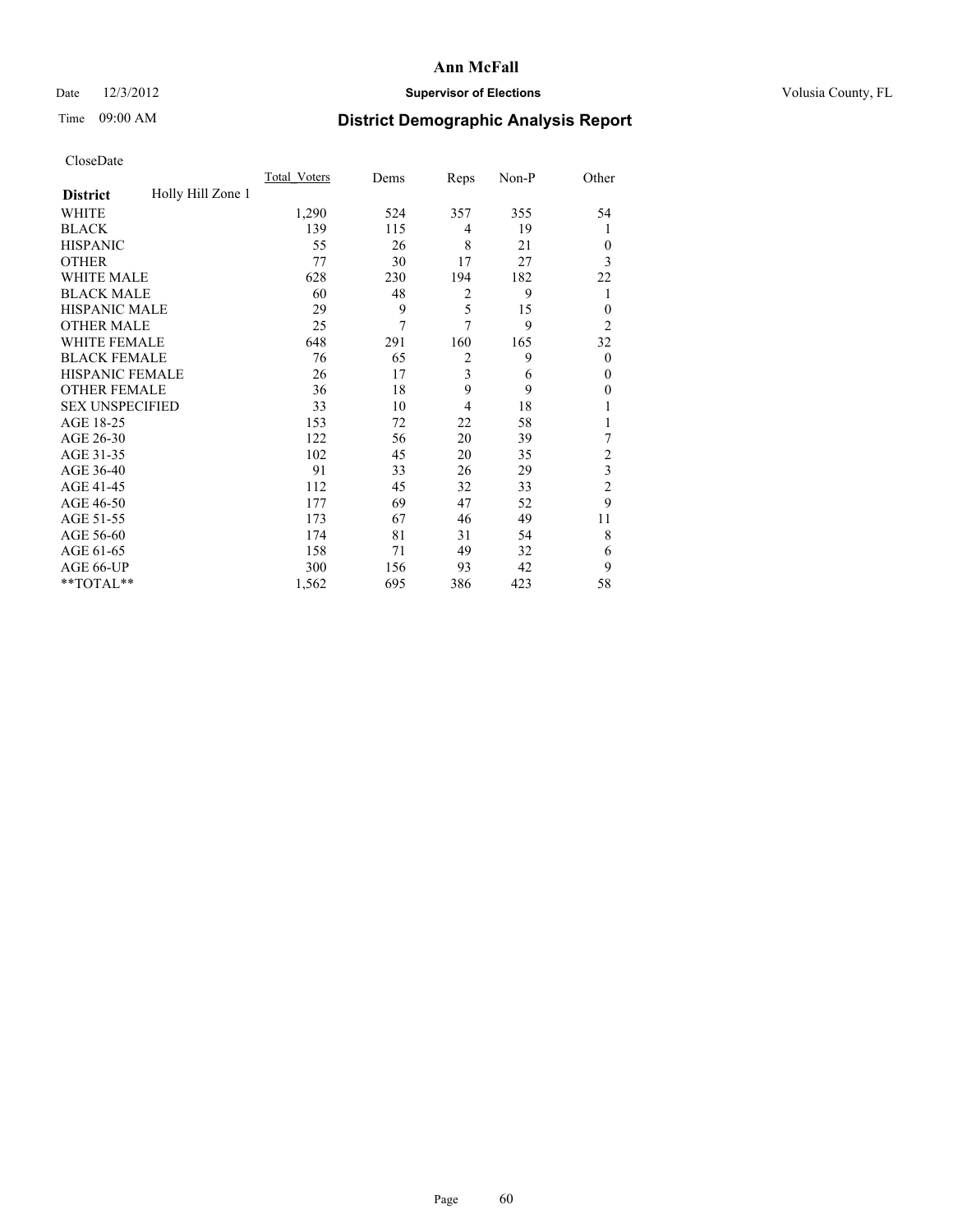CloseDate

| District | Holly Hill Zone 1 | Total_Voters | Dems | Reps | Non-P | Other |
|---|---|---|---|---|---|---|
| WHITE | | 1,290 | 524 | 357 | 355 | 54 |
| BLACK | | 139 | 115 | 4 | 19 | 1 |
| HISPANIC | | 55 | 26 | 8 | 21 | 0 |
| OTHER | | 77 | 30 | 17 | 27 | 3 |
| WHITE MALE | | 628 | 230 | 194 | 182 | 22 |
| BLACK MALE | | 60 | 48 | 2 | 9 | 1 |
| HISPANIC MALE | | 29 | 9 | 5 | 15 | 0 |
| OTHER MALE | | 25 | 7 | 7 | 9 | 2 |
| WHITE FEMALE | | 648 | 291 | 160 | 165 | 32 |
| BLACK FEMALE | | 76 | 65 | 2 | 9 | 0 |
| HISPANIC FEMALE | | 26 | 17 | 3 | 6 | 0 |
| OTHER FEMALE | | 36 | 18 | 9 | 9 | 0 |
| SEX UNSPECIFIED | | 33 | 10 | 4 | 18 | 1 |
| AGE 18-25 | | 153 | 72 | 22 | 58 | 1 |
| AGE 26-30 | | 122 | 56 | 20 | 39 | 7 |
| AGE 31-35 | | 102 | 45 | 20 | 35 | 2 |
| AGE 36-40 | | 91 | 33 | 26 | 29 | 3 |
| AGE 41-45 | | 112 | 45 | 32 | 33 | 2 |
| AGE 46-50 | | 177 | 69 | 47 | 52 | 9 |
| AGE 51-55 | | 173 | 67 | 46 | 49 | 11 |
| AGE 56-60 | | 174 | 81 | 31 | 54 | 8 |
| AGE 61-65 | | 158 | 71 | 49 | 32 | 6 |
| AGE 66-UP | | 300 | 156 | 93 | 42 | 9 |
| **TOTAL** | | 1,562 | 695 | 386 | 423 | 58 |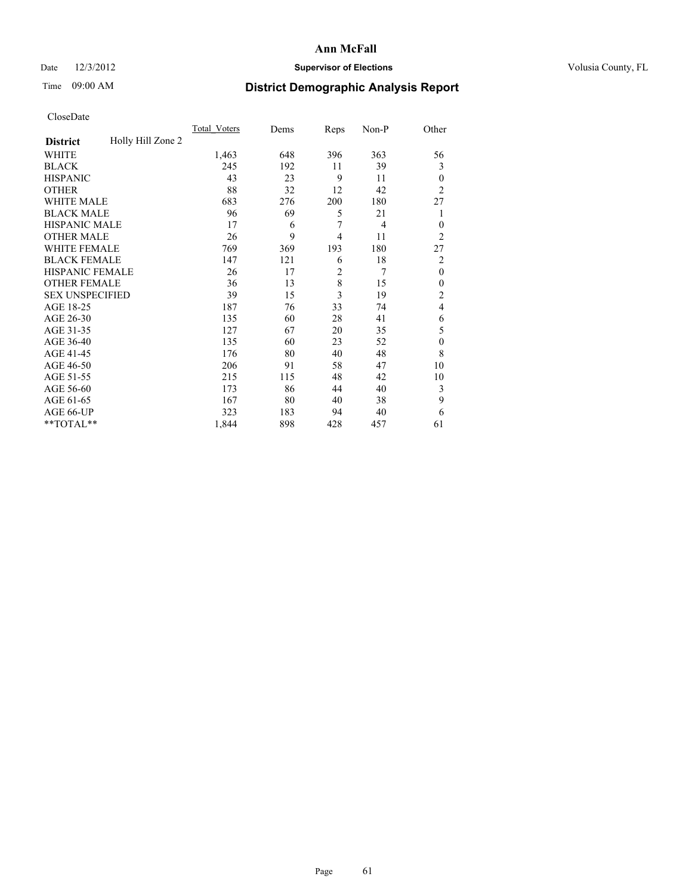# Ann McFall

Date 12/3/2012 **Supervisor of Elections** Volusia County, FL

Time 09:00 AM **District Demographic Analysis Report**

CloseDate

| **District** Holly Hill Zone 2 | Total_Voters | Dems | Reps | Non-P | Other |
|---|---|---|---|---|---|
| WHITE | 1,463 | 648 | 396 | 363 | 56 |
| BLACK | 245 | 192 | 11 | 39 | 3 |
| HISPANIC | 43 | 23 | 9 | 11 | 0 |
| OTHER | 88 | 32 | 12 | 42 | 2 |
| WHITE MALE | 683 | 276 | 200 | 180 | 27 |
| BLACK MALE | 96 | 69 | 5 | 21 | 1 |
| HISPANIC MALE | 17 | 6 | 7 | 4 | 0 |
| OTHER MALE | 26 | 9 | 4 | 11 | 2 |
| WHITE FEMALE | 769 | 369 | 193 | 180 | 27 |
| BLACK FEMALE | 147 | 121 | 6 | 18 | 2 |
| HISPANIC FEMALE | 26 | 17 | 2 | 7 | 0 |
| OTHER FEMALE | 36 | 13 | 8 | 15 | 0 |
| SEX UNSPECIFIED | 39 | 15 | 3 | 19 | 2 |
| AGE 18-25 | 187 | 76 | 33 | 74 | 4 |
| AGE 26-30 | 135 | 60 | 28 | 41 | 6 |
| AGE 31-35 | 127 | 67 | 20 | 35 | 5 |
| AGE 36-40 | 135 | 60 | 23 | 52 | 0 |
| AGE 41-45 | 176 | 80 | 40 | 48 | 8 |
| AGE 46-50 | 206 | 91 | 58 | 47 | 10 |
| AGE 51-55 | 215 | 115 | 48 | 42 | 10 |
| AGE 56-60 | 173 | 86 | 44 | 40 | 3 |
| AGE 61-65 | 167 | 80 | 40 | 38 | 9 |
| AGE 66-UP | 323 | 183 | 94 | 40 | 6 |
| **TOTAL** | 1,844 | 898 | 428 | 457 | 61 |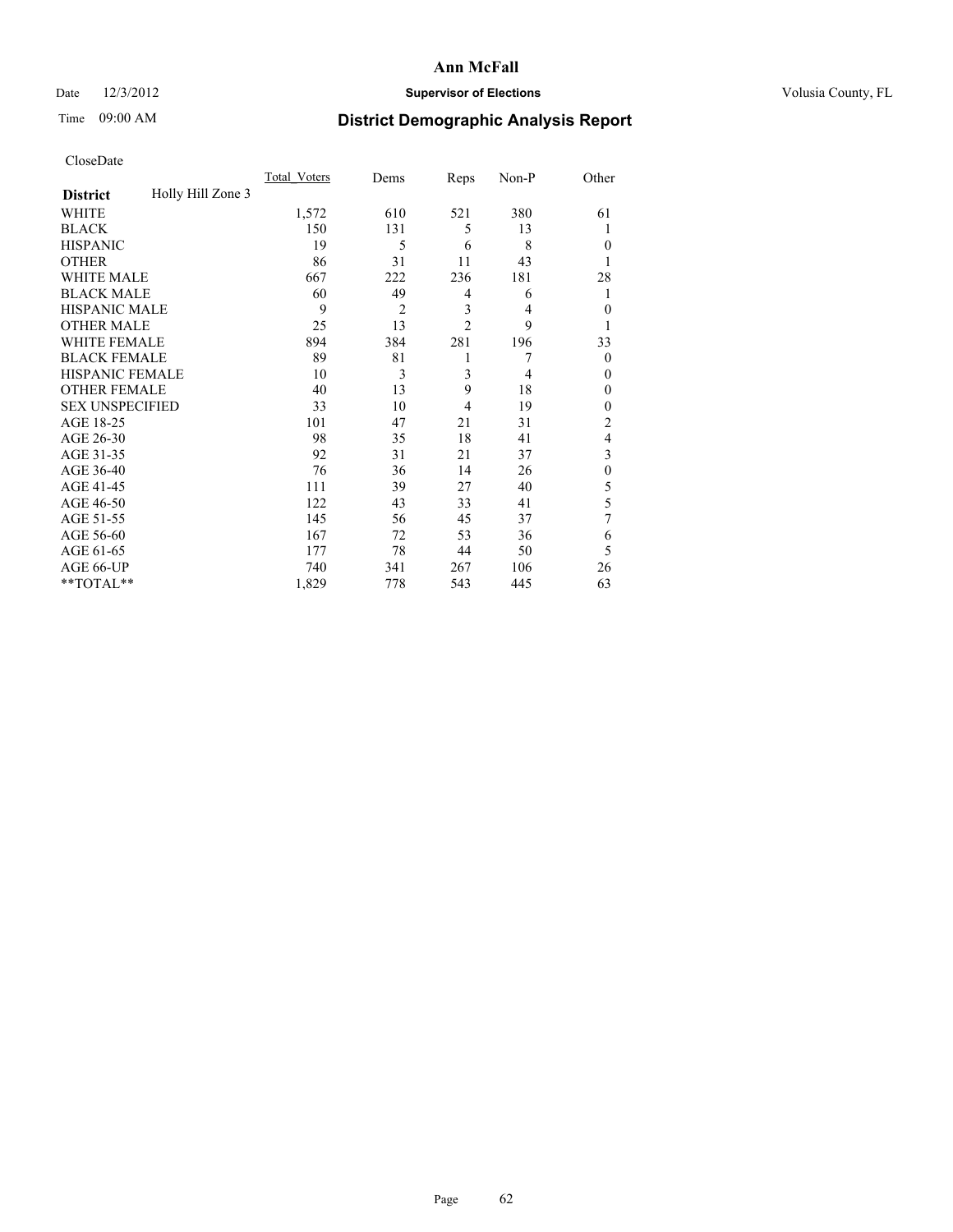# Ann McFall

Date 12/3/2012 **Supervisor of Elections** Volusia County, FL

Time 09:00 AM

## District Demographic Analysis Report

CloseDate

| **District** Holly Hill Zone 3 | Total_Voters | Dems | Reps | Non-P | Other |
|---|---|---|---|---|---|
| WHITE | 1,572 | 610 | 521 | 380 | 61 |
| BLACK | 150 | 131 | 5 | 13 | 1 |
| HISPANIC | 19 | 5 | 6 | 8 | 0 |
| OTHER | 86 | 31 | 11 | 43 | 1 |
| WHITE MALE | 667 | 222 | 236 | 181 | 28 |
| BLACK MALE | 60 | 49 | 4 | 6 | 1 |
| HISPANIC MALE | 9 | 2 | 3 | 4 | 0 |
| OTHER MALE | 25 | 13 | 2 | 9 | 1 |
| WHITE FEMALE | 894 | 384 | 281 | 196 | 33 |
| BLACK FEMALE | 89 | 81 | 1 | 7 | 0 |
| HISPANIC FEMALE | 10 | 3 | 3 | 4 | 0 |
| OTHER FEMALE | 40 | 13 | 9 | 18 | 0 |
| SEX UNSPECIFIED | 33 | 10 | 4 | 19 | 0 |
| AGE 18-25 | 101 | 47 | 21 | 31 | 2 |
| AGE 26-30 | 98 | 35 | 18 | 41 | 4 |
| AGE 31-35 | 92 | 31 | 21 | 37 | 3 |
| AGE 36-40 | 76 | 36 | 14 | 26 | 0 |
| AGE 41-45 | 111 | 39 | 27 | 40 | 5 |
| AGE 46-50 | 122 | 43 | 33 | 41 | 5 |
| AGE 51-55 | 145 | 56 | 45 | 37 | 7 |
| AGE 56-60 | 167 | 72 | 53 | 36 | 6 |
| AGE 61-65 | 177 | 78 | 44 | 50 | 5 |
| AGE 66-UP | 740 | 341 | 267 | 106 | 26 |
| **TOTAL** | 1,829 | 778 | 543 | 445 | 63 |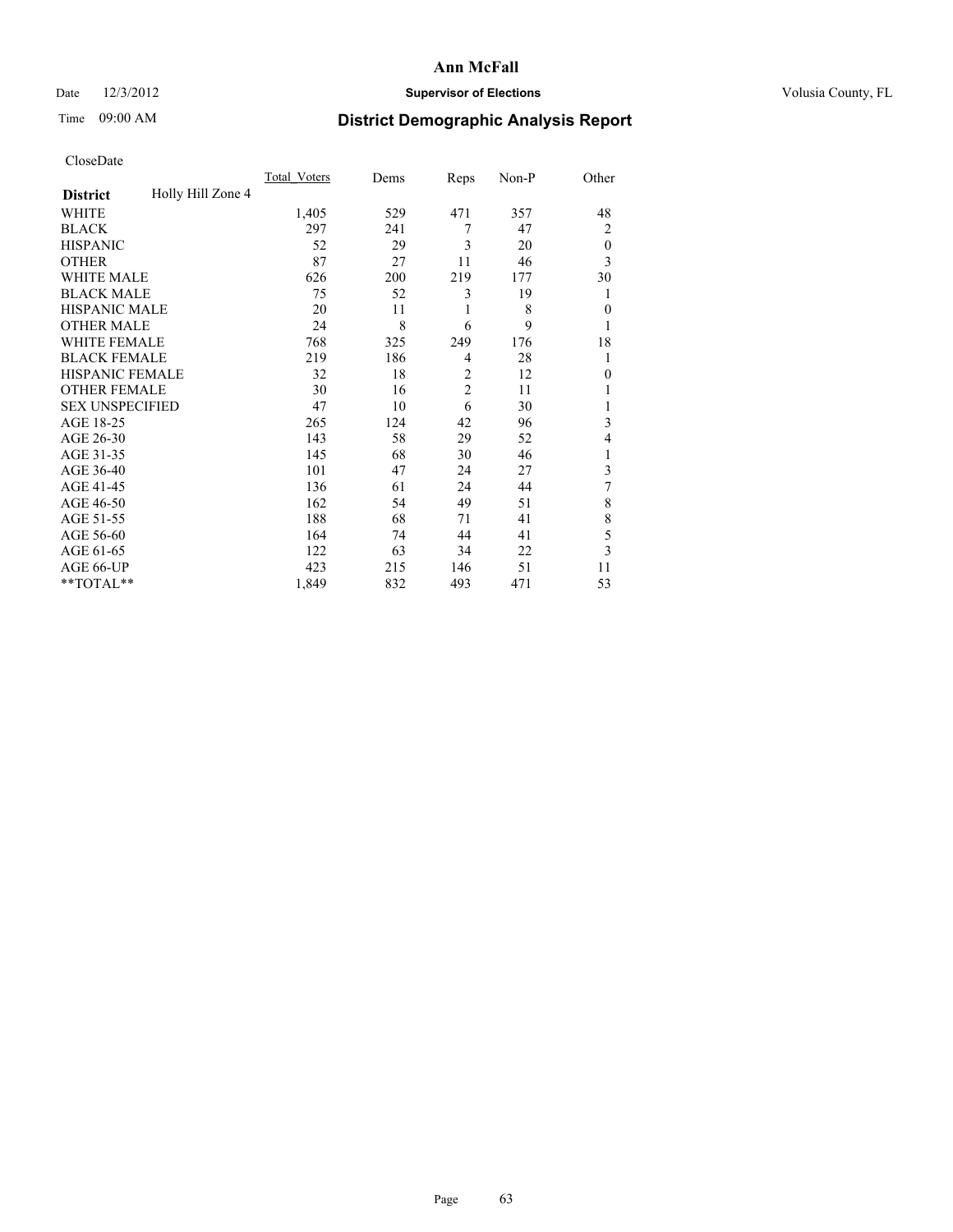# Ann McFall

Date 12/3/2012 **Supervisor of Elections** Volusia County, FL

Time 09:00 AM **District Demographic Analysis Report**

CloseDate

| **District** Holly Hill Zone 4 | Total_Voters | Dems | Reps | Non-P | Other |
|---|---|---|---|---|---|
| WHITE | 1,405 | 529 | 471 | 357 | 48 |
| BLACK | 297 | 241 | 7 | 47 | 2 |
| HISPANIC | 52 | 29 | 3 | 20 | 0 |
| OTHER | 87 | 27 | 11 | 46 | 3 |
| WHITE MALE | 626 | 200 | 219 | 177 | 30 |
| BLACK MALE | 75 | 52 | 3 | 19 | 1 |
| HISPANIC MALE | 20 | 11 | 1 | 8 | 0 |
| OTHER MALE | 24 | 8 | 6 | 9 | 1 |
| WHITE FEMALE | 768 | 325 | 249 | 176 | 18 |
| BLACK FEMALE | 219 | 186 | 4 | 28 | 1 |
| HISPANIC FEMALE | 32 | 18 | 2 | 12 | 0 |
| OTHER FEMALE | 30 | 16 | 2 | 11 | 1 |
| SEX UNSPECIFIED | 47 | 10 | 6 | 30 | 1 |
| AGE 18-25 | 265 | 124 | 42 | 96 | 3 |
| AGE 26-30 | 143 | 58 | 29 | 52 | 4 |
| AGE 31-35 | 145 | 68 | 30 | 46 | 1 |
| AGE 36-40 | 101 | 47 | 24 | 27 | 3 |
| AGE 41-45 | 136 | 61 | 24 | 44 | 7 |
| AGE 46-50 | 162 | 54 | 49 | 51 | 8 |
| AGE 51-55 | 188 | 68 | 71 | 41 | 8 |
| AGE 56-60 | 164 | 74 | 44 | 41 | 5 |
| AGE 61-65 | 122 | 63 | 34 | 22 | 3 |
| AGE 66-UP | 423 | 215 | 146 | 51 | 11 |
| **TOTAL** | 1,849 | 832 | 493 | 471 | 53 |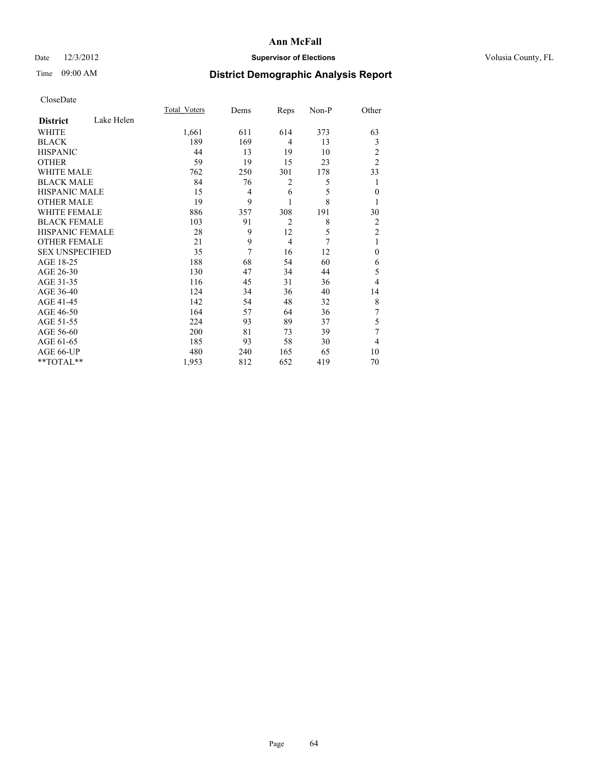# Ann McFall

Date 12/3/2012 **Supervisor of Elections** Volusia County, FL

Time 09:00 AM **District Demographic Analysis Report**

CloseDate

| **District** Lake Helen | Total_Voters | Dems | Reps | Non-P | Other |
|---|---|---|---|---|---|
| WHITE | 1,661 | 611 | 614 | 373 | 63 |
| BLACK | 189 | 169 | 4 | 13 | 3 |
| HISPANIC | 44 | 13 | 19 | 10 | 2 |
| OTHER | 59 | 19 | 15 | 23 | 2 |
| WHITE MALE | 762 | 250 | 301 | 178 | 33 |
| BLACK MALE | 84 | 76 | 2 | 5 | 1 |
| HISPANIC MALE | 15 | 4 | 6 | 5 | 0 |
| OTHER MALE | 19 | 9 | 1 | 8 | 1 |
| WHITE FEMALE | 886 | 357 | 308 | 191 | 30 |
| BLACK FEMALE | 103 | 91 | 2 | 8 | 2 |
| HISPANIC FEMALE | 28 | 9 | 12 | 5 | 2 |
| OTHER FEMALE | 21 | 9 | 4 | 7 | 1 |
| SEX UNSPECIFIED | 35 | 7 | 16 | 12 | 0 |
| AGE 18-25 | 188 | 68 | 54 | 60 | 6 |
| AGE 26-30 | 130 | 47 | 34 | 44 | 5 |
| AGE 31-35 | 116 | 45 | 31 | 36 | 4 |
| AGE 36-40 | 124 | 34 | 36 | 40 | 14 |
| AGE 41-45 | 142 | 54 | 48 | 32 | 8 |
| AGE 46-50 | 164 | 57 | 64 | 36 | 7 |
| AGE 51-55 | 224 | 93 | 89 | 37 | 5 |
| AGE 56-60 | 200 | 81 | 73 | 39 | 7 |
| AGE 61-65 | 185 | 93 | 58 | 30 | 4 |
| AGE 66-UP | 480 | 240 | 165 | 65 | 10 |
| **TOTAL** | 1,953 | 812 | 652 | 419 | 70 |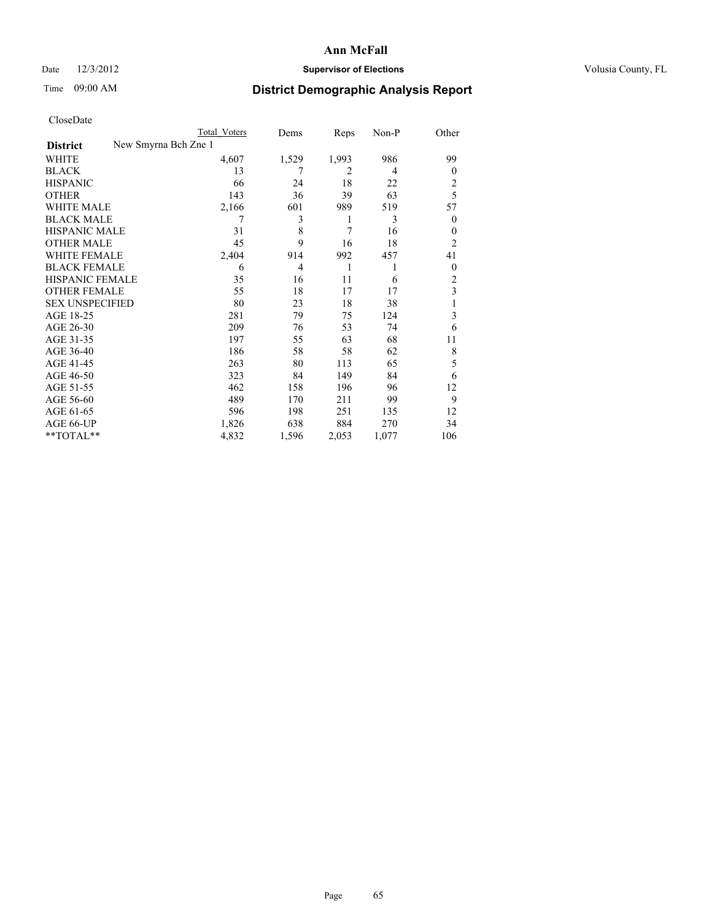# Ann McFall

Date 12/3/2012 **Supervisor of Elections** Volusia County, FL

Time 09:00 AM **District Demographic Analysis Report**

CloseDate

| | Total Voters | Dems | Reps | Non-P | Other |
|---|---|---|---|---|---|
| **District** New Smyrna Bch Zne 1 | | | | | |
| WHITE | 4,607 | 1,529 | 1,993 | 986 | 99 |
| BLACK | 13 | 7 | 2 | 4 | 0 |
| HISPANIC | 66 | 24 | 18 | 22 | 2 |
| OTHER | 143 | 36 | 39 | 63 | 5 |
| WHITE MALE | 2,166 | 601 | 989 | 519 | 57 |
| BLACK MALE | 7 | 3 | 1 | 3 | 0 |
| HISPANIC MALE | 31 | 8 | 7 | 16 | 0 |
| OTHER MALE | 45 | 9 | 16 | 18 | 2 |
| WHITE FEMALE | 2,404 | 914 | 992 | 457 | 41 |
| BLACK FEMALE | 6 | 4 | 1 | 1 | 0 |
| HISPANIC FEMALE | 35 | 16 | 11 | 6 | 2 |
| OTHER FEMALE | 55 | 18 | 17 | 17 | 3 |
| SEX UNSPECIFIED | 80 | 23 | 18 | 38 | 1 |
| AGE 18-25 | 281 | 79 | 75 | 124 | 3 |
| AGE 26-30 | 209 | 76 | 53 | 74 | 6 |
| AGE 31-35 | 197 | 55 | 63 | 68 | 11 |
| AGE 36-40 | 186 | 58 | 58 | 62 | 8 |
| AGE 41-45 | 263 | 80 | 113 | 65 | 5 |
| AGE 46-50 | 323 | 84 | 149 | 84 | 6 |
| AGE 51-55 | 462 | 158 | 196 | 96 | 12 |
| AGE 56-60 | 489 | 170 | 211 | 99 | 9 |
| AGE 61-65 | 596 | 198 | 251 | 135 | 12 |
| AGE 66-UP | 1,826 | 638 | 884 | 270 | 34 |
| **TOTAL** | 4,832 | 1,596 | 2,053 | 1,077 | 106 |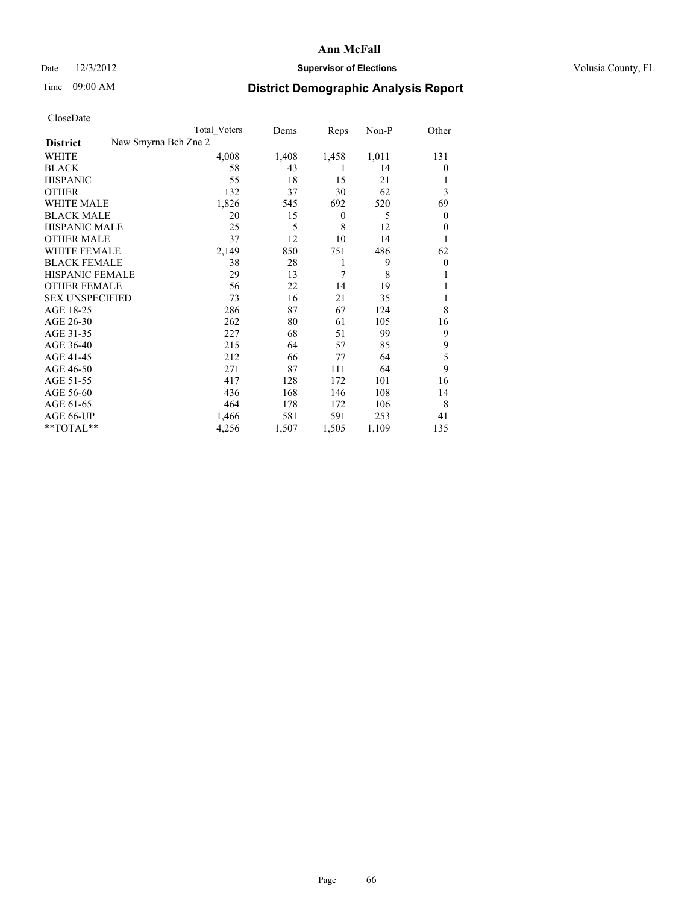**Ann McFall**

Date 12/3/2012 **Supervisor of Elections** Volusia County, FL

Time 09:00 AM **District Demographic Analysis Report**

CloseDate

| | Total Voters | Dems | Reps | Non-P | Other |
|---|---|---|---|---|---|
| **District** New Smyrna Bch Zne 2 | | | | | |
| WHITE | 4,008 | 1,408 | 1,458 | 1,011 | 131 |
| BLACK | 58 | 43 | 1 | 14 | 0 |
| HISPANIC | 55 | 18 | 15 | 21 | 1 |
| OTHER | 132 | 37 | 30 | 62 | 3 |
| WHITE MALE | 1,826 | 545 | 692 | 520 | 69 |
| BLACK MALE | 20 | 15 | 0 | 5 | 0 |
| HISPANIC MALE | 25 | 5 | 8 | 12 | 0 |
| OTHER MALE | 37 | 12 | 10 | 14 | 1 |
| WHITE FEMALE | 2,149 | 850 | 751 | 486 | 62 |
| BLACK FEMALE | 38 | 28 | 1 | 9 | 0 |
| HISPANIC FEMALE | 29 | 13 | 7 | 8 | 1 |
| OTHER FEMALE | 56 | 22 | 14 | 19 | 1 |
| SEX UNSPECIFIED | 73 | 16 | 21 | 35 | 1 |
| AGE 18-25 | 286 | 87 | 67 | 124 | 8 |
| AGE 26-30 | 262 | 80 | 61 | 105 | 16 |
| AGE 31-35 | 227 | 68 | 51 | 99 | 9 |
| AGE 36-40 | 215 | 64 | 57 | 85 | 9 |
| AGE 41-45 | 212 | 66 | 77 | 64 | 5 |
| AGE 46-50 | 271 | 87 | 111 | 64 | 9 |
| AGE 51-55 | 417 | 128 | 172 | 101 | 16 |
| AGE 56-60 | 436 | 168 | 146 | 108 | 14 |
| AGE 61-65 | 464 | 178 | 172 | 106 | 8 |
| AGE 66-UP | 1,466 | 581 | 591 | 253 | 41 |
| **TOTAL** | 4,256 | 1,507 | 1,505 | 1,109 | 135 |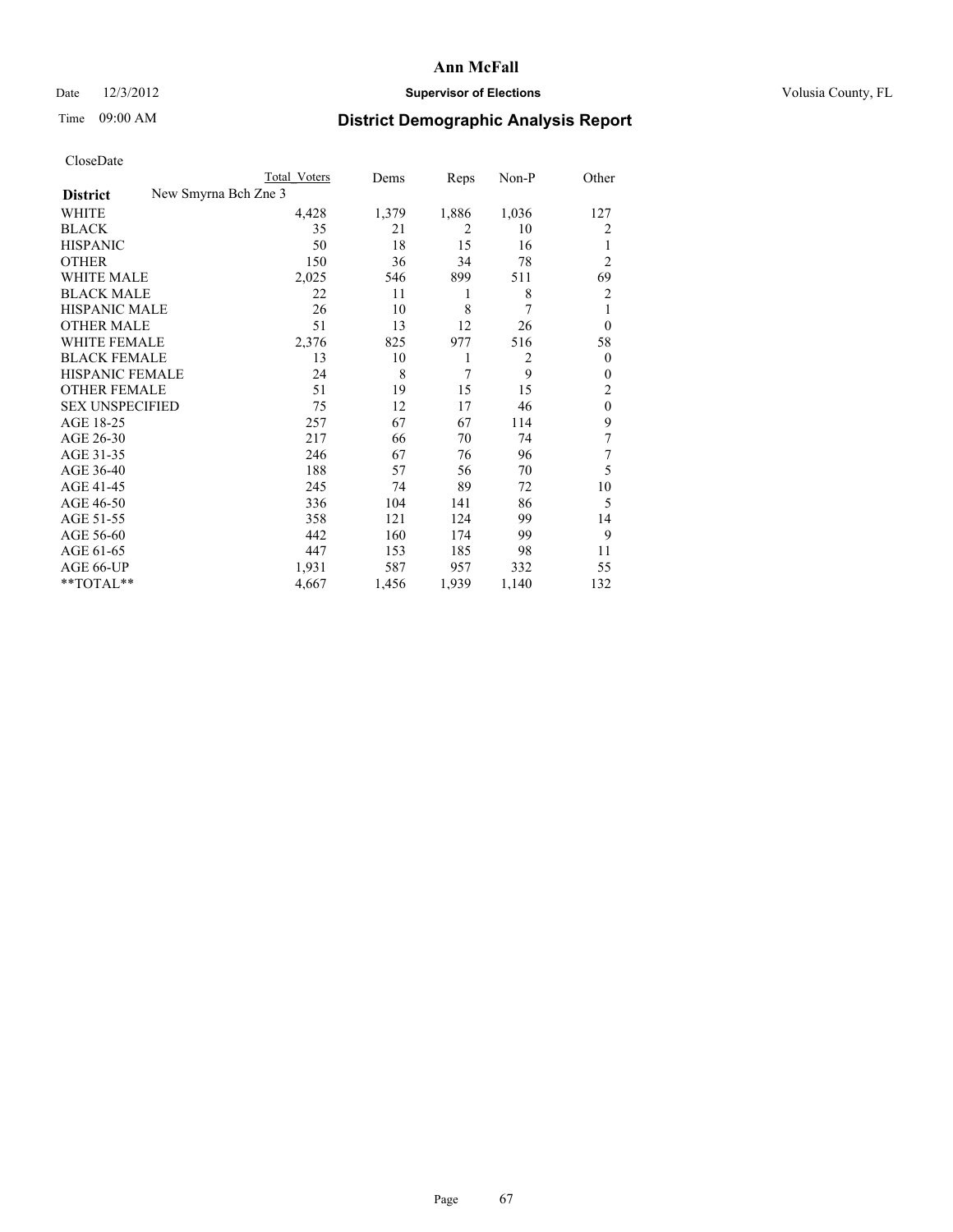# Ann McFall

Date 12/3/2012 **Supervisor of Elections** Volusia County, FL

Time 09:00 AM **District Demographic Analysis Report**

CloseDate

| District | New Smyrna Bch Zne 3 | Total Voters | Dems | Reps | Non-P | Other |
|---|---|---|---|---|---|---|
| WHITE | | 4,428 | 1,379 | 1,886 | 1,036 | 127 |
| BLACK | | 35 | 21 | 2 | 10 | 2 |
| HISPANIC | | 50 | 18 | 15 | 16 | 1 |
| OTHER | | 150 | 36 | 34 | 78 | 2 |
| WHITE MALE | | 2,025 | 546 | 899 | 511 | 69 |
| BLACK MALE | | 22 | 11 | 1 | 8 | 2 |
| HISPANIC MALE | | 26 | 10 | 8 | 7 | 1 |
| OTHER MALE | | 51 | 13 | 12 | 26 | 0 |
| WHITE FEMALE | | 2,376 | 825 | 977 | 516 | 58 |
| BLACK FEMALE | | 13 | 10 | 1 | 2 | 0 |
| HISPANIC FEMALE | | 24 | 8 | 7 | 9 | 0 |
| OTHER FEMALE | | 51 | 19 | 15 | 15 | 2 |
| SEX UNSPECIFIED | | 75 | 12 | 17 | 46 | 0 |
| AGE 18-25 | | 257 | 67 | 67 | 114 | 9 |
| AGE 26-30 | | 217 | 66 | 70 | 74 | 7 |
| AGE 31-35 | | 246 | 67 | 76 | 96 | 7 |
| AGE 36-40 | | 188 | 57 | 56 | 70 | 5 |
| AGE 41-45 | | 245 | 74 | 89 | 72 | 10 |
| AGE 46-50 | | 336 | 104 | 141 | 86 | 5 |
| AGE 51-55 | | 358 | 121 | 124 | 99 | 14 |
| AGE 56-60 | | 442 | 160 | 174 | 99 | 9 |
| AGE 61-65 | | 447 | 153 | 185 | 98 | 11 |
| AGE 66-UP | | 1,931 | 587 | 957 | 332 | 55 |
| **TOTAL** | | 4,667 | 1,456 | 1,939 | 1,140 | 132 |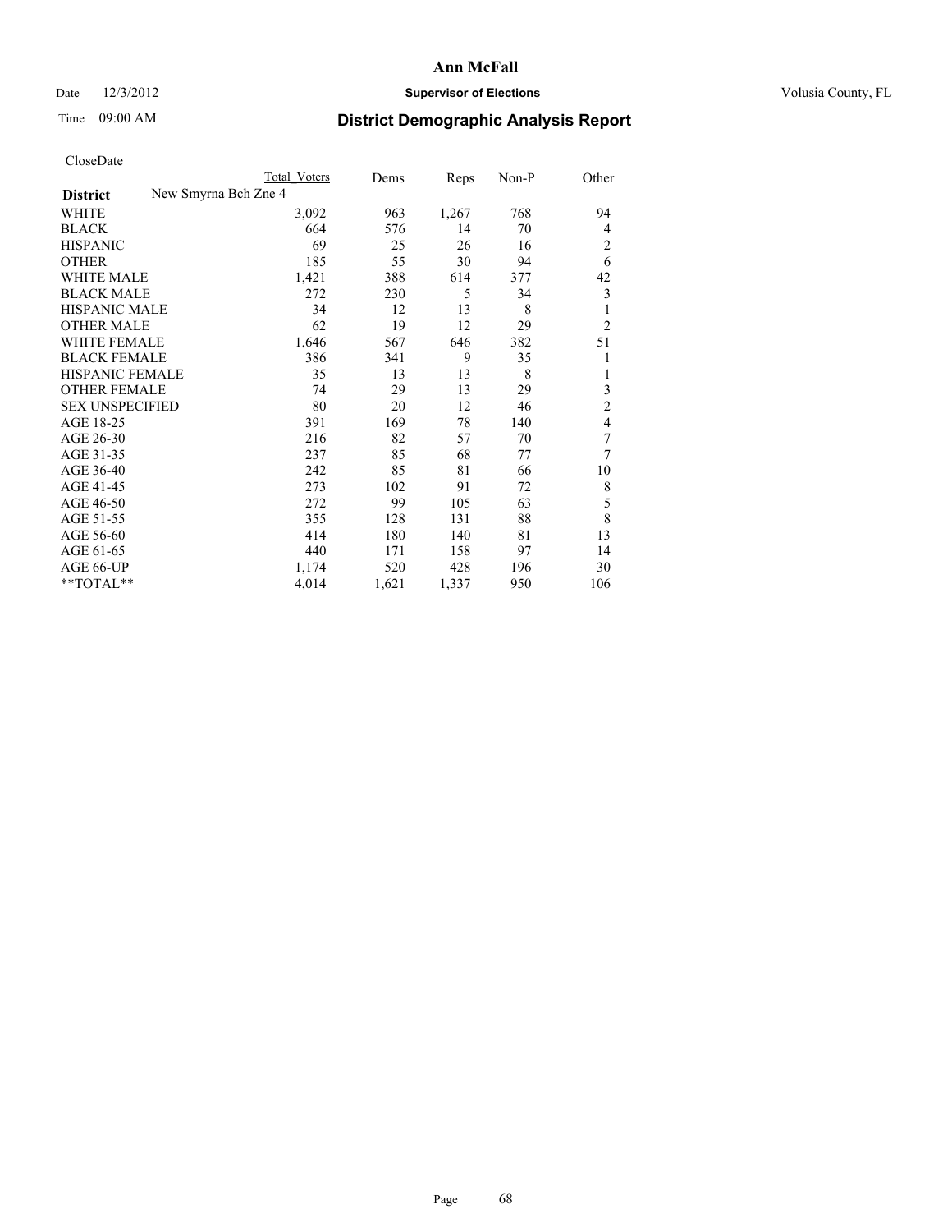# Ann McFall

Date 12/3/2012 **Supervisor of Elections** Volusia County, FL

Time 09:00 AM **District Demographic Analysis Report**

CloseDate

| District | New Smyrna Bch Zne 4 | Total Voters | Dems | Reps | Non-P | Other |
|---|---|---|---|---|---|---|
| WHITE | | 3,092 | 963 | 1,267 | 768 | 94 |
| BLACK | | 664 | 576 | 14 | 70 | 4 |
| HISPANIC | | 69 | 25 | 26 | 16 | 2 |
| OTHER | | 185 | 55 | 30 | 94 | 6 |
| WHITE MALE | | 1,421 | 388 | 614 | 377 | 42 |
| BLACK MALE | | 272 | 230 | 5 | 34 | 3 |
| HISPANIC MALE | | 34 | 12 | 13 | 8 | 1 |
| OTHER MALE | | 62 | 19 | 12 | 29 | 2 |
| WHITE FEMALE | | 1,646 | 567 | 646 | 382 | 51 |
| BLACK FEMALE | | 386 | 341 | 9 | 35 | 1 |
| HISPANIC FEMALE | | 35 | 13 | 13 | 8 | 1 |
| OTHER FEMALE | | 74 | 29 | 13 | 29 | 3 |
| SEX UNSPECIFIED | | 80 | 20 | 12 | 46 | 2 |
| AGE 18-25 | | 391 | 169 | 78 | 140 | 4 |
| AGE 26-30 | | 216 | 82 | 57 | 70 | 7 |
| AGE 31-35 | | 237 | 85 | 68 | 77 | 7 |
| AGE 36-40 | | 242 | 85 | 81 | 66 | 10 |
| AGE 41-45 | | 273 | 102 | 91 | 72 | 8 |
| AGE 46-50 | | 272 | 99 | 105 | 63 | 5 |
| AGE 51-55 | | 355 | 128 | 131 | 88 | 8 |
| AGE 56-60 | | 414 | 180 | 140 | 81 | 13 |
| AGE 61-65 | | 440 | 171 | 158 | 97 | 14 |
| AGE 66-UP | | 1,174 | 520 | 428 | 196 | 30 |
| **TOTAL** | | 4,014 | 1,621 | 1,337 | 950 | 106 |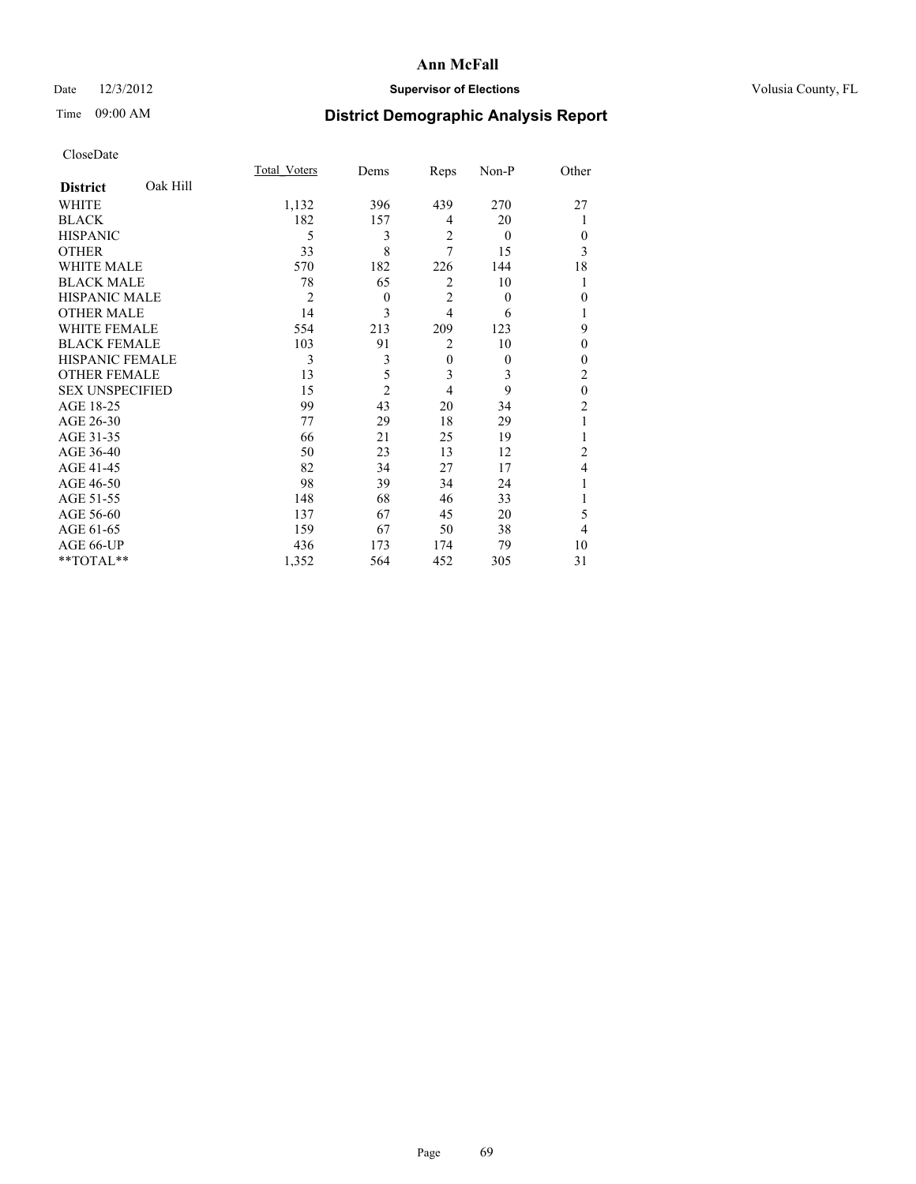# Ann McFall

Date 12/3/2012 **Supervisor of Elections** Volusia County, FL

Time 09:00 AM **District Demographic Analysis Report**

CloseDate

| **District** Oak Hill | Total_Voters | Dems | Reps | Non-P | Other |
|---|---|---|---|---|---|
| WHITE | 1,132 | 396 | 439 | 270 | 27 |
| BLACK | 182 | 157 | 4 | 20 | 1 |
| HISPANIC | 5 | 3 | 2 | 0 | 0 |
| OTHER | 33 | 8 | 7 | 15 | 3 |
| WHITE MALE | 570 | 182 | 226 | 144 | 18 |
| BLACK MALE | 78 | 65 | 2 | 10 | 1 |
| HISPANIC MALE | 2 | 0 | 2 | 0 | 0 |
| OTHER MALE | 14 | 3 | 4 | 6 | 1 |
| WHITE FEMALE | 554 | 213 | 209 | 123 | 9 |
| BLACK FEMALE | 103 | 91 | 2 | 10 | 0 |
| HISPANIC FEMALE | 3 | 3 | 0 | 0 | 0 |
| OTHER FEMALE | 13 | 5 | 3 | 3 | 2 |
| SEX UNSPECIFIED | 15 | 2 | 4 | 9 | 0 |
| AGE 18-25 | 99 | 43 | 20 | 34 | 2 |
| AGE 26-30 | 77 | 29 | 18 | 29 | 1 |
| AGE 31-35 | 66 | 21 | 25 | 19 | 1 |
| AGE 36-40 | 50 | 23 | 13 | 12 | 2 |
| AGE 41-45 | 82 | 34 | 27 | 17 | 4 |
| AGE 46-50 | 98 | 39 | 34 | 24 | 1 |
| AGE 51-55 | 148 | 68 | 46 | 33 | 1 |
| AGE 56-60 | 137 | 67 | 45 | 20 | 5 |
| AGE 61-65 | 159 | 67 | 50 | 38 | 4 |
| AGE 66-UP | 436 | 173 | 174 | 79 | 10 |
| **TOTAL** | 1,352 | 564 | 452 | 305 | 31 |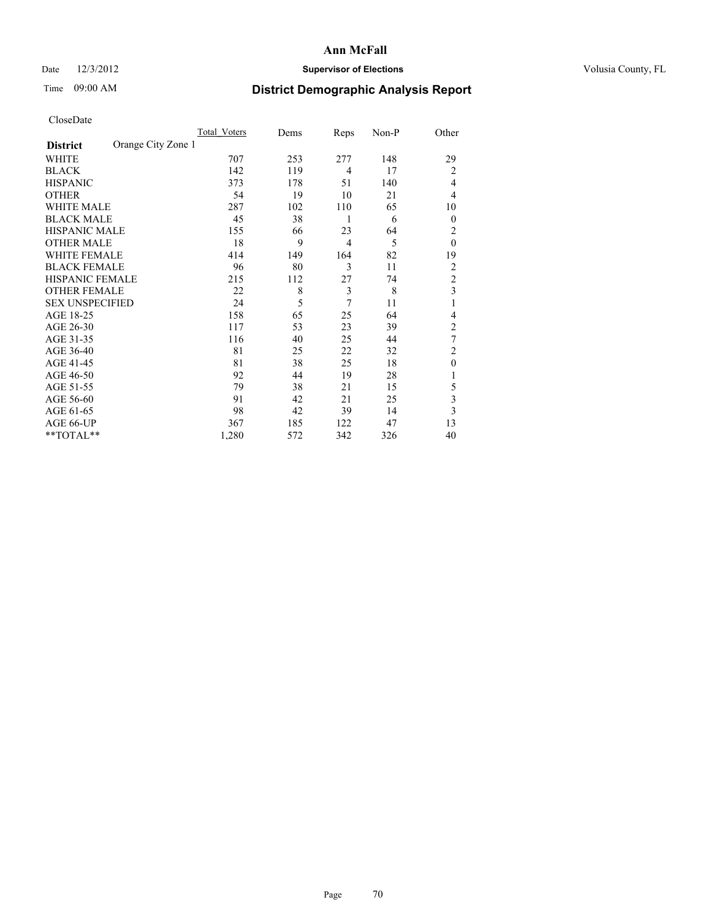# Ann McFall

Date 12/3/2012 **Supervisor of Elections** Volusia County, FL

Time 09:00 AM **District Demographic Analysis Report**

CloseDate

| | Total_Voters | Dems | Reps | Non-P | Other |
|---|---|---|---|---|---|
| **District** Orange City Zone 1 | | | | | |
| WHITE | 707 | 253 | 277 | 148 | 29 |
| BLACK | 142 | 119 | 4 | 17 | 2 |
| HISPANIC | 373 | 178 | 51 | 140 | 4 |
| OTHER | 54 | 19 | 10 | 21 | 4 |
| WHITE MALE | 287 | 102 | 110 | 65 | 10 |
| BLACK MALE | 45 | 38 | 1 | 6 | 0 |
| HISPANIC MALE | 155 | 66 | 23 | 64 | 2 |
| OTHER MALE | 18 | 9 | 4 | 5 | 0 |
| WHITE FEMALE | 414 | 149 | 164 | 82 | 19 |
| BLACK FEMALE | 96 | 80 | 3 | 11 | 2 |
| HISPANIC FEMALE | 215 | 112 | 27 | 74 | 2 |
| OTHER FEMALE | 22 | 8 | 3 | 8 | 3 |
| SEX UNSPECIFIED | 24 | 5 | 7 | 11 | 1 |
| AGE 18-25 | 158 | 65 | 25 | 64 | 4 |
| AGE 26-30 | 117 | 53 | 23 | 39 | 2 |
| AGE 31-35 | 116 | 40 | 25 | 44 | 7 |
| AGE 36-40 | 81 | 25 | 22 | 32 | 2 |
| AGE 41-45 | 81 | 38 | 25 | 18 | 0 |
| AGE 46-50 | 92 | 44 | 19 | 28 | 1 |
| AGE 51-55 | 79 | 38 | 21 | 15 | 5 |
| AGE 56-60 | 91 | 42 | 21 | 25 | 3 |
| AGE 61-65 | 98 | 42 | 39 | 14 | 3 |
| AGE 66-UP | 367 | 185 | 122 | 47 | 13 |
| **TOTAL** | 1,280 | 572 | 342 | 326 | 40 |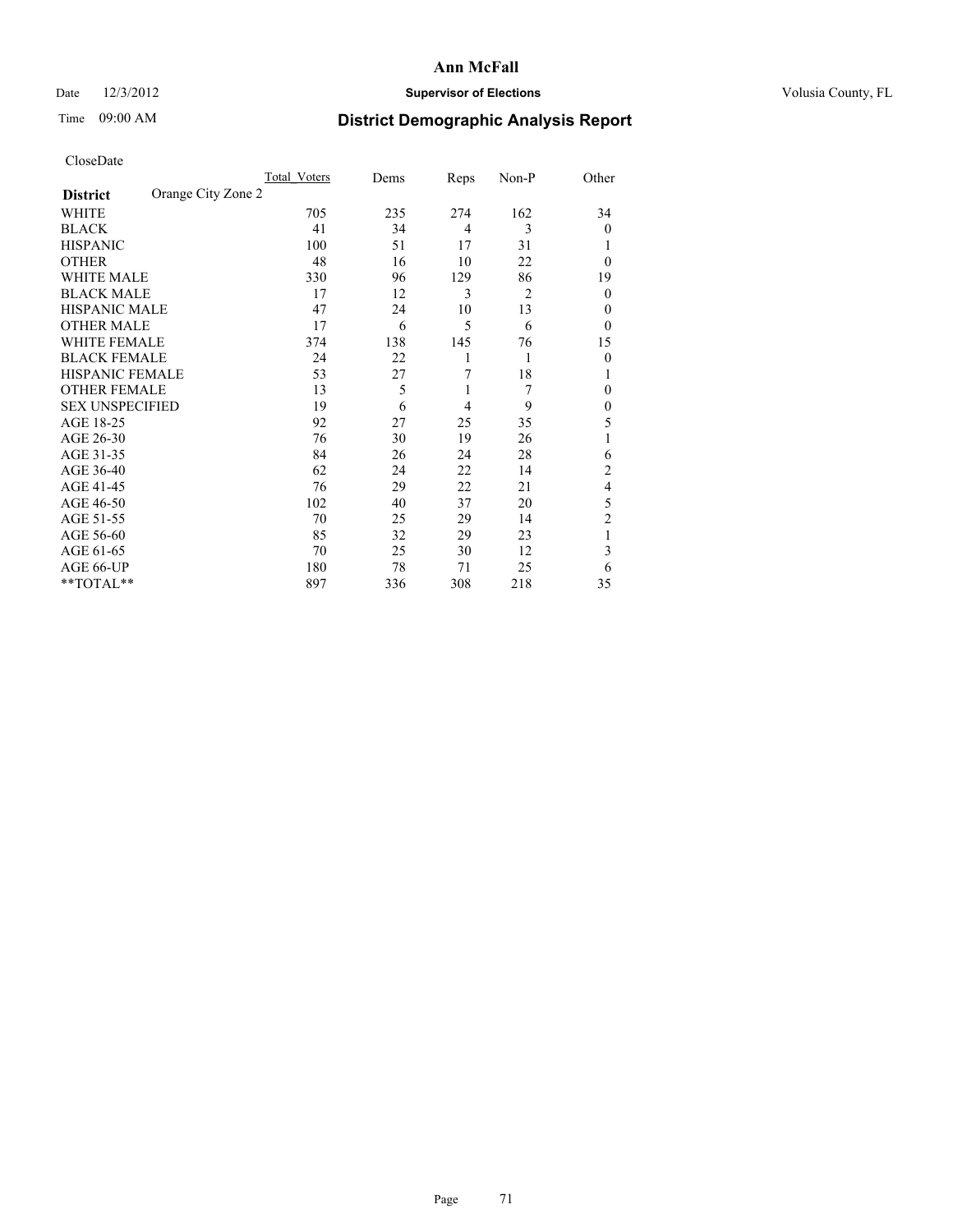**Ann McFall**

Date 12/3/2012 **Supervisor of Elections** Volusia County, FL

Time 09:00 AM

## District Demographic Analysis Report

CloseDate

| | Total_Voters | Dems | Reps | Non-P | Other |
|---|---|---|---|---|---|
| **District** Orange City Zone 2 | | | | | |
| WHITE | 705 | 235 | 274 | 162 | 34 |
| BLACK | 41 | 34 | 4 | 3 | 0 |
| HISPANIC | 100 | 51 | 17 | 31 | 1 |
| OTHER | 48 | 16 | 10 | 22 | 0 |
| WHITE MALE | 330 | 96 | 129 | 86 | 19 |
| BLACK MALE | 17 | 12 | 3 | 2 | 0 |
| HISPANIC MALE | 47 | 24 | 10 | 13 | 0 |
| OTHER MALE | 17 | 6 | 5 | 6 | 0 |
| WHITE FEMALE | 374 | 138 | 145 | 76 | 15 |
| BLACK FEMALE | 24 | 22 | 1 | 1 | 0 |
| HISPANIC FEMALE | 53 | 27 | 7 | 18 | 1 |
| OTHER FEMALE | 13 | 5 | 1 | 7 | 0 |
| SEX UNSPECIFIED | 19 | 6 | 4 | 9 | 0 |
| AGE 18-25 | 92 | 27 | 25 | 35 | 5 |
| AGE 26-30 | 76 | 30 | 19 | 26 | 1 |
| AGE 31-35 | 84 | 26 | 24 | 28 | 6 |
| AGE 36-40 | 62 | 24 | 22 | 14 | 2 |
| AGE 41-45 | 76 | 29 | 22 | 21 | 4 |
| AGE 46-50 | 102 | 40 | 37 | 20 | 5 |
| AGE 51-55 | 70 | 25 | 29 | 14 | 2 |
| AGE 56-60 | 85 | 32 | 29 | 23 | 1 |
| AGE 61-65 | 70 | 25 | 30 | 12 | 3 |
| AGE 66-UP | 180 | 78 | 71 | 25 | 6 |
| **TOTAL** | 897 | 336 | 308 | 218 | 35 |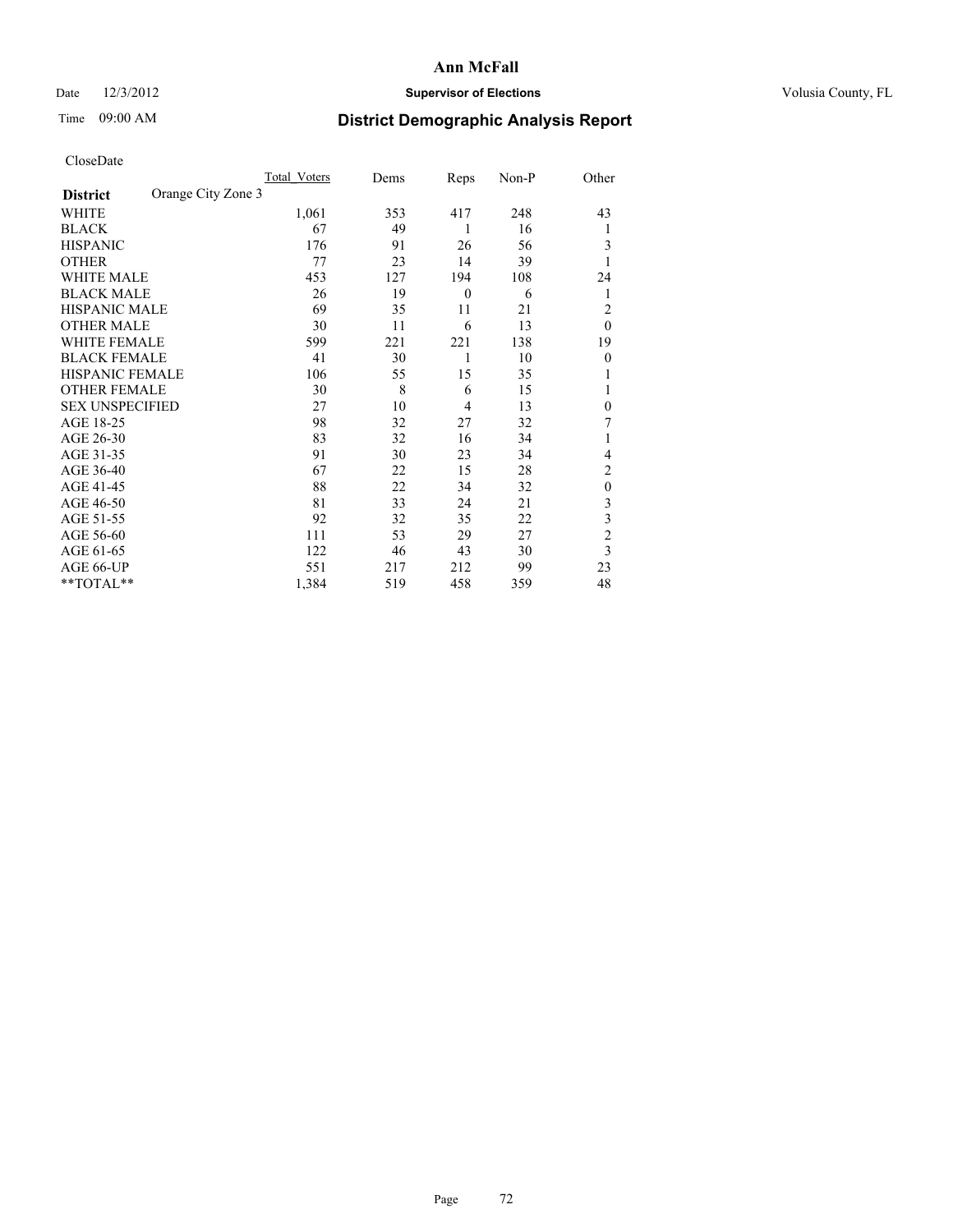# Ann McFall

Date 12/3/2012 **Supervisor of Elections** Volusia County, FL

Time 09:00 AM **District Demographic Analysis Report**

CloseDate

| **District** Orange City Zone 3 | Total_Voters | Dems | Reps | Non-P | Other |
|---|---|---|---|---|---|
| WHITE | 1,061 | 353 | 417 | 248 | 43 |
| BLACK | 67 | 49 | 1 | 16 | 1 |
| HISPANIC | 176 | 91 | 26 | 56 | 3 |
| OTHER | 77 | 23 | 14 | 39 | 1 |
| WHITE MALE | 453 | 127 | 194 | 108 | 24 |
| BLACK MALE | 26 | 19 | 0 | 6 | 1 |
| HISPANIC MALE | 69 | 35 | 11 | 21 | 2 |
| OTHER MALE | 30 | 11 | 6 | 13 | 0 |
| WHITE FEMALE | 599 | 221 | 221 | 138 | 19 |
| BLACK FEMALE | 41 | 30 | 1 | 10 | 0 |
| HISPANIC FEMALE | 106 | 55 | 15 | 35 | 1 |
| OTHER FEMALE | 30 | 8 | 6 | 15 | 1 |
| SEX UNSPECIFIED | 27 | 10 | 4 | 13 | 0 |
| AGE 18-25 | 98 | 32 | 27 | 32 | 7 |
| AGE 26-30 | 83 | 32 | 16 | 34 | 1 |
| AGE 31-35 | 91 | 30 | 23 | 34 | 4 |
| AGE 36-40 | 67 | 22 | 15 | 28 | 2 |
| AGE 41-45 | 88 | 22 | 34 | 32 | 0 |
| AGE 46-50 | 81 | 33 | 24 | 21 | 3 |
| AGE 51-55 | 92 | 32 | 35 | 22 | 3 |
| AGE 56-60 | 111 | 53 | 29 | 27 | 2 |
| AGE 61-65 | 122 | 46 | 43 | 30 | 3 |
| AGE 66-UP | 551 | 217 | 212 | 99 | 23 |
| **TOTAL** | 1,384 | 519 | 458 | 359 | 48 |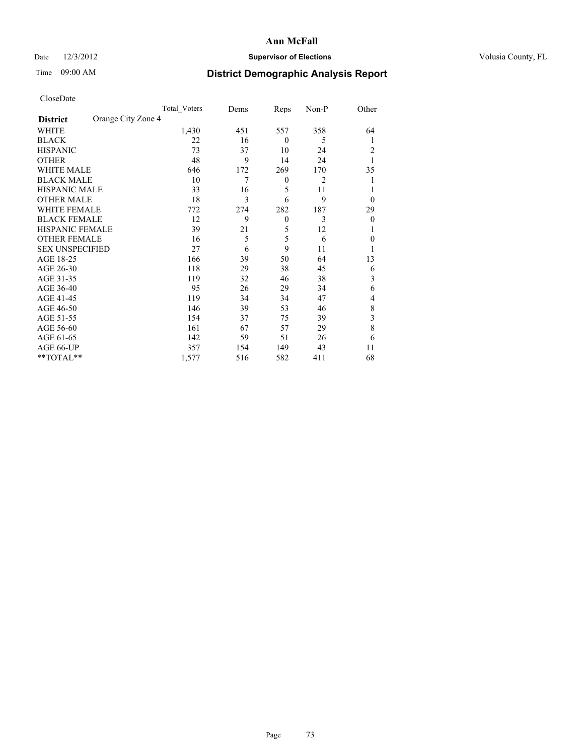# Ann McFall

Date 12/3/2012 **Supervisor of Elections** Volusia County, FL

Time 09:00 AM **District Demographic Analysis Report**

CloseDate

| **District** Orange City Zone 4 | Total Voters | Dems | Reps | Non-P | Other |
|---|---|---|---|---|---|
| WHITE | 1,430 | 451 | 557 | 358 | 64 |
| BLACK | 22 | 16 | 0 | 5 | 1 |
| HISPANIC | 73 | 37 | 10 | 24 | 2 |
| OTHER | 48 | 9 | 14 | 24 | 1 |
| WHITE MALE | 646 | 172 | 269 | 170 | 35 |
| BLACK MALE | 10 | 7 | 0 | 2 | 1 |
| HISPANIC MALE | 33 | 16 | 5 | 11 | 1 |
| OTHER MALE | 18 | 3 | 6 | 9 | 0 |
| WHITE FEMALE | 772 | 274 | 282 | 187 | 29 |
| BLACK FEMALE | 12 | 9 | 0 | 3 | 0 |
| HISPANIC FEMALE | 39 | 21 | 5 | 12 | 1 |
| OTHER FEMALE | 16 | 5 | 5 | 6 | 0 |
| SEX UNSPECIFIED | 27 | 6 | 9 | 11 | 1 |
| AGE 18-25 | 166 | 39 | 50 | 64 | 13 |
| AGE 26-30 | 118 | 29 | 38 | 45 | 6 |
| AGE 31-35 | 119 | 32 | 46 | 38 | 3 |
| AGE 36-40 | 95 | 26 | 29 | 34 | 6 |
| AGE 41-45 | 119 | 34 | 34 | 47 | 4 |
| AGE 46-50 | 146 | 39 | 53 | 46 | 8 |
| AGE 51-55 | 154 | 37 | 75 | 39 | 3 |
| AGE 56-60 | 161 | 67 | 57 | 29 | 8 |
| AGE 61-65 | 142 | 59 | 51 | 26 | 6 |
| AGE 66-UP | 357 | 154 | 149 | 43 | 11 |
| **TOTAL** | 1,577 | 516 | 582 | 411 | 68 |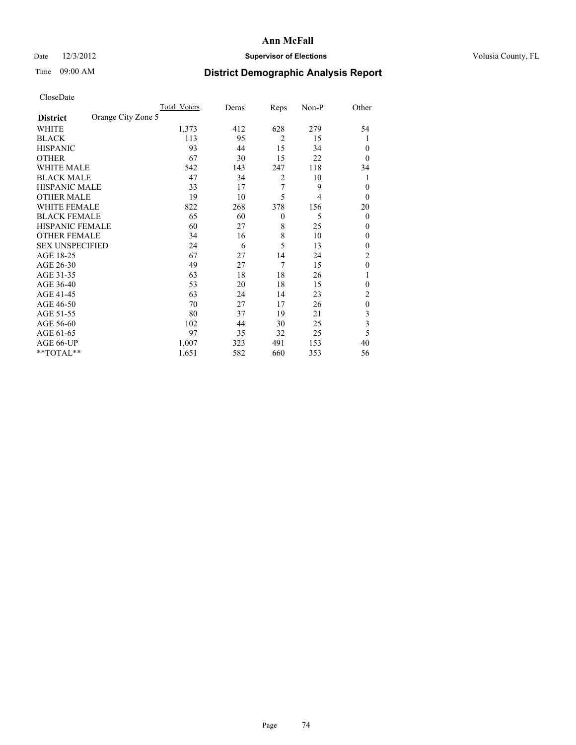# Ann McFall

Date 12/3/2012 **Supervisor of Elections** Volusia County, FL

Time 09:00 AM **District Demographic Analysis Report**

CloseDate

| **District** Orange City Zone 5 | Total_Voters | Dems | Reps | Non-P | Other |
|---|---|---|---|---|---|
| WHITE | 1,373 | 412 | 628 | 279 | 54 |
| BLACK | 113 | 95 | 2 | 15 | 1 |
| HISPANIC | 93 | 44 | 15 | 34 | 0 |
| OTHER | 67 | 30 | 15 | 22 | 0 |
| WHITE MALE | 542 | 143 | 247 | 118 | 34 |
| BLACK MALE | 47 | 34 | 2 | 10 | 1 |
| HISPANIC MALE | 33 | 17 | 7 | 9 | 0 |
| OTHER MALE | 19 | 10 | 5 | 4 | 0 |
| WHITE FEMALE | 822 | 268 | 378 | 156 | 20 |
| BLACK FEMALE | 65 | 60 | 0 | 5 | 0 |
| HISPANIC FEMALE | 60 | 27 | 8 | 25 | 0 |
| OTHER FEMALE | 34 | 16 | 8 | 10 | 0 |
| SEX UNSPECIFIED | 24 | 6 | 5 | 13 | 0 |
| AGE 18-25 | 67 | 27 | 14 | 24 | 2 |
| AGE 26-30 | 49 | 27 | 7 | 15 | 0 |
| AGE 31-35 | 63 | 18 | 18 | 26 | 1 |
| AGE 36-40 | 53 | 20 | 18 | 15 | 0 |
| AGE 41-45 | 63 | 24 | 14 | 23 | 2 |
| AGE 46-50 | 70 | 27 | 17 | 26 | 0 |
| AGE 51-55 | 80 | 37 | 19 | 21 | 3 |
| AGE 56-60 | 102 | 44 | 30 | 25 | 3 |
| AGE 61-65 | 97 | 35 | 32 | 25 | 5 |
| AGE 66-UP | 1,007 | 323 | 491 | 153 | 40 |
| **TOTAL** | 1,651 | 582 | 660 | 353 | 56 |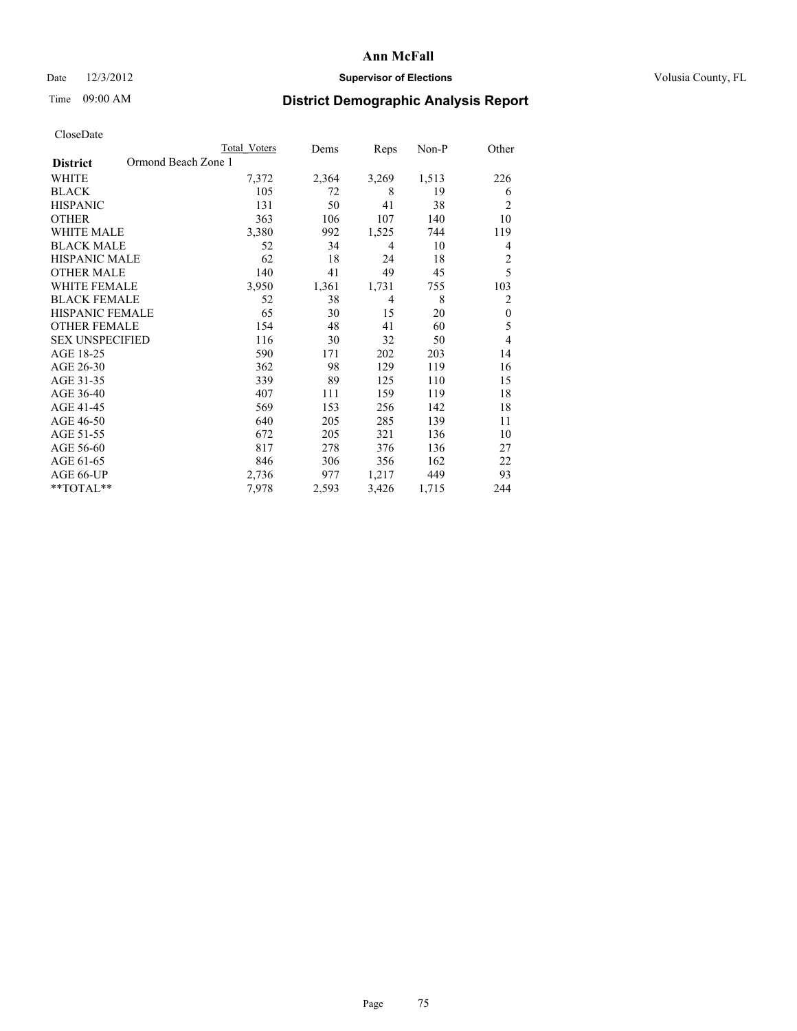# Ann McFall

Date 12/3/2012 **Supervisor of Elections** Volusia County, FL

Time 09:00 AM **District Demographic Analysis Report**

CloseDate

| | Total Voters | Dems | Reps | Non-P | Other |
|---|---|---|---|---|---|
| **District** Ormond Beach Zone 1 | | | | | |
| WHITE | 7,372 | 2,364 | 3,269 | 1,513 | 226 |
| BLACK | 105 | 72 | 8 | 19 | 6 |
| HISPANIC | 131 | 50 | 41 | 38 | 2 |
| OTHER | 363 | 106 | 107 | 140 | 10 |
| WHITE MALE | 3,380 | 992 | 1,525 | 744 | 119 |
| BLACK MALE | 52 | 34 | 4 | 10 | 4 |
| HISPANIC MALE | 62 | 18 | 24 | 18 | 2 |
| OTHER MALE | 140 | 41 | 49 | 45 | 5 |
| WHITE FEMALE | 3,950 | 1,361 | 1,731 | 755 | 103 |
| BLACK FEMALE | 52 | 38 | 4 | 8 | 2 |
| HISPANIC FEMALE | 65 | 30 | 15 | 20 | 0 |
| OTHER FEMALE | 154 | 48 | 41 | 60 | 5 |
| SEX UNSPECIFIED | 116 | 30 | 32 | 50 | 4 |
| AGE 18-25 | 590 | 171 | 202 | 203 | 14 |
| AGE 26-30 | 362 | 98 | 129 | 119 | 16 |
| AGE 31-35 | 339 | 89 | 125 | 110 | 15 |
| AGE 36-40 | 407 | 111 | 159 | 119 | 18 |
| AGE 41-45 | 569 | 153 | 256 | 142 | 18 |
| AGE 46-50 | 640 | 205 | 285 | 139 | 11 |
| AGE 51-55 | 672 | 205 | 321 | 136 | 10 |
| AGE 56-60 | 817 | 278 | 376 | 136 | 27 |
| AGE 61-65 | 846 | 306 | 356 | 162 | 22 |
| AGE 66-UP | 2,736 | 977 | 1,217 | 449 | 93 |
| **TOTAL** | 7,978 | 2,593 | 3,426 | 1,715 | 244 |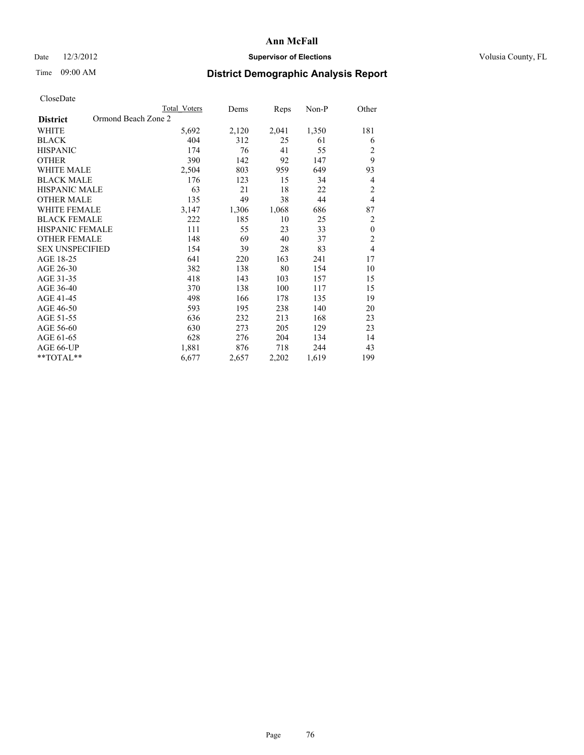# Ann McFall

Date 12/3/2012 **Supervisor of Elections** Volusia County, FL

Time 09:00 AM **District Demographic Analysis Report**

CloseDate

| **District** Ormond Beach Zone 2 | Total Voters | Dems | Reps | Non-P | Other |
|---|---|---|---|---|---|
| WHITE | 5,692 | 2,120 | 2,041 | 1,350 | 181 |
| BLACK | 404 | 312 | 25 | 61 | 6 |
| HISPANIC | 174 | 76 | 41 | 55 | 2 |
| OTHER | 390 | 142 | 92 | 147 | 9 |
| WHITE MALE | 2,504 | 803 | 959 | 649 | 93 |
| BLACK MALE | 176 | 123 | 15 | 34 | 4 |
| HISPANIC MALE | 63 | 21 | 18 | 22 | 2 |
| OTHER MALE | 135 | 49 | 38 | 44 | 4 |
| WHITE FEMALE | 3,147 | 1,306 | 1,068 | 686 | 87 |
| BLACK FEMALE | 222 | 185 | 10 | 25 | 2 |
| HISPANIC FEMALE | 111 | 55 | 23 | 33 | 0 |
| OTHER FEMALE | 148 | 69 | 40 | 37 | 2 |
| SEX UNSPECIFIED | 154 | 39 | 28 | 83 | 4 |
| AGE 18-25 | 641 | 220 | 163 | 241 | 17 |
| AGE 26-30 | 382 | 138 | 80 | 154 | 10 |
| AGE 31-35 | 418 | 143 | 103 | 157 | 15 |
| AGE 36-40 | 370 | 138 | 100 | 117 | 15 |
| AGE 41-45 | 498 | 166 | 178 | 135 | 19 |
| AGE 46-50 | 593 | 195 | 238 | 140 | 20 |
| AGE 51-55 | 636 | 232 | 213 | 168 | 23 |
| AGE 56-60 | 630 | 273 | 205 | 129 | 23 |
| AGE 61-65 | 628 | 276 | 204 | 134 | 14 |
| AGE 66-UP | 1,881 | 876 | 718 | 244 | 43 |
| **TOTAL** | 6,677 | 2,657 | 2,202 | 1,619 | 199 |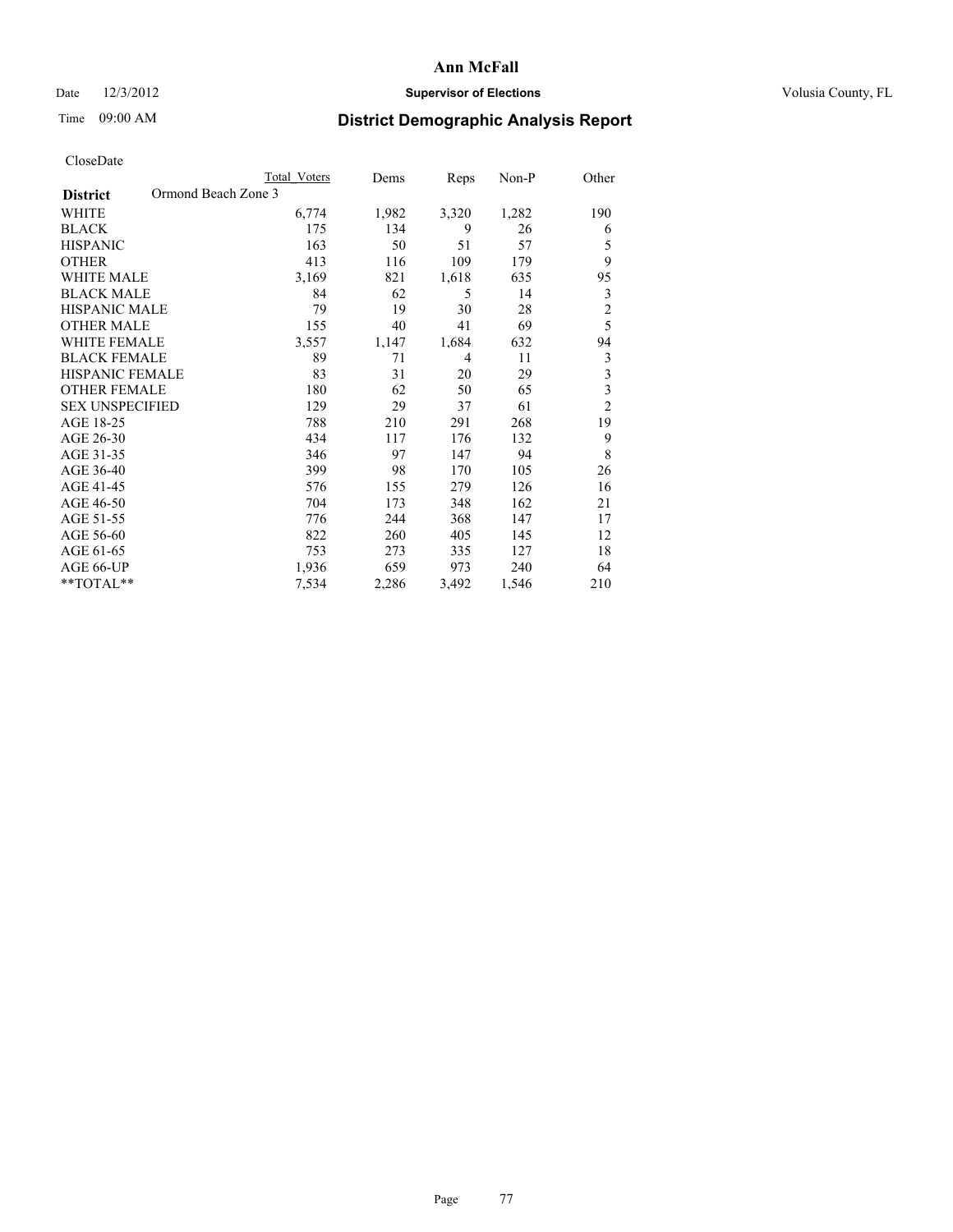# Ann McFall

Date 12/3/2012 **Supervisor of Elections** Volusia County, FL

Time 09:00 AM **District Demographic Analysis Report**

CloseDate

| | Total Voters | Dems | Reps | Non-P | Other |
|---|---|---|---|---|---|
| **District** Ormond Beach Zone 3 | | | | | |
| WHITE | 6,774 | 1,982 | 3,320 | 1,282 | 190 |
| BLACK | 175 | 134 | 9 | 26 | 6 |
| HISPANIC | 163 | 50 | 51 | 57 | 5 |
| OTHER | 413 | 116 | 109 | 179 | 9 |
| WHITE MALE | 3,169 | 821 | 1,618 | 635 | 95 |
| BLACK MALE | 84 | 62 | 5 | 14 | 3 |
| HISPANIC MALE | 79 | 19 | 30 | 28 | 2 |
| OTHER MALE | 155 | 40 | 41 | 69 | 5 |
| WHITE FEMALE | 3,557 | 1,147 | 1,684 | 632 | 94 |
| BLACK FEMALE | 89 | 71 | 4 | 11 | 3 |
| HISPANIC FEMALE | 83 | 31 | 20 | 29 | 3 |
| OTHER FEMALE | 180 | 62 | 50 | 65 | 3 |
| SEX UNSPECIFIED | 129 | 29 | 37 | 61 | 2 |
| AGE 18-25 | 788 | 210 | 291 | 268 | 19 |
| AGE 26-30 | 434 | 117 | 176 | 132 | 9 |
| AGE 31-35 | 346 | 97 | 147 | 94 | 8 |
| AGE 36-40 | 399 | 98 | 170 | 105 | 26 |
| AGE 41-45 | 576 | 155 | 279 | 126 | 16 |
| AGE 46-50 | 704 | 173 | 348 | 162 | 21 |
| AGE 51-55 | 776 | 244 | 368 | 147 | 17 |
| AGE 56-60 | 822 | 260 | 405 | 145 | 12 |
| AGE 61-65 | 753 | 273 | 335 | 127 | 18 |
| AGE 66-UP | 1,936 | 659 | 973 | 240 | 64 |
| **TOTAL** | 7,534 | 2,286 | 3,492 | 1,546 | 210 |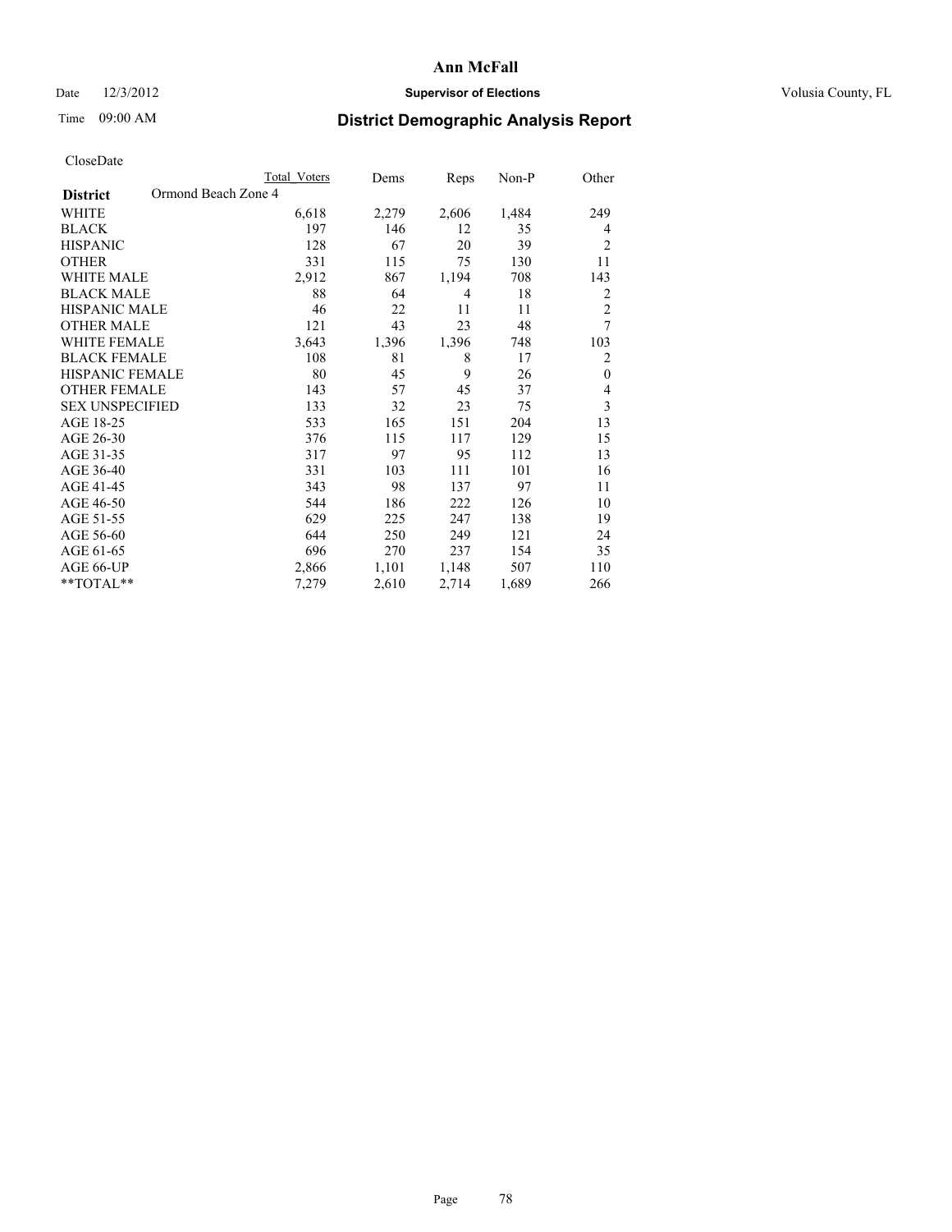# Ann McFall

Date 12/3/2012 **Supervisor of Elections** Volusia County, FL

Time 09:00 AM **District Demographic Analysis Report**

CloseDate

| | Total Voters | Dems | Reps | Non-P | Other |
|---|---|---|---|---|---|
| **District** Ormond Beach Zone 4 | | | | | |
| WHITE | 6,618 | 2,279 | 2,606 | 1,484 | 249 |
| BLACK | 197 | 146 | 12 | 35 | 4 |
| HISPANIC | 128 | 67 | 20 | 39 | 2 |
| OTHER | 331 | 115 | 75 | 130 | 11 |
| WHITE MALE | 2,912 | 867 | 1,194 | 708 | 143 |
| BLACK MALE | 88 | 64 | 4 | 18 | 2 |
| HISPANIC MALE | 46 | 22 | 11 | 11 | 2 |
| OTHER MALE | 121 | 43 | 23 | 48 | 7 |
| WHITE FEMALE | 3,643 | 1,396 | 1,396 | 748 | 103 |
| BLACK FEMALE | 108 | 81 | 8 | 17 | 2 |
| HISPANIC FEMALE | 80 | 45 | 9 | 26 | 0 |
| OTHER FEMALE | 143 | 57 | 45 | 37 | 4 |
| SEX UNSPECIFIED | 133 | 32 | 23 | 75 | 3 |
| AGE 18-25 | 533 | 165 | 151 | 204 | 13 |
| AGE 26-30 | 376 | 115 | 117 | 129 | 15 |
| AGE 31-35 | 317 | 97 | 95 | 112 | 13 |
| AGE 36-40 | 331 | 103 | 111 | 101 | 16 |
| AGE 41-45 | 343 | 98 | 137 | 97 | 11 |
| AGE 46-50 | 544 | 186 | 222 | 126 | 10 |
| AGE 51-55 | 629 | 225 | 247 | 138 | 19 |
| AGE 56-60 | 644 | 250 | 249 | 121 | 24 |
| AGE 61-65 | 696 | 270 | 237 | 154 | 35 |
| AGE 66-UP | 2,866 | 1,101 | 1,148 | 507 | 110 |
| **TOTAL** | 7,279 | 2,610 | 2,714 | 1,689 | 266 |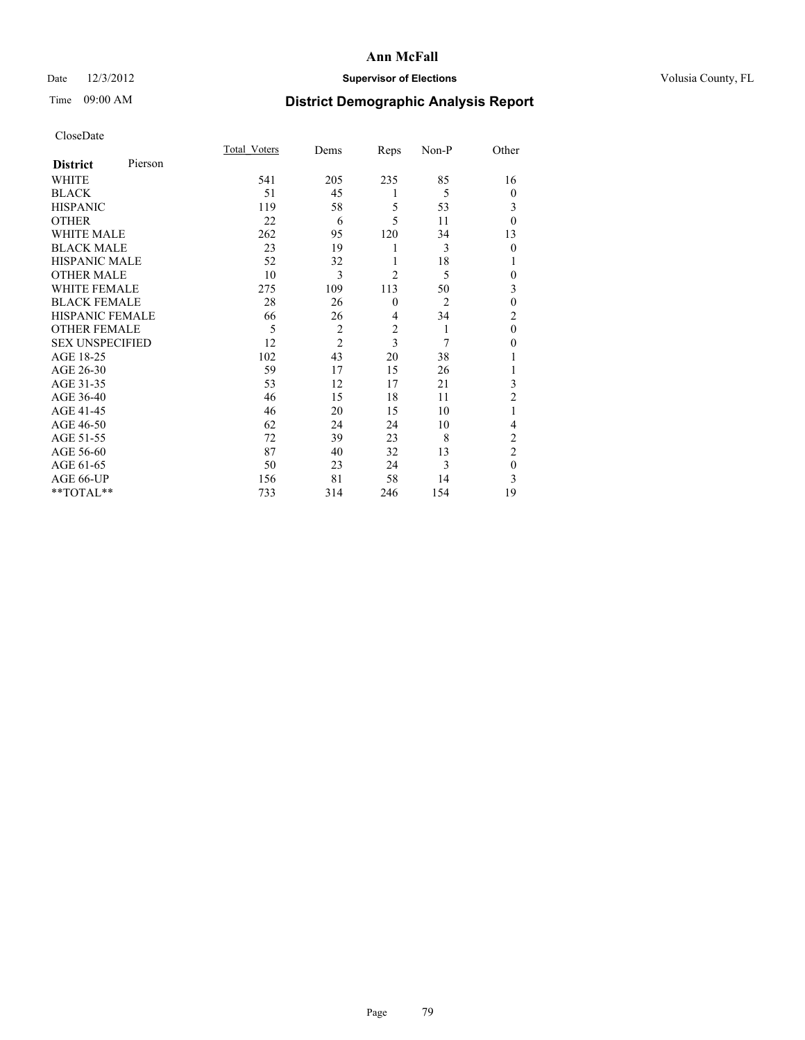# Ann McFall

Date 12/3/2012 **Supervisor of Elections** Volusia County, FL

Time 09:00 AM

## District Demographic Analysis Report

CloseDate

| **District** Pierson | Total_Voters | Dems | Reps | Non-P | Other |
|---|---|---|---|---|---|
| WHITE | 541 | 205 | 235 | 85 | 16 |
| BLACK | 51 | 45 | 1 | 5 | 0 |
| HISPANIC | 119 | 58 | 5 | 53 | 3 |
| OTHER | 22 | 6 | 5 | 11 | 0 |
| WHITE MALE | 262 | 95 | 120 | 34 | 13 |
| BLACK MALE | 23 | 19 | 1 | 3 | 0 |
| HISPANIC MALE | 52 | 32 | 1 | 18 | 1 |
| OTHER MALE | 10 | 3 | 2 | 5 | 0 |
| WHITE FEMALE | 275 | 109 | 113 | 50 | 3 |
| BLACK FEMALE | 28 | 26 | 0 | 2 | 0 |
| HISPANIC FEMALE | 66 | 26 | 4 | 34 | 2 |
| OTHER FEMALE | 5 | 2 | 2 | 1 | 0 |
| SEX UNSPECIFIED | 12 | 2 | 3 | 7 | 0 |
| AGE 18-25 | 102 | 43 | 20 | 38 | 1 |
| AGE 26-30 | 59 | 17 | 15 | 26 | 1 |
| AGE 31-35 | 53 | 12 | 17 | 21 | 3 |
| AGE 36-40 | 46 | 15 | 18 | 11 | 2 |
| AGE 41-45 | 46 | 20 | 15 | 10 | 1 |
| AGE 46-50 | 62 | 24 | 24 | 10 | 4 |
| AGE 51-55 | 72 | 39 | 23 | 8 | 2 |
| AGE 56-60 | 87 | 40 | 32 | 13 | 2 |
| AGE 61-65 | 50 | 23 | 24 | 3 | 0 |
| AGE 66-UP | 156 | 81 | 58 | 14 | 3 |
| **TOTAL** | 733 | 314 | 246 | 154 | 19 |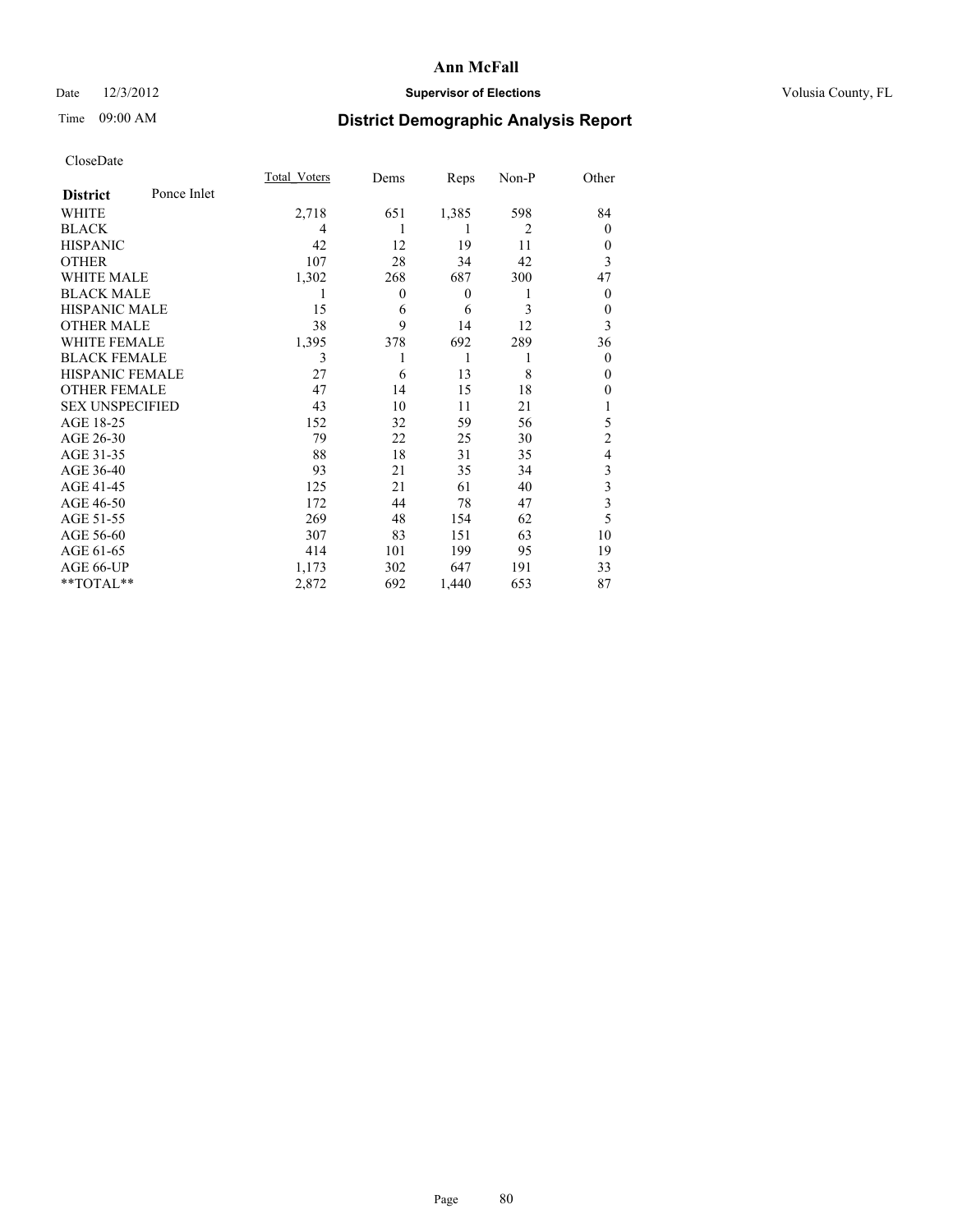# Ann McFall

Date 12/3/2012 **Supervisor of Elections** Volusia County, FL

Time 09:00 AM **District Demographic Analysis Report**

CloseDate

| **District** Ponce Inlet | Total_Voters | Dems | Reps | Non-P | Other |
|---|---|---|---|---|---|
| WHITE | 2,718 | 651 | 1,385 | 598 | 84 |
| BLACK | 4 | 1 | 1 | 2 | 0 |
| HISPANIC | 42 | 12 | 19 | 11 | 0 |
| OTHER | 107 | 28 | 34 | 42 | 3 |
| WHITE MALE | 1,302 | 268 | 687 | 300 | 47 |
| BLACK MALE | 1 | 0 | 0 | 1 | 0 |
| HISPANIC MALE | 15 | 6 | 6 | 3 | 0 |
| OTHER MALE | 38 | 9 | 14 | 12 | 3 |
| WHITE FEMALE | 1,395 | 378 | 692 | 289 | 36 |
| BLACK FEMALE | 3 | 1 | 1 | 1 | 0 |
| HISPANIC FEMALE | 27 | 6 | 13 | 8 | 0 |
| OTHER FEMALE | 47 | 14 | 15 | 18 | 0 |
| SEX UNSPECIFIED | 43 | 10 | 11 | 21 | 1 |
| AGE 18-25 | 152 | 32 | 59 | 56 | 5 |
| AGE 26-30 | 79 | 22 | 25 | 30 | 2 |
| AGE 31-35 | 88 | 18 | 31 | 35 | 4 |
| AGE 36-40 | 93 | 21 | 35 | 34 | 3 |
| AGE 41-45 | 125 | 21 | 61 | 40 | 3 |
| AGE 46-50 | 172 | 44 | 78 | 47 | 3 |
| AGE 51-55 | 269 | 48 | 154 | 62 | 5 |
| AGE 56-60 | 307 | 83 | 151 | 63 | 10 |
| AGE 61-65 | 414 | 101 | 199 | 95 | 19 |
| AGE 66-UP | 1,173 | 302 | 647 | 191 | 33 |
| **TOTAL** | 2,872 | 692 | 1,440 | 653 | 87 |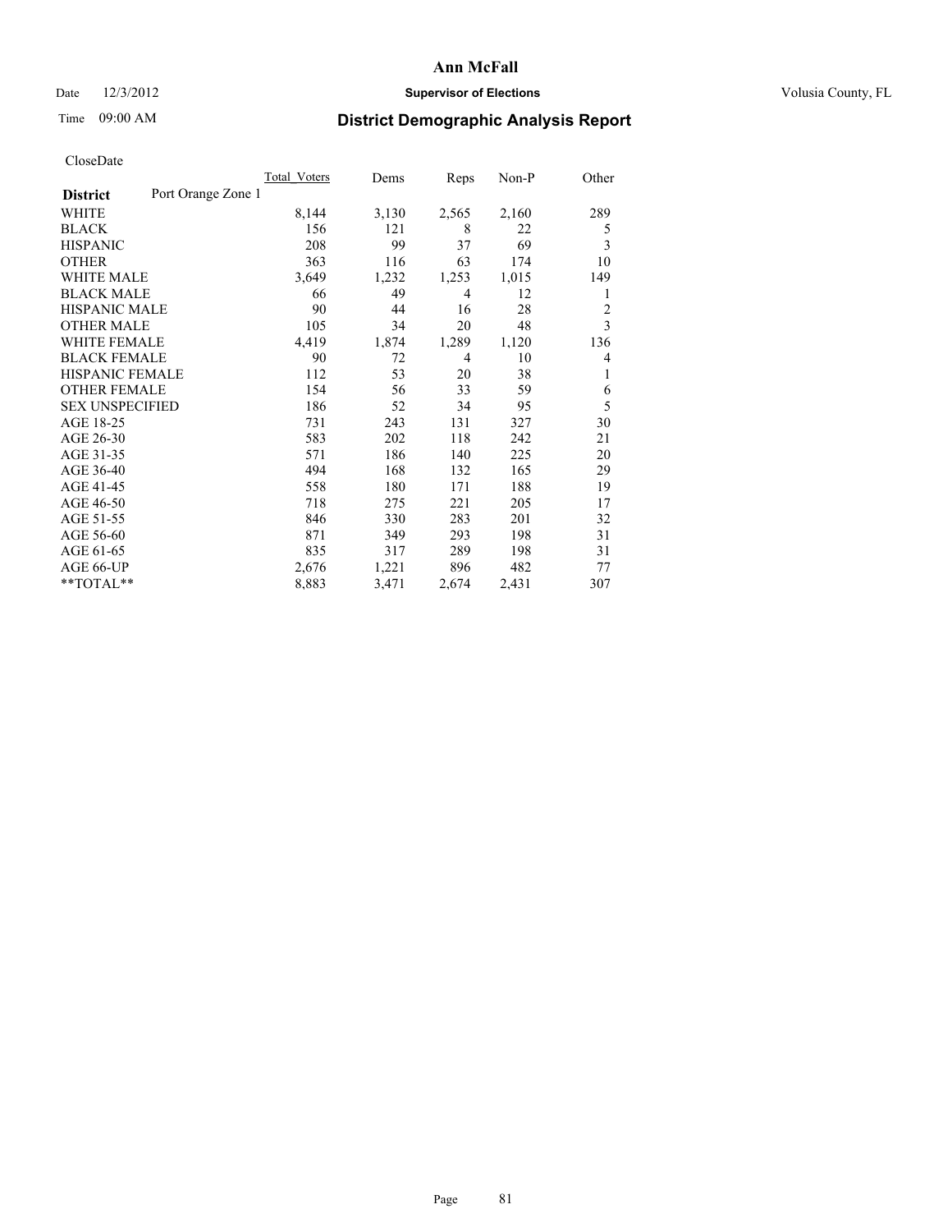# Ann McFall

Date 12/3/2012 **Supervisor of Elections** Volusia County, FL

Time 09:00 AM **District Demographic Analysis Report**

CloseDate

| | Total_Voters | Dems | Reps | Non-P | Other |
|---|---|---|---|---|---|
| **District** Port Orange Zone 1 | | | | | |
| WHITE | 8,144 | 3,130 | 2,565 | 2,160 | 289 |
| BLACK | 156 | 121 | 8 | 22 | 5 |
| HISPANIC | 208 | 99 | 37 | 69 | 3 |
| OTHER | 363 | 116 | 63 | 174 | 10 |
| WHITE MALE | 3,649 | 1,232 | 1,253 | 1,015 | 149 |
| BLACK MALE | 66 | 49 | 4 | 12 | 1 |
| HISPANIC MALE | 90 | 44 | 16 | 28 | 2 |
| OTHER MALE | 105 | 34 | 20 | 48 | 3 |
| WHITE FEMALE | 4,419 | 1,874 | 1,289 | 1,120 | 136 |
| BLACK FEMALE | 90 | 72 | 4 | 10 | 4 |
| HISPANIC FEMALE | 112 | 53 | 20 | 38 | 1 |
| OTHER FEMALE | 154 | 56 | 33 | 59 | 6 |
| SEX UNSPECIFIED | 186 | 52 | 34 | 95 | 5 |
| AGE 18-25 | 731 | 243 | 131 | 327 | 30 |
| AGE 26-30 | 583 | 202 | 118 | 242 | 21 |
| AGE 31-35 | 571 | 186 | 140 | 225 | 20 |
| AGE 36-40 | 494 | 168 | 132 | 165 | 29 |
| AGE 41-45 | 558 | 180 | 171 | 188 | 19 |
| AGE 46-50 | 718 | 275 | 221 | 205 | 17 |
| AGE 51-55 | 846 | 330 | 283 | 201 | 32 |
| AGE 56-60 | 871 | 349 | 293 | 198 | 31 |
| AGE 61-65 | 835 | 317 | 289 | 198 | 31 |
| AGE 66-UP | 2,676 | 1,221 | 896 | 482 | 77 |
| **TOTAL** | 8,883 | 3,471 | 2,674 | 2,431 | 307 |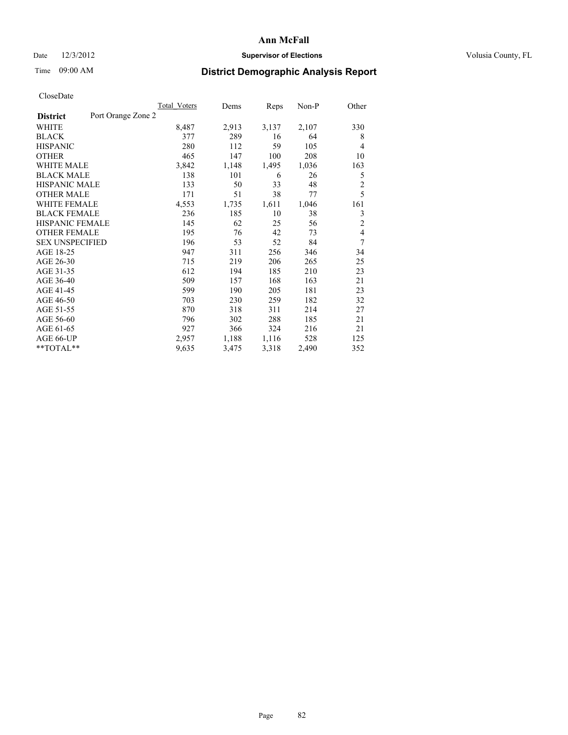# Ann McFall

Date 12/3/2012 **Supervisor of Elections** Volusia County, FL

Time 09:00 AM **District Demographic Analysis Report**

CloseDate

| **District** Port Orange Zone 2 | Total Voters | Dems | Reps | Non-P | Other |
|---|---|---|---|---|---|
| WHITE | 8,487 | 2,913 | 3,137 | 2,107 | 330 |
| BLACK | 377 | 289 | 16 | 64 | 8 |
| HISPANIC | 280 | 112 | 59 | 105 | 4 |
| OTHER | 465 | 147 | 100 | 208 | 10 |
| WHITE MALE | 3,842 | 1,148 | 1,495 | 1,036 | 163 |
| BLACK MALE | 138 | 101 | 6 | 26 | 5 |
| HISPANIC MALE | 133 | 50 | 33 | 48 | 2 |
| OTHER MALE | 171 | 51 | 38 | 77 | 5 |
| WHITE FEMALE | 4,553 | 1,735 | 1,611 | 1,046 | 161 |
| BLACK FEMALE | 236 | 185 | 10 | 38 | 3 |
| HISPANIC FEMALE | 145 | 62 | 25 | 56 | 2 |
| OTHER FEMALE | 195 | 76 | 42 | 73 | 4 |
| SEX UNSPECIFIED | 196 | 53 | 52 | 84 | 7 |
| AGE 18-25 | 947 | 311 | 256 | 346 | 34 |
| AGE 26-30 | 715 | 219 | 206 | 265 | 25 |
| AGE 31-35 | 612 | 194 | 185 | 210 | 23 |
| AGE 36-40 | 509 | 157 | 168 | 163 | 21 |
| AGE 41-45 | 599 | 190 | 205 | 181 | 23 |
| AGE 46-50 | 703 | 230 | 259 | 182 | 32 |
| AGE 51-55 | 870 | 318 | 311 | 214 | 27 |
| AGE 56-60 | 796 | 302 | 288 | 185 | 21 |
| AGE 61-65 | 927 | 366 | 324 | 216 | 21 |
| AGE 66-UP | 2,957 | 1,188 | 1,116 | 528 | 125 |
| **TOTAL** | 9,635 | 3,475 | 3,318 | 2,490 | 352 |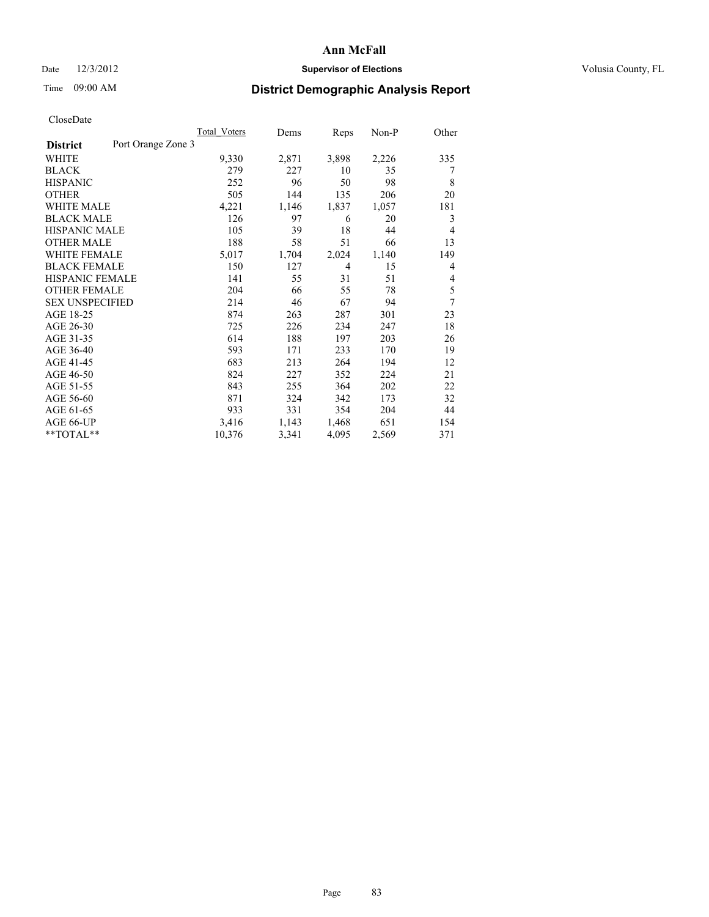**Ann McFall**

Date 12/3/2012 **Supervisor of Elections** Volusia County, FL

Time 09:00 AM

## District Demographic Analysis Report

CloseDate

| | Total_Voters | Dems | Reps | Non-P | Other |
|---|---|---|---|---|---|
| **District** Port Orange Zone 3 | | | | | |
| WHITE | 9,330 | 2,871 | 3,898 | 2,226 | 335 |
| BLACK | 279 | 227 | 10 | 35 | 7 |
| HISPANIC | 252 | 96 | 50 | 98 | 8 |
| OTHER | 505 | 144 | 135 | 206 | 20 |
| WHITE MALE | 4,221 | 1,146 | 1,837 | 1,057 | 181 |
| BLACK MALE | 126 | 97 | 6 | 20 | 3 |
| HISPANIC MALE | 105 | 39 | 18 | 44 | 4 |
| OTHER MALE | 188 | 58 | 51 | 66 | 13 |
| WHITE FEMALE | 5,017 | 1,704 | 2,024 | 1,140 | 149 |
| BLACK FEMALE | 150 | 127 | 4 | 15 | 4 |
| HISPANIC FEMALE | 141 | 55 | 31 | 51 | 4 |
| OTHER FEMALE | 204 | 66 | 55 | 78 | 5 |
| SEX UNSPECIFIED | 214 | 46 | 67 | 94 | 7 |
| AGE 18-25 | 874 | 263 | 287 | 301 | 23 |
| AGE 26-30 | 725 | 226 | 234 | 247 | 18 |
| AGE 31-35 | 614 | 188 | 197 | 203 | 26 |
| AGE 36-40 | 593 | 171 | 233 | 170 | 19 |
| AGE 41-45 | 683 | 213 | 264 | 194 | 12 |
| AGE 46-50 | 824 | 227 | 352 | 224 | 21 |
| AGE 51-55 | 843 | 255 | 364 | 202 | 22 |
| AGE 56-60 | 871 | 324 | 342 | 173 | 32 |
| AGE 61-65 | 933 | 331 | 354 | 204 | 44 |
| AGE 66-UP | 3,416 | 1,143 | 1,468 | 651 | 154 |
| **TOTAL** | 10,376 | 3,341 | 4,095 | 2,569 | 371 |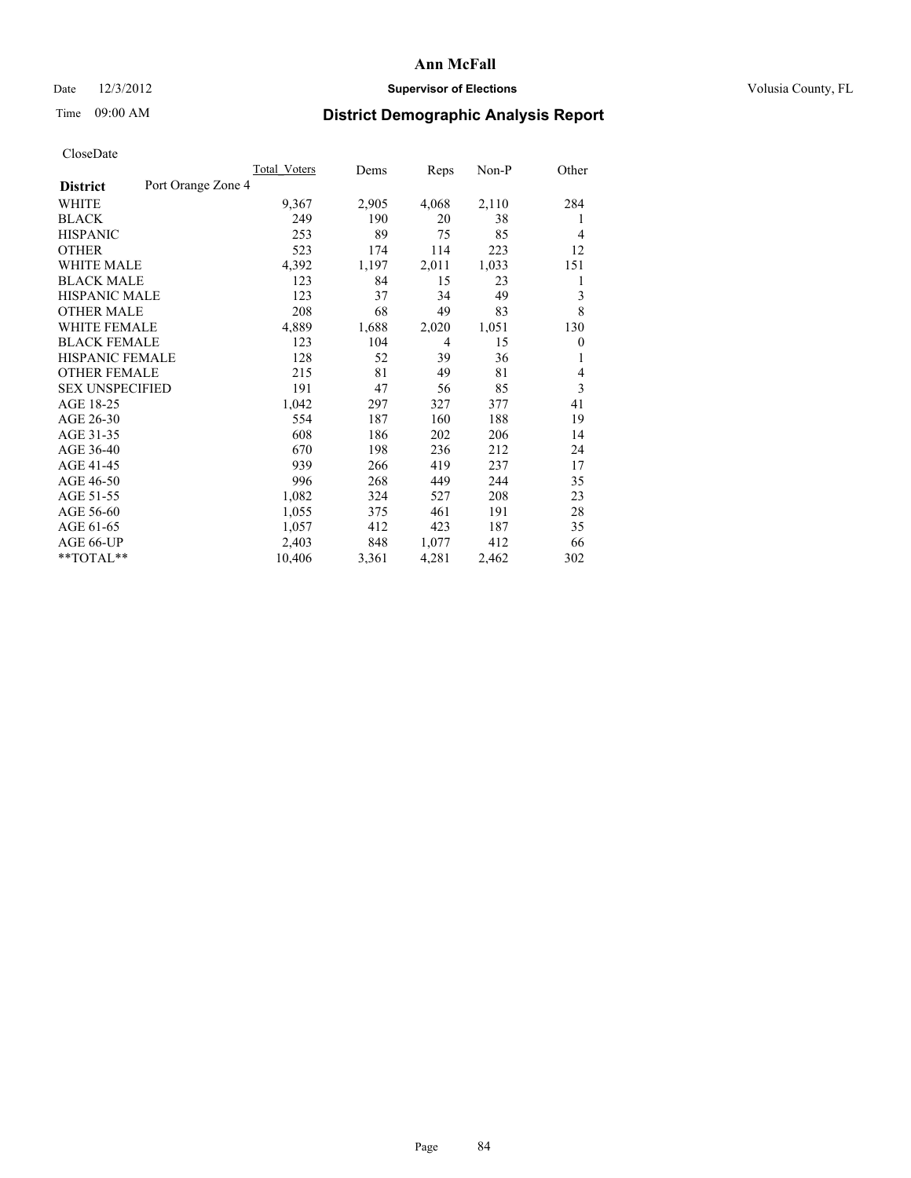# Ann McFall

Date 12/3/2012 **Supervisor of Elections** Volusia County, FL

Time 09:00 AM **District Demographic Analysis Report**

CloseDate

| **District** Port Orange Zone 4 | Total_Voters | Dems | Reps | Non-P | Other |
|---|---|---|---|---|---|
| WHITE | 9,367 | 2,905 | 4,068 | 2,110 | 284 |
| BLACK | 249 | 190 | 20 | 38 | 1 |
| HISPANIC | 253 | 89 | 75 | 85 | 4 |
| OTHER | 523 | 174 | 114 | 223 | 12 |
| WHITE MALE | 4,392 | 1,197 | 2,011 | 1,033 | 151 |
| BLACK MALE | 123 | 84 | 15 | 23 | 1 |
| HISPANIC MALE | 123 | 37 | 34 | 49 | 3 |
| OTHER MALE | 208 | 68 | 49 | 83 | 8 |
| WHITE FEMALE | 4,889 | 1,688 | 2,020 | 1,051 | 130 |
| BLACK FEMALE | 123 | 104 | 4 | 15 | 0 |
| HISPANIC FEMALE | 128 | 52 | 39 | 36 | 1 |
| OTHER FEMALE | 215 | 81 | 49 | 81 | 4 |
| SEX UNSPECIFIED | 191 | 47 | 56 | 85 | 3 |
| AGE 18-25 | 1,042 | 297 | 327 | 377 | 41 |
| AGE 26-30 | 554 | 187 | 160 | 188 | 19 |
| AGE 31-35 | 608 | 186 | 202 | 206 | 14 |
| AGE 36-40 | 670 | 198 | 236 | 212 | 24 |
| AGE 41-45 | 939 | 266 | 419 | 237 | 17 |
| AGE 46-50 | 996 | 268 | 449 | 244 | 35 |
| AGE 51-55 | 1,082 | 324 | 527 | 208 | 23 |
| AGE 56-60 | 1,055 | 375 | 461 | 191 | 28 |
| AGE 61-65 | 1,057 | 412 | 423 | 187 | 35 |
| AGE 66-UP | 2,403 | 848 | 1,077 | 412 | 66 |
| **TOTAL** | 10,406 | 3,361 | 4,281 | 2,462 | 302 |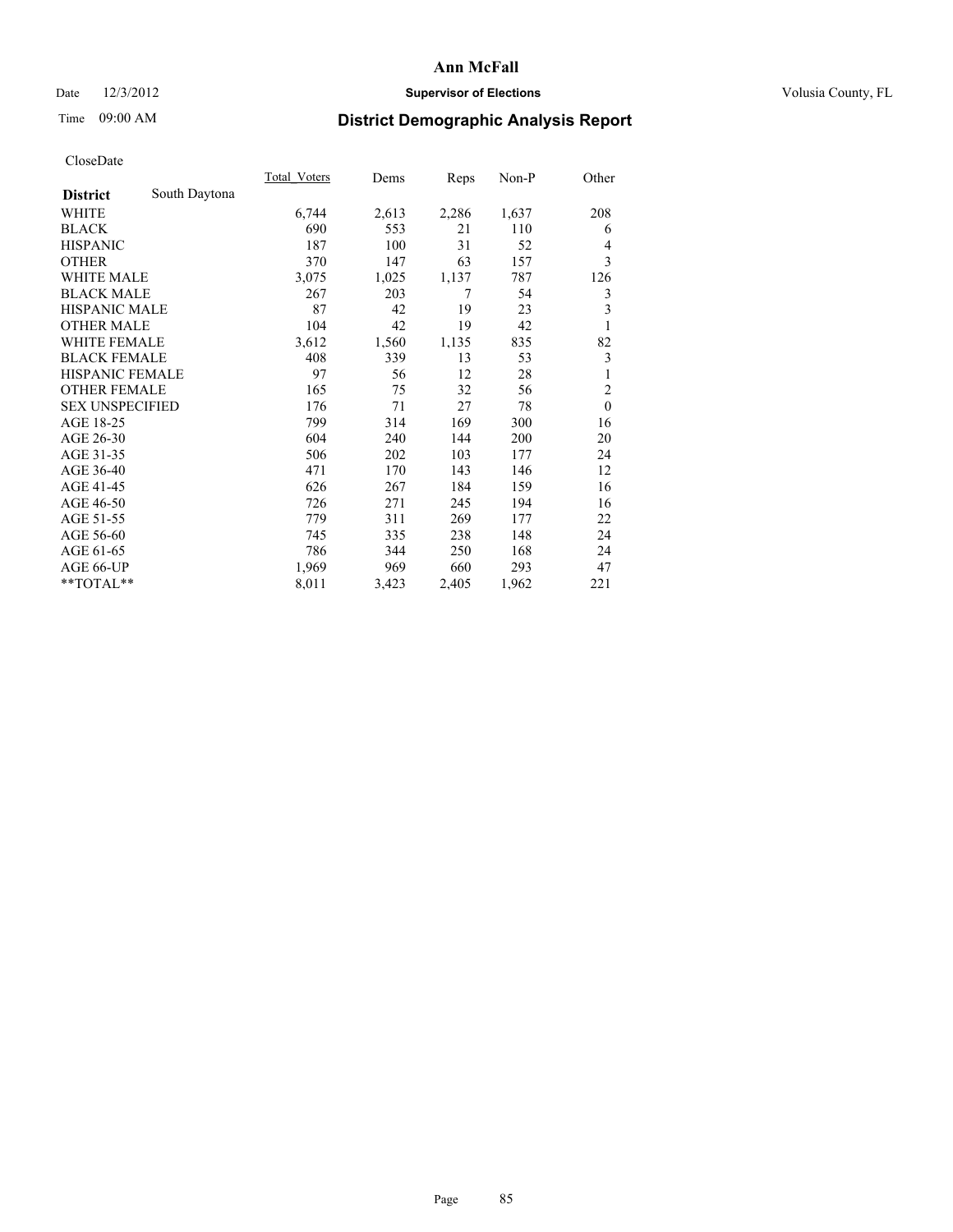# Ann McFall

Date 12/3/2012 **Supervisor of Elections** Volusia County, FL

Time 09:00 AM **District Demographic Analysis Report**

CloseDate

| **District** South Daytona | Total_Voters | Dems | Reps | Non-P | Other |
|---|---|---|---|---|---|
| WHITE | 6,744 | 2,613 | 2,286 | 1,637 | 208 |
| BLACK | 690 | 553 | 21 | 110 | 6 |
| HISPANIC | 187 | 100 | 31 | 52 | 4 |
| OTHER | 370 | 147 | 63 | 157 | 3 |
| WHITE MALE | 3,075 | 1,025 | 1,137 | 787 | 126 |
| BLACK MALE | 267 | 203 | 7 | 54 | 3 |
| HISPANIC MALE | 87 | 42 | 19 | 23 | 3 |
| OTHER MALE | 104 | 42 | 19 | 42 | 1 |
| WHITE FEMALE | 3,612 | 1,560 | 1,135 | 835 | 82 |
| BLACK FEMALE | 408 | 339 | 13 | 53 | 3 |
| HISPANIC FEMALE | 97 | 56 | 12 | 28 | 1 |
| OTHER FEMALE | 165 | 75 | 32 | 56 | 2 |
| SEX UNSPECIFIED | 176 | 71 | 27 | 78 | 0 |
| AGE 18-25 | 799 | 314 | 169 | 300 | 16 |
| AGE 26-30 | 604 | 240 | 144 | 200 | 20 |
| AGE 31-35 | 506 | 202 | 103 | 177 | 24 |
| AGE 36-40 | 471 | 170 | 143 | 146 | 12 |
| AGE 41-45 | 626 | 267 | 184 | 159 | 16 |
| AGE 46-50 | 726 | 271 | 245 | 194 | 16 |
| AGE 51-55 | 779 | 311 | 269 | 177 | 22 |
| AGE 56-60 | 745 | 335 | 238 | 148 | 24 |
| AGE 61-65 | 786 | 344 | 250 | 168 | 24 |
| AGE 66-UP | 1,969 | 969 | 660 | 293 | 47 |
| **TOTAL** | 8,011 | 3,423 | 2,405 | 1,962 | 221 |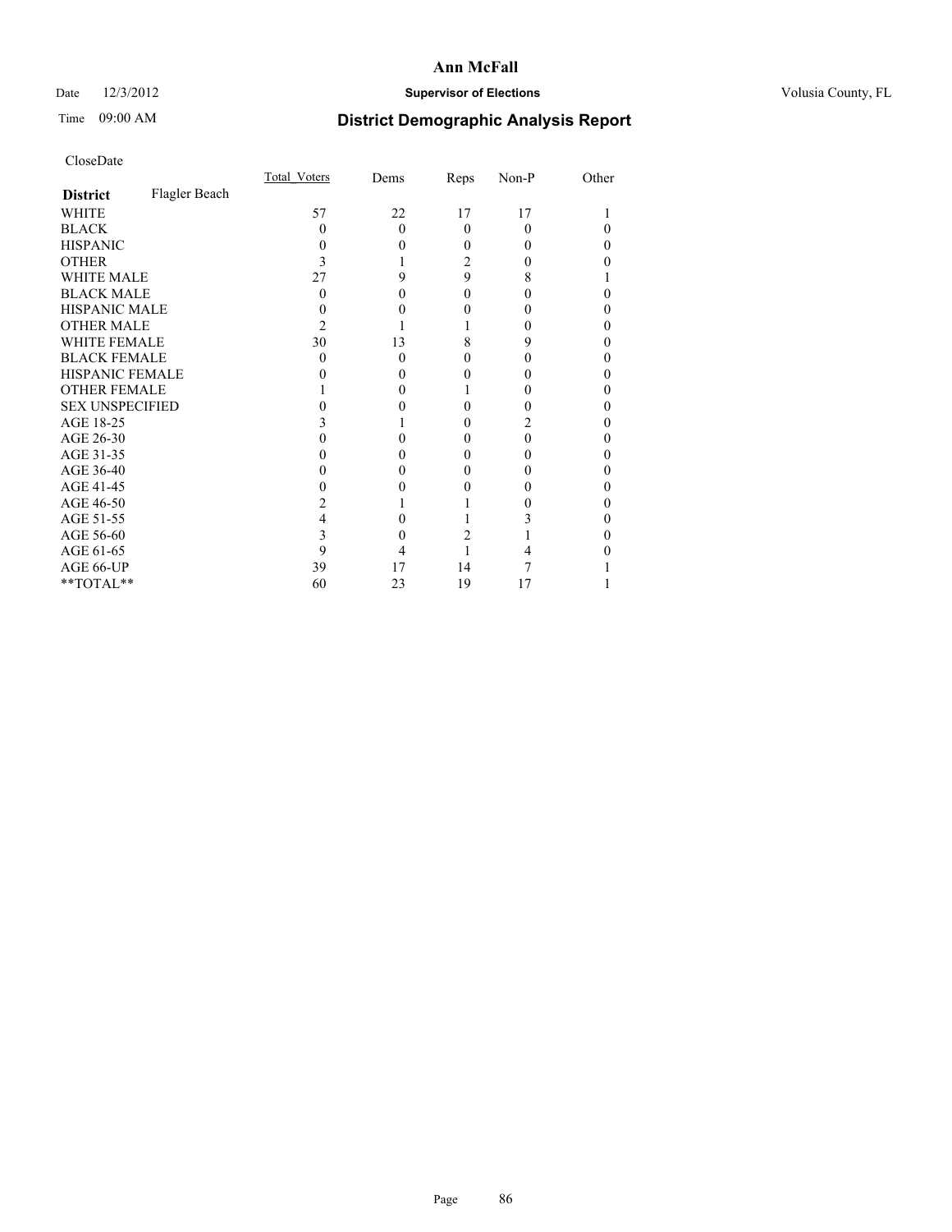# Ann McFall

Date 12/3/2012 **Supervisor of Elections** Volusia County, FL

Time 09:00 AM **District Demographic Analysis Report**

CloseDate

| **District** Flagler Beach | Total_Voters | Dems | Reps | Non-P | Other |
|---|---|---|---|---|---|
| WHITE | 57 | 22 | 17 | 17 | 1 |
| BLACK | 0 | 0 | 0 | 0 | 0 |
| HISPANIC | 0 | 0 | 0 | 0 | 0 |
| OTHER | 3 | 1 | 2 | 0 | 0 |
| WHITE MALE | 27 | 9 | 9 | 8 | 1 |
| BLACK MALE | 0 | 0 | 0 | 0 | 0 |
| HISPANIC MALE | 0 | 0 | 0 | 0 | 0 |
| OTHER MALE | 2 | 1 | 1 | 0 | 0 |
| WHITE FEMALE | 30 | 13 | 8 | 9 | 0 |
| BLACK FEMALE | 0 | 0 | 0 | 0 | 0 |
| HISPANIC FEMALE | 0 | 0 | 0 | 0 | 0 |
| OTHER FEMALE | 1 | 0 | 1 | 0 | 0 |
| SEX UNSPECIFIED | 0 | 0 | 0 | 0 | 0 |
| AGE 18-25 | 3 | 1 | 0 | 2 | 0 |
| AGE 26-30 | 0 | 0 | 0 | 0 | 0 |
| AGE 31-35 | 0 | 0 | 0 | 0 | 0 |
| AGE 36-40 | 0 | 0 | 0 | 0 | 0 |
| AGE 41-45 | 0 | 0 | 0 | 0 | 0 |
| AGE 46-50 | 2 | 1 | 1 | 0 | 0 |
| AGE 51-55 | 4 | 0 | 1 | 3 | 0 |
| AGE 56-60 | 3 | 0 | 2 | 1 | 0 |
| AGE 61-65 | 9 | 4 | 1 | 4 | 0 |
| AGE 66-UP | 39 | 17 | 14 | 7 | 1 |
| **TOTAL** | 60 | 23 | 19 | 17 | 1 |